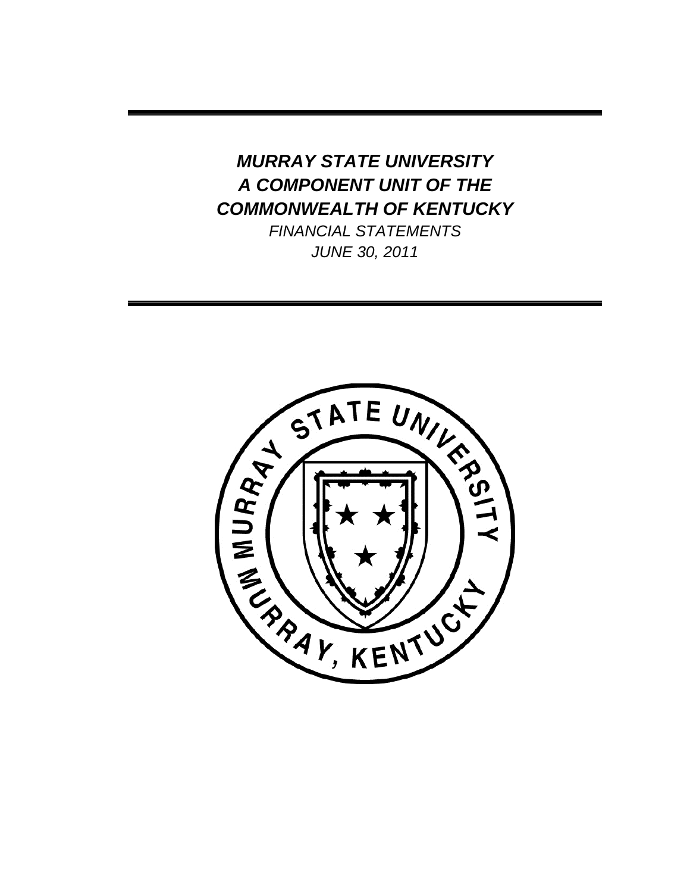# *MURRAY STATE UNIVERSITY*
# *A COMPONENT UNIT OF THE*
# *COMMONWEALTH OF KENTUCKY*

*FINANCIAL STATEMENTS*

*JUNE 30, 2011*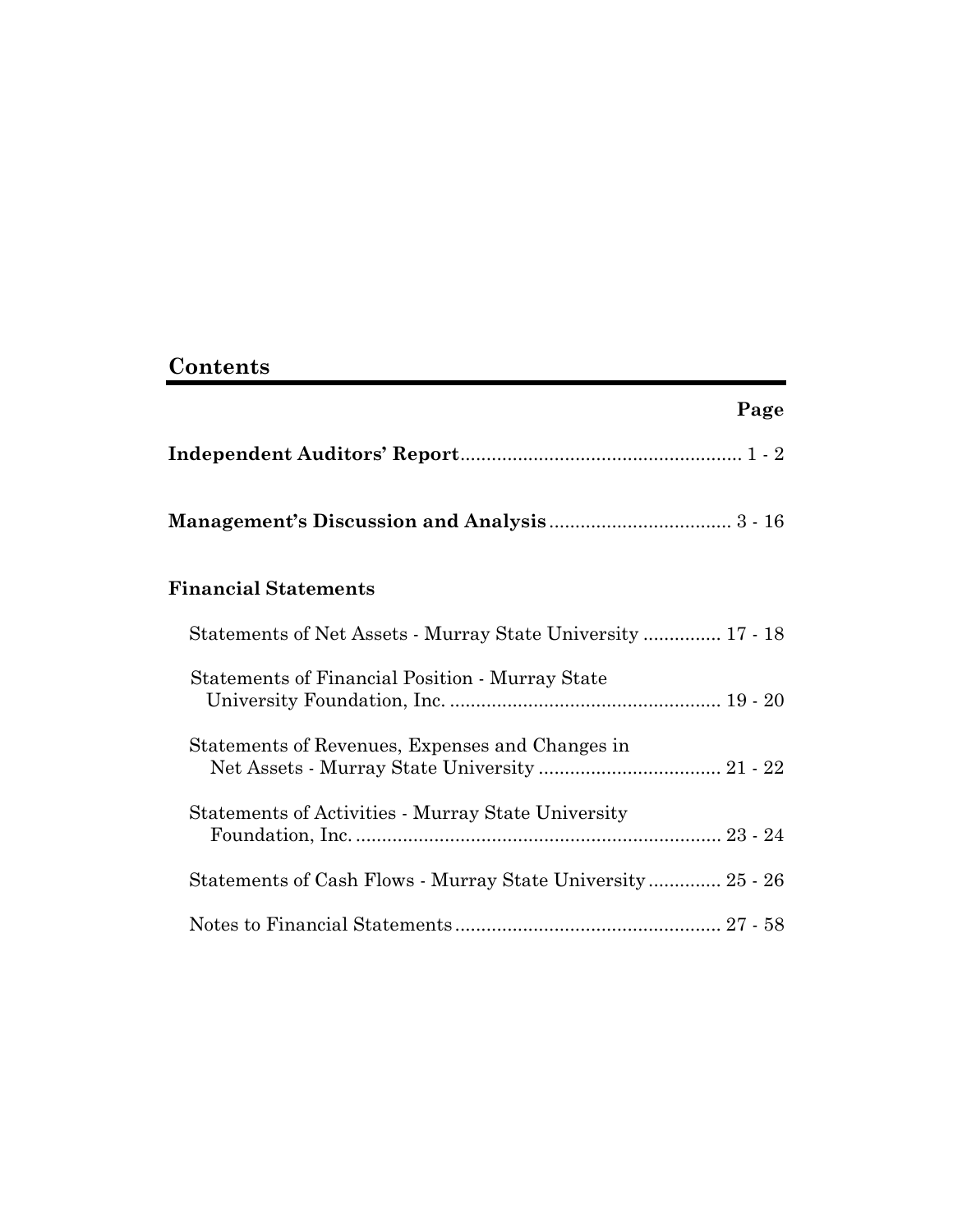## Contents

| | Page |
|---|---|
| **Independent Auditors' Report** | 1 - 2 |
| **Management's Discussion and Analysis** | 3 - 16 |
| **Financial Statements** | |
| Statements of Net Assets - Murray State University | 17 - 18 |
| Statements of Financial Position - Murray State University Foundation, Inc. | 19 - 20 |
| Statements of Revenues, Expenses and Changes in Net Assets - Murray State University | 21 - 22 |
| Statements of Activities - Murray State University Foundation, Inc. | 23 - 24 |
| Statements of Cash Flows - Murray State University | 25 - 26 |
| Notes to Financial Statements | 27 - 58 |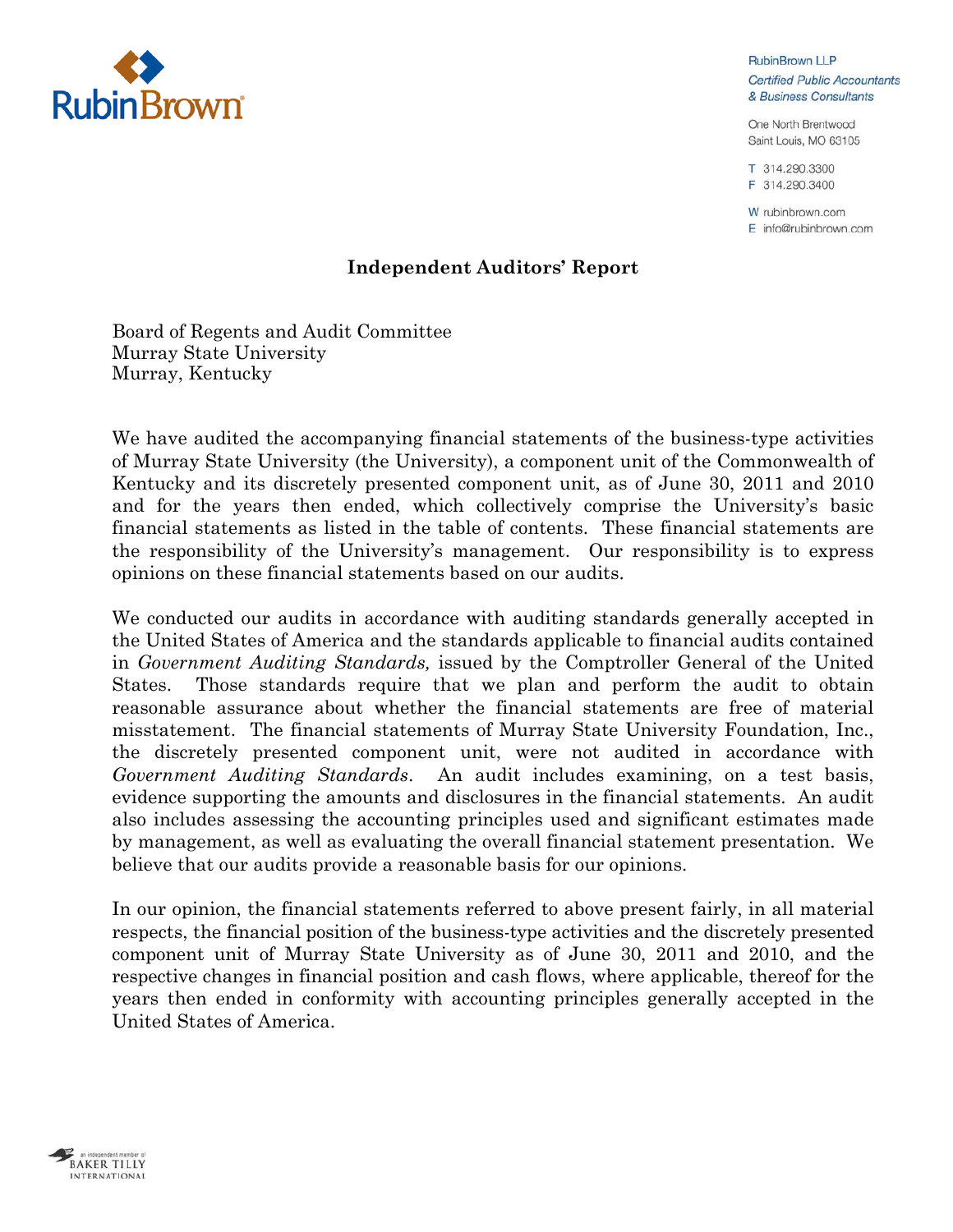RubinBrown LLP
*Certified Public Accountants & Business Consultants*

One North Brentwood
Saint Louis, MO 63105

T 314.290.3300
F 314.290.3400

W rubinbrown.com
E info@rubinbrown.com

## Independent Auditors' Report

Board of Regents and Audit Committee
Murray State University
Murray, Kentucky

We have audited the accompanying financial statements of the business-type activities of Murray State University (the University), a component unit of the Commonwealth of Kentucky and its discretely presented component unit, as of June 30, 2011 and 2010 and for the years then ended, which collectively comprise the University's basic financial statements as listed in the table of contents. These financial statements are the responsibility of the University's management. Our responsibility is to express opinions on these financial statements based on our audits.

We conducted our audits in accordance with auditing standards generally accepted in the United States of America and the standards applicable to financial audits contained in *Government Auditing Standards,* issued by the Comptroller General of the United States. Those standards require that we plan and perform the audit to obtain reasonable assurance about whether the financial statements are free of material misstatement. The financial statements of Murray State University Foundation, Inc., the discretely presented component unit, were not audited in accordance with *Government Auditing Standards*. An audit includes examining, on a test basis, evidence supporting the amounts and disclosures in the financial statements. An audit also includes assessing the accounting principles used and significant estimates made by management, as well as evaluating the overall financial statement presentation. We believe that our audits provide a reasonable basis for our opinions.

In our opinion, the financial statements referred to above present fairly, in all material respects, the financial position of the business-type activities and the discretely presented component unit of Murray State University as of June 30, 2011 and 2010, and the respective changes in financial position and cash flows, where applicable, thereof for the years then ended in conformity with accounting principles generally accepted in the United States of America.

an independent member of BAKER TILLY INTERNATIONAL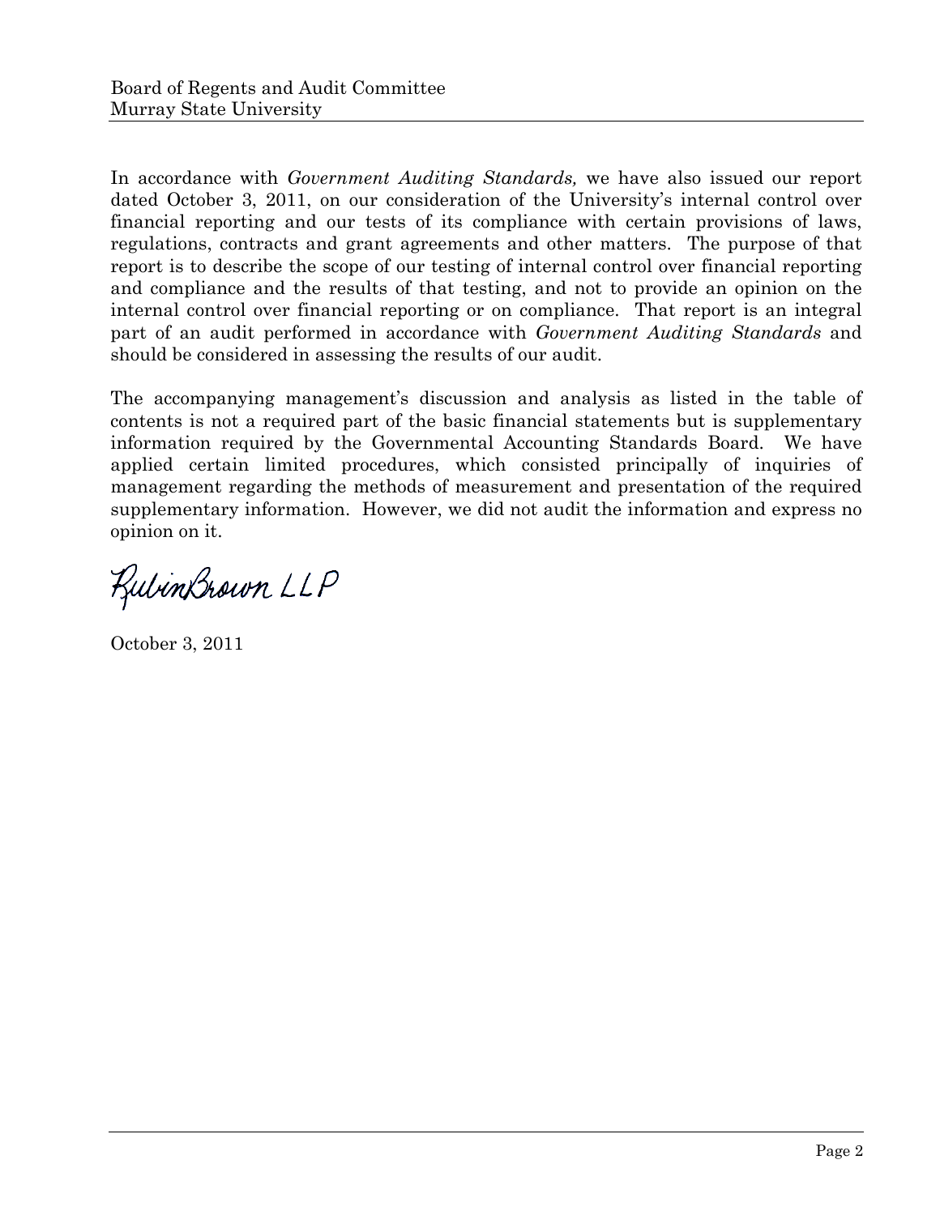Board of Regents and Audit Committee
Murray State University

In accordance with *Government Auditing Standards,* we have also issued our report dated October 3, 2011, on our consideration of the University's internal control over financial reporting and our tests of its compliance with certain provisions of laws, regulations, contracts and grant agreements and other matters. The purpose of that report is to describe the scope of our testing of internal control over financial reporting and compliance and the results of that testing, and not to provide an opinion on the internal control over financial reporting or on compliance. That report is an integral part of an audit performed in accordance with *Government Auditing Standards* and should be considered in assessing the results of our audit.

The accompanying management's discussion and analysis as listed in the table of contents is not a required part of the basic financial statements but is supplementary information required by the Governmental Accounting Standards Board. We have applied certain limited procedures, which consisted principally of inquiries of management regarding the methods of measurement and presentation of the required supplementary information. However, we did not audit the information and express no opinion on it.

RubinBrown LLP

October 3, 2011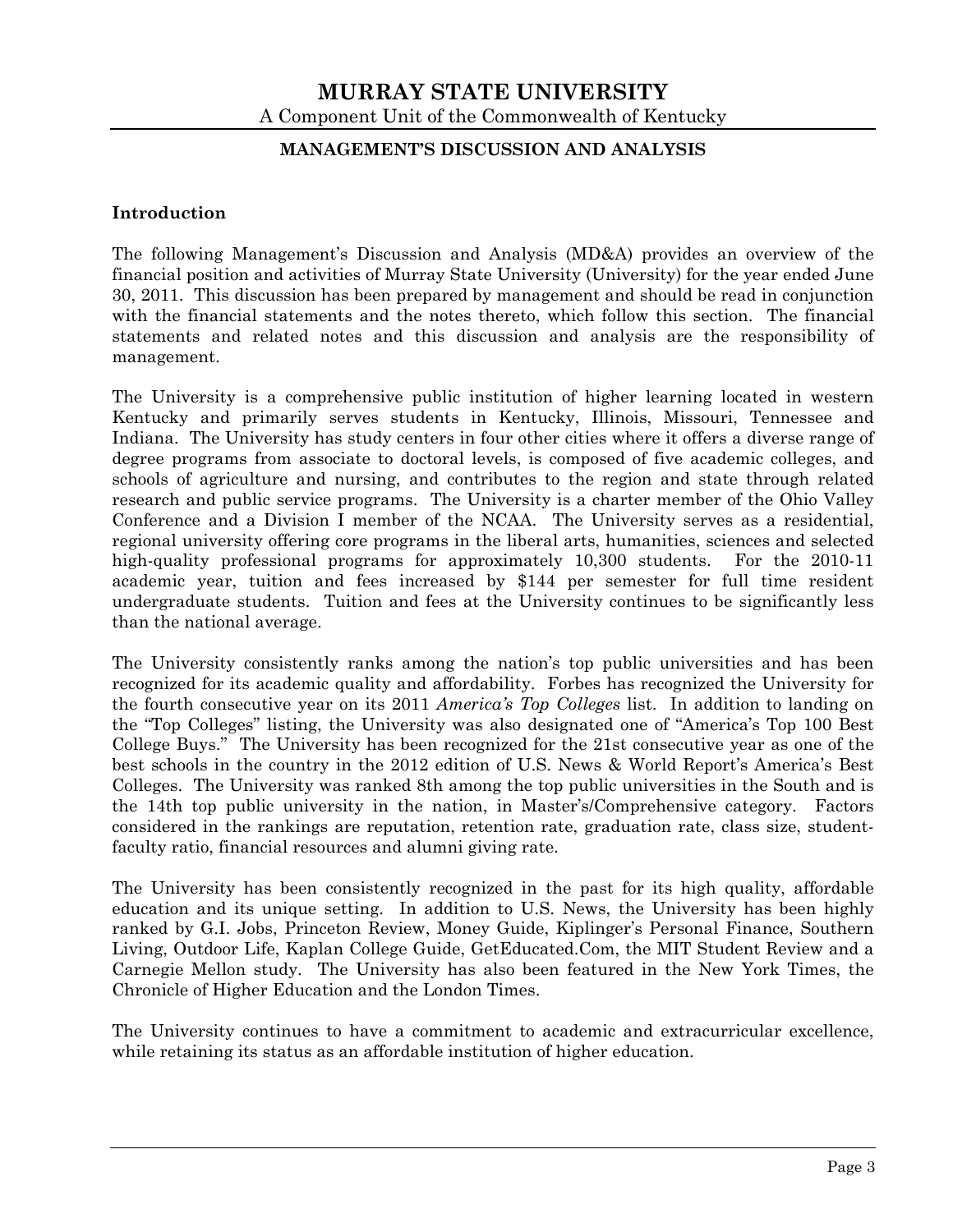# MURRAY STATE UNIVERSITY

A Component Unit of the Commonwealth of Kentucky

## MANAGEMENT'S DISCUSSION AND ANALYSIS

### Introduction

The following Management's Discussion and Analysis (MD&A) provides an overview of the financial position and activities of Murray State University (University) for the year ended June 30, 2011. This discussion has been prepared by management and should be read in conjunction with the financial statements and the notes thereto, which follow this section. The financial statements and related notes and this discussion and analysis are the responsibility of management.

The University is a comprehensive public institution of higher learning located in western Kentucky and primarily serves students in Kentucky, Illinois, Missouri, Tennessee and Indiana. The University has study centers in four other cities where it offers a diverse range of degree programs from associate to doctoral levels, is composed of five academic colleges, and schools of agriculture and nursing, and contributes to the region and state through related research and public service programs. The University is a charter member of the Ohio Valley Conference and a Division I member of the NCAA. The University serves as a residential, regional university offering core programs in the liberal arts, humanities, sciences and selected high-quality professional programs for approximately 10,300 students. For the 2010-11 academic year, tuition and fees increased by $144 per semester for full time resident undergraduate students. Tuition and fees at the University continues to be significantly less than the national average.

The University consistently ranks among the nation's top public universities and has been recognized for its academic quality and affordability. Forbes has recognized the University for the fourth consecutive year on its 2011 *America's Top Colleges* list. In addition to landing on the "Top Colleges" listing, the University was also designated one of "America's Top 100 Best College Buys." The University has been recognized for the 21st consecutive year as one of the best schools in the country in the 2012 edition of U.S. News & World Report's America's Best Colleges. The University was ranked 8th among the top public universities in the South and is the 14th top public university in the nation, in Master's/Comprehensive category. Factors considered in the rankings are reputation, retention rate, graduation rate, class size, student-faculty ratio, financial resources and alumni giving rate.

The University has been consistently recognized in the past for its high quality, affordable education and its unique setting. In addition to U.S. News, the University has been highly ranked by G.I. Jobs, Princeton Review, Money Guide, Kiplinger's Personal Finance, Southern Living, Outdoor Life, Kaplan College Guide, GetEducated.Com, the MIT Student Review and a Carnegie Mellon study. The University has also been featured in the New York Times, the Chronicle of Higher Education and the London Times.

The University continues to have a commitment to academic and extracurricular excellence, while retaining its status as an affordable institution of higher education.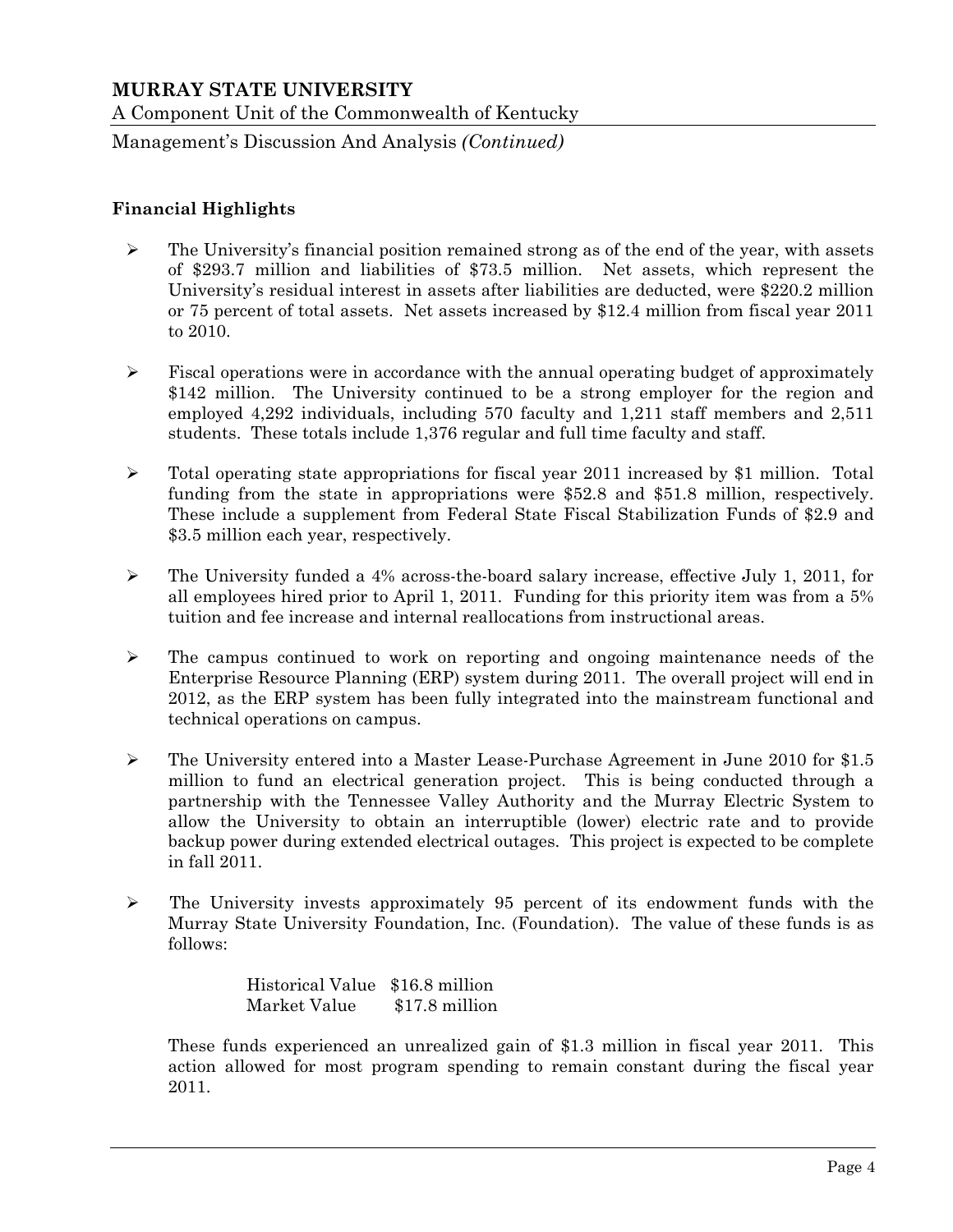### Financial Highlights

- The University's financial position remained strong as of the end of the year, with assets of $293.7 million and liabilities of $73.5 million. Net assets, which represent the University's residual interest in assets after liabilities are deducted, were $220.2 million or 75 percent of total assets. Net assets increased by $12.4 million from fiscal year 2011 to 2010.

- Fiscal operations were in accordance with the annual operating budget of approximately $142 million. The University continued to be a strong employer for the region and employed 4,292 individuals, including 570 faculty and 1,211 staff members and 2,511 students. These totals include 1,376 regular and full time faculty and staff.

- Total operating state appropriations for fiscal year 2011 increased by $1 million. Total funding from the state in appropriations were $52.8 and $51.8 million, respectively. These include a supplement from Federal State Fiscal Stabilization Funds of $2.9 and $3.5 million each year, respectively.

- The University funded a 4% across-the-board salary increase, effective July 1, 2011, for all employees hired prior to April 1, 2011. Funding for this priority item was from a 5% tuition and fee increase and internal reallocations from instructional areas.

- The campus continued to work on reporting and ongoing maintenance needs of the Enterprise Resource Planning (ERP) system during 2011. The overall project will end in 2012, as the ERP system has been fully integrated into the mainstream functional and technical operations on campus.

- The University entered into a Master Lease-Purchase Agreement in June 2010 for $1.5 million to fund an electrical generation project. This is being conducted through a partnership with the Tennessee Valley Authority and the Murray Electric System to allow the University to obtain an interruptible (lower) electric rate and to provide backup power during extended electrical outages. This project is expected to be complete in fall 2011.

- The University invests approximately 95 percent of its endowment funds with the Murray State University Foundation, Inc. (Foundation). The value of these funds is as follows:

  | | |
  |---|---|
  | Historical Value | $16.8 million |
  | Market Value | $17.8 million |

  These funds experienced an unrealized gain of $1.3 million in fiscal year 2011. This action allowed for most program spending to remain constant during the fiscal year 2011.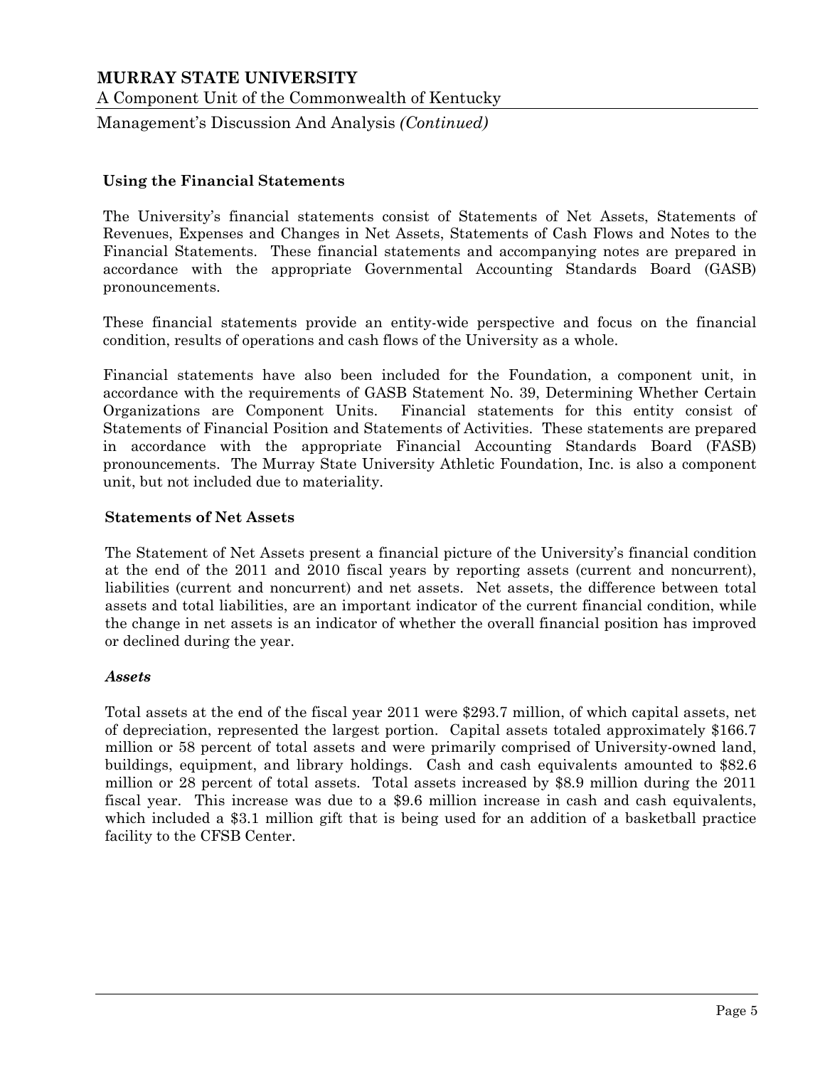## Using the Financial Statements

The University's financial statements consist of Statements of Net Assets, Statements of Revenues, Expenses and Changes in Net Assets, Statements of Cash Flows and Notes to the Financial Statements. These financial statements and accompanying notes are prepared in accordance with the appropriate Governmental Accounting Standards Board (GASB) pronouncements.

These financial statements provide an entity-wide perspective and focus on the financial condition, results of operations and cash flows of the University as a whole.

Financial statements have also been included for the Foundation, a component unit, in accordance with the requirements of GASB Statement No. 39, Determining Whether Certain Organizations are Component Units. Financial statements for this entity consist of Statements of Financial Position and Statements of Activities. These statements are prepared in accordance with the appropriate Financial Accounting Standards Board (FASB) pronouncements. The Murray State University Athletic Foundation, Inc. is also a component unit, but not included due to materiality.

## Statements of Net Assets

The Statement of Net Assets present a financial picture of the University's financial condition at the end of the 2011 and 2010 fiscal years by reporting assets (current and noncurrent), liabilities (current and noncurrent) and net assets. Net assets, the difference between total assets and total liabilities, are an important indicator of the current financial condition, while the change in net assets is an indicator of whether the overall financial position has improved or declined during the year.

### *Assets*

Total assets at the end of the fiscal year 2011 were $293.7 million, of which capital assets, net of depreciation, represented the largest portion. Capital assets totaled approximately $166.7 million or 58 percent of total assets and were primarily comprised of University-owned land, buildings, equipment, and library holdings. Cash and cash equivalents amounted to $82.6 million or 28 percent of total assets. Total assets increased by $8.9 million during the 2011 fiscal year. This increase was due to a $9.6 million increase in cash and cash equivalents, which included a $3.1 million gift that is being used for an addition of a basketball practice facility to the CFSB Center.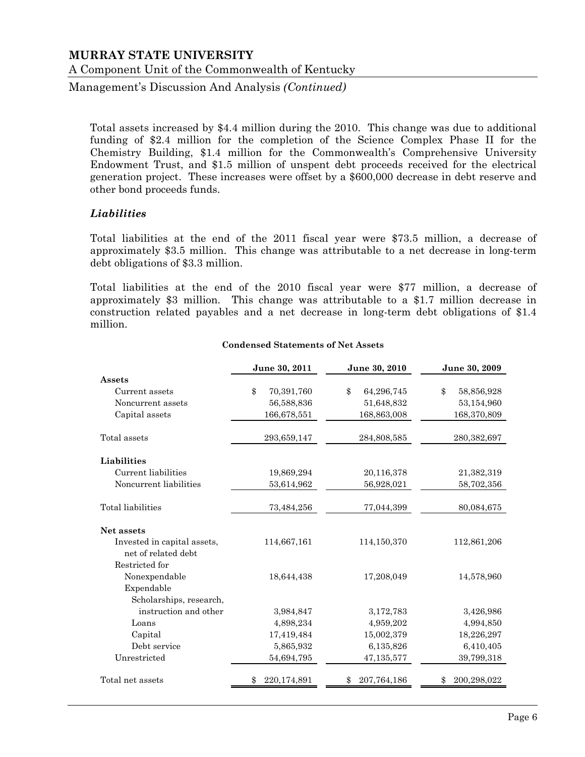Total assets increased by \$4.4 million during the 2010. This change was due to additional funding of \$2.4 million for the completion of the Science Complex Phase II for the Chemistry Building, \$1.4 million for the Commonwealth's Comprehensive University Endowment Trust, and \$1.5 million of unspent debt proceeds received for the electrical generation project. These increases were offset by a \$600,000 decrease in debt reserve and other bond proceeds funds.

### *Liabilities*

Total liabilities at the end of the 2011 fiscal year were \$73.5 million, a decrease of approximately \$3.5 million. This change was attributable to a net decrease in long-term debt obligations of \$3.3 million.

Total liabilities at the end of the 2010 fiscal year were \$77 million, a decrease of approximately \$3 million. This change was attributable to a \$1.7 million decrease in construction related payables and a net decrease in long-term debt obligations of \$1.4 million.

**Condensed Statements of Net Assets**

| | June 30, 2011 | June 30, 2010 | June 30, 2009 |
|---|---|---|---|
| **Assets** | | | |
| Current assets | \$ 70,391,760 | \$ 64,296,745 | \$ 58,856,928 |
| Noncurrent assets | 56,588,836 | 51,648,832 | 53,154,960 |
| Capital assets | 166,678,551 | 168,863,008 | 168,370,809 |
| Total assets | 293,659,147 | 284,808,585 | 280,382,697 |
| **Liabilities** | | | |
| Current liabilities | 19,869,294 | 20,116,378 | 21,382,319 |
| Noncurrent liabilities | 53,614,962 | 56,928,021 | 58,702,356 |
| Total liabilities | 73,484,256 | 77,044,399 | 80,084,675 |
| **Net assets** | | | |
| Invested in capital assets, net of related debt | 114,667,161 | 114,150,370 | 112,861,206 |
| Restricted for | | | |
| Nonexpendable | 18,644,438 | 17,208,049 | 14,578,960 |
| Expendable | | | |
| Scholarships, research, instruction and other | 3,984,847 | 3,172,783 | 3,426,986 |
| Loans | 4,898,234 | 4,959,202 | 4,994,850 |
| Capital | 17,419,484 | 15,002,379 | 18,226,297 |
| Debt service | 5,865,932 | 6,135,826 | 6,410,405 |
| Unrestricted | 54,694,795 | 47,135,577 | 39,799,318 |
| Total net assets | \$ 220,174,891 | \$ 207,764,186 | \$ 200,298,022 |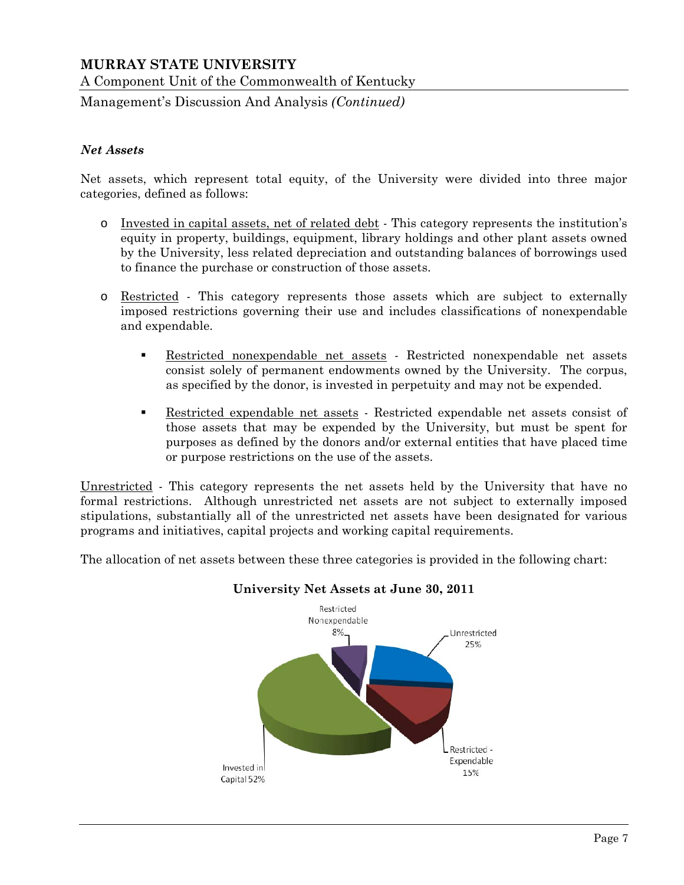### *Net Assets*

Net assets, which represent total equity, of the University were divided into three major categories, defined as follows:

- Invested in capital assets, net of related debt - This category represents the institution's equity in property, buildings, equipment, library holdings and other plant assets owned by the University, less related depreciation and outstanding balances of borrowings used to finance the purchase or construction of those assets.

- Restricted - This category represents those assets which are subject to externally imposed restrictions governing their use and includes classifications of nonexpendable and expendable.

  - Restricted nonexpendable net assets - Restricted nonexpendable net assets consist solely of permanent endowments owned by the University. The corpus, as specified by the donor, is invested in perpetuity and may not be expended.

  - Restricted expendable net assets - Restricted expendable net assets consist of those assets that may be expended by the University, but must be spent for purposes as defined by the donors and/or external entities that have placed time or purpose restrictions on the use of the assets.

Unrestricted - This category represents the net assets held by the University that have no formal restrictions. Although unrestricted net assets are not subject to externally imposed stipulations, substantially all of the unrestricted net assets have been designated for various programs and initiatives, capital projects and working capital requirements.

The allocation of net assets between these three categories is provided in the following chart:

**University Net Assets at June 30, 2011**

Restricted Nonexpendable 8%

Unrestricted 25%

Restricted - Expendable 15%

Invested in Capital 52%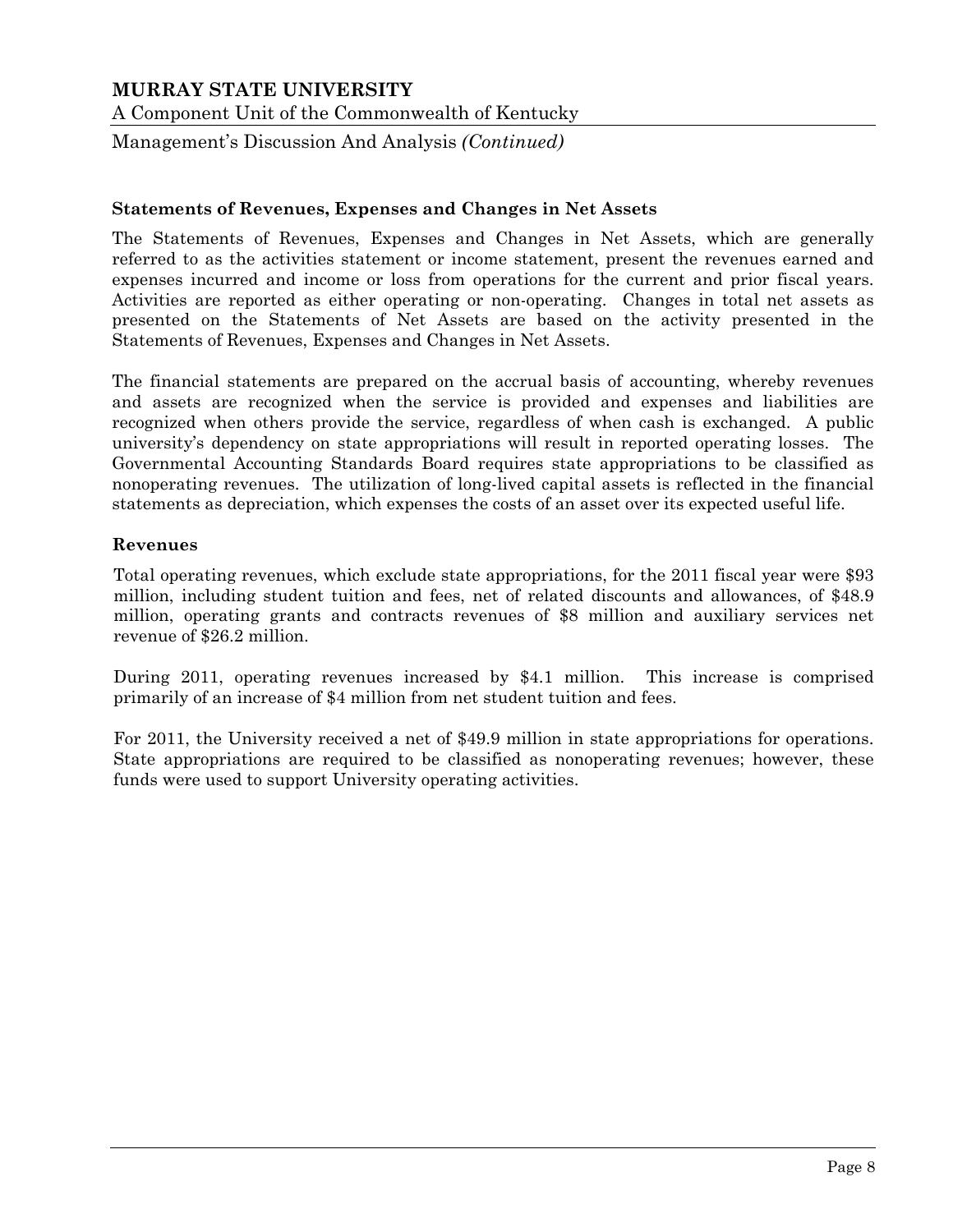### Statements of Revenues, Expenses and Changes in Net Assets

The Statements of Revenues, Expenses and Changes in Net Assets, which are generally referred to as the activities statement or income statement, present the revenues earned and expenses incurred and income or loss from operations for the current and prior fiscal years. Activities are reported as either operating or non-operating. Changes in total net assets as presented on the Statements of Net Assets are based on the activity presented in the Statements of Revenues, Expenses and Changes in Net Assets.

The financial statements are prepared on the accrual basis of accounting, whereby revenues and assets are recognized when the service is provided and expenses and liabilities are recognized when others provide the service, regardless of when cash is exchanged. A public university's dependency on state appropriations will result in reported operating losses. The Governmental Accounting Standards Board requires state appropriations to be classified as nonoperating revenues. The utilization of long-lived capital assets is reflected in the financial statements as depreciation, which expenses the costs of an asset over its expected useful life.

### Revenues

Total operating revenues, which exclude state appropriations, for the 2011 fiscal year were $93 million, including student tuition and fees, net of related discounts and allowances, of $48.9 million, operating grants and contracts revenues of $8 million and auxiliary services net revenue of $26.2 million.

During 2011, operating revenues increased by $4.1 million. This increase is comprised primarily of an increase of $4 million from net student tuition and fees.

For 2011, the University received a net of $49.9 million in state appropriations for operations. State appropriations are required to be classified as nonoperating revenues; however, these funds were used to support University operating activities.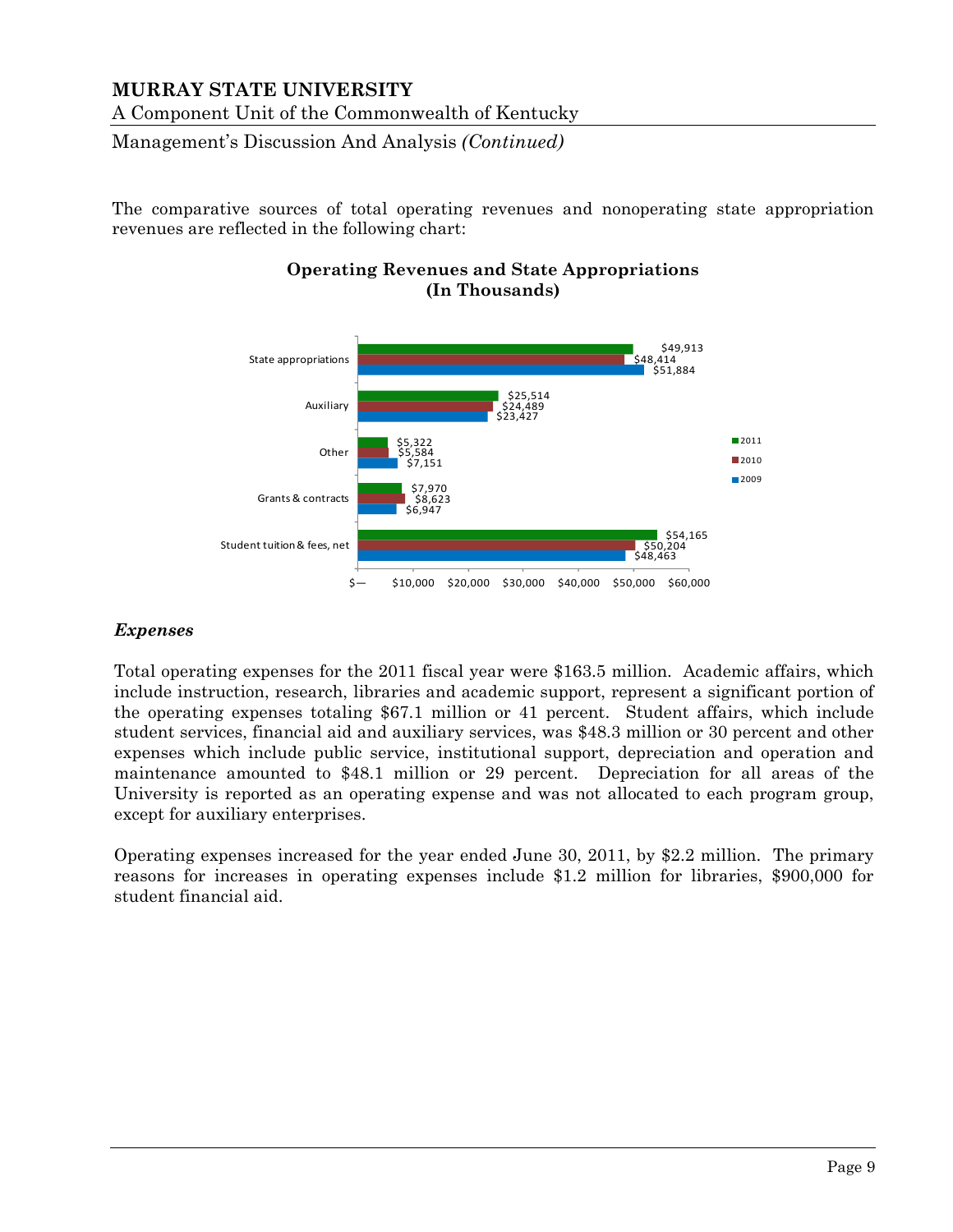The comparative sources of total operating revenues and nonoperating state appropriation revenues are reflected in the following chart:

**Operating Revenues and State Appropriations (In Thousands)**

| | 2011 | 2010 | 2009 |
|---|---|---|---|
| State appropriations | $49,913 | $48,414 | $51,884 |
| Auxiliary | $25,514 | $24,489 | $23,427 |
| Other | $5,322 | $5,584 | $7,151 |
| Grants & contracts | $7,970 | $8,623 | $6,947 |
| Student tuition & fees, net | $54,165 | $50,204 | $48,463 |

### *Expenses*

Total operating expenses for the 2011 fiscal year were $163.5 million. Academic affairs, which include instruction, research, libraries and academic support, represent a significant portion of the operating expenses totaling $67.1 million or 41 percent. Student affairs, which include student services, financial aid and auxiliary services, was $48.3 million or 30 percent and other expenses which include public service, institutional support, depreciation and operation and maintenance amounted to $48.1 million or 29 percent. Depreciation for all areas of the University is reported as an operating expense and was not allocated to each program group, except for auxiliary enterprises.

Operating expenses increased for the year ended June 30, 2011, by $2.2 million. The primary reasons for increases in operating expenses include $1.2 million for libraries, $900,000 for student financial aid.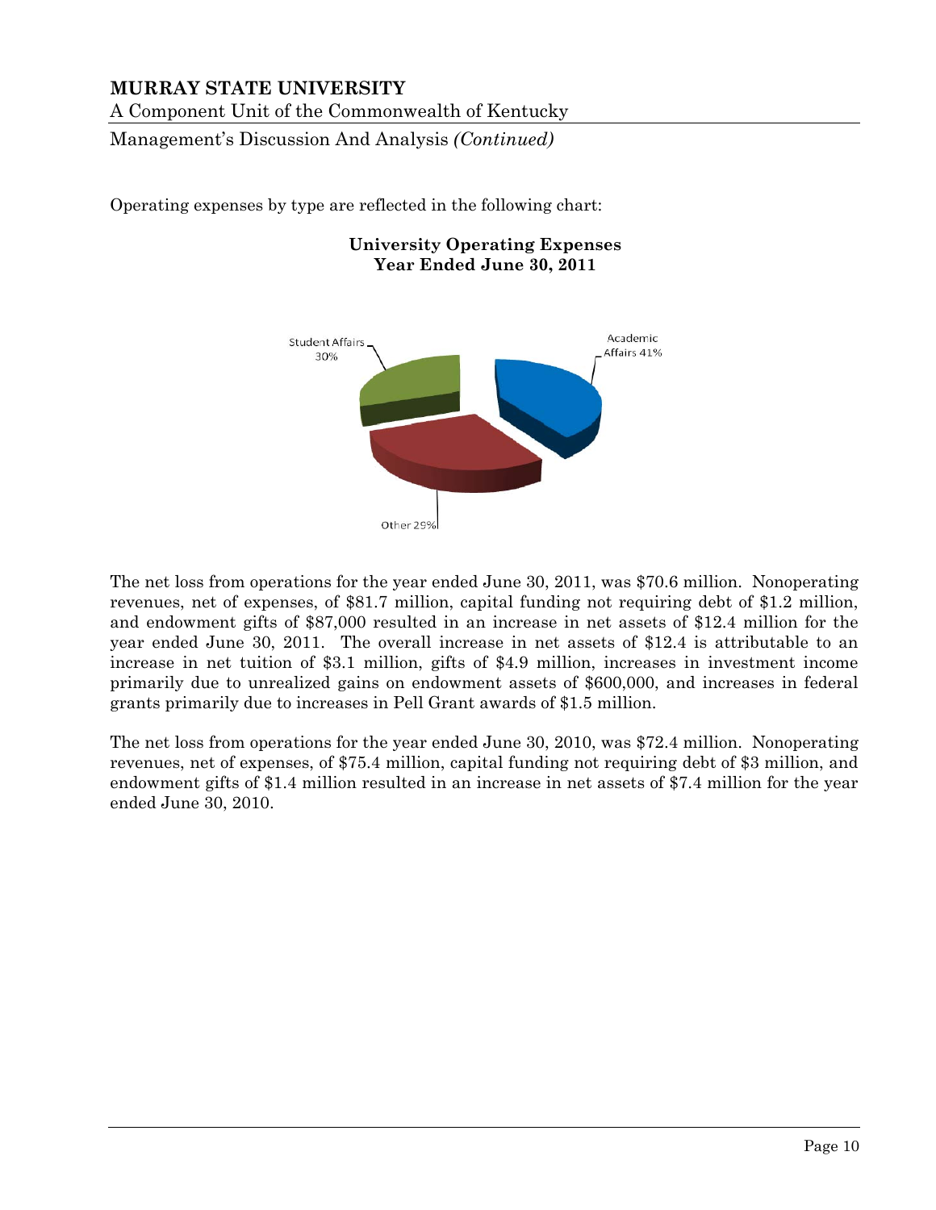Operating expenses by type are reflected in the following chart:

**University Operating Expenses**
**Year Ended June 30, 2011**

Student Affairs 30%

Academic Affairs 41%

Other 29%

The net loss from operations for the year ended June 30, 2011, was $70.6 million. Nonoperating revenues, net of expenses, of $81.7 million, capital funding not requiring debt of $1.2 million, and endowment gifts of $87,000 resulted in an increase in net assets of $12.4 million for the year ended June 30, 2011. The overall increase in net assets of $12.4 is attributable to an increase in net tuition of $3.1 million, gifts of $4.9 million, increases in investment income primarily due to unrealized gains on endowment assets of $600,000, and increases in federal grants primarily due to increases in Pell Grant awards of $1.5 million.

The net loss from operations for the year ended June 30, 2010, was $72.4 million. Nonoperating revenues, net of expenses, of $75.4 million, capital funding not requiring debt of $3 million, and endowment gifts of $1.4 million resulted in an increase in net assets of $7.4 million for the year ended June 30, 2010.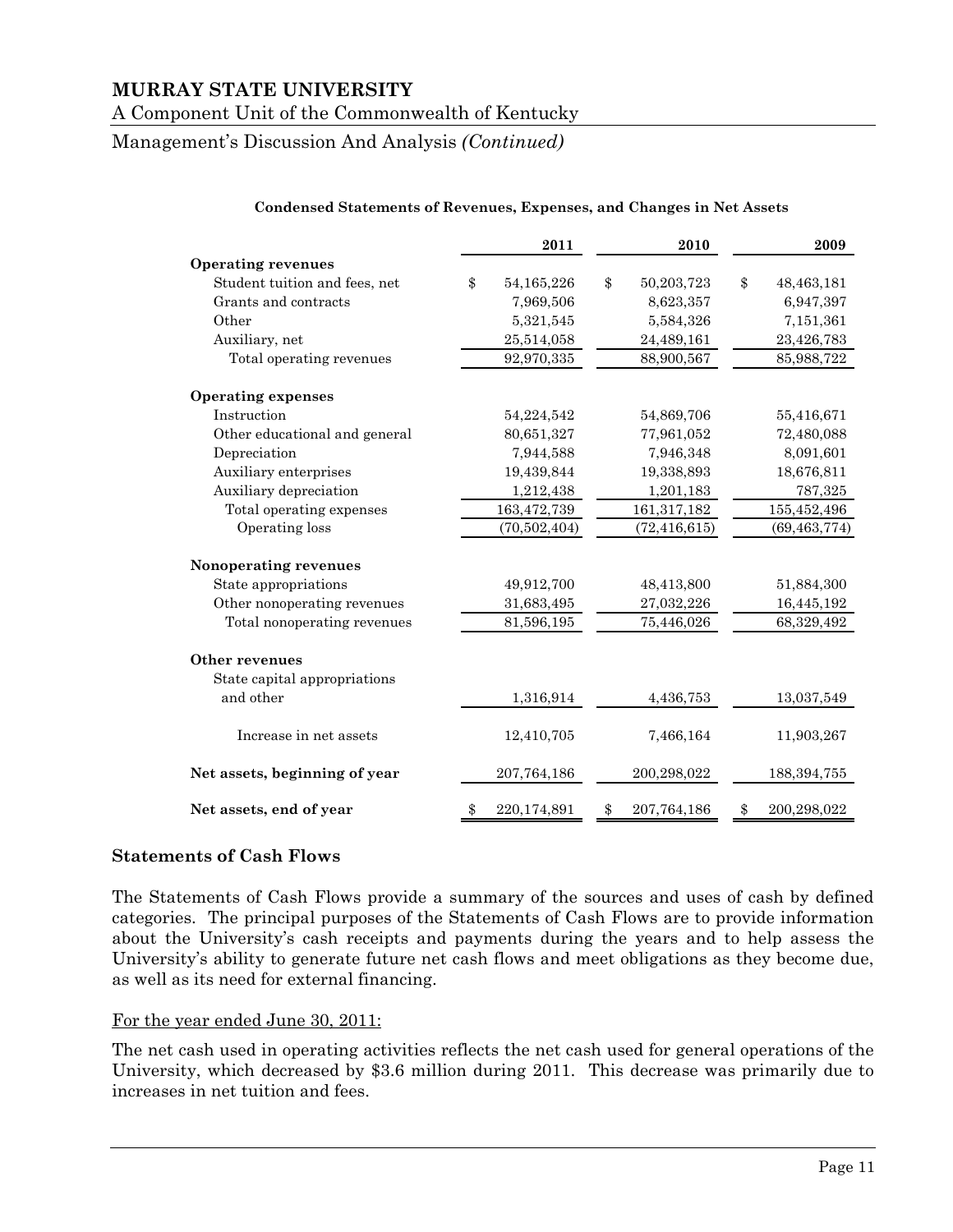**Condensed Statements of Revenues, Expenses, and Changes in Net Assets**

| | 2011 | 2010 | 2009 |
|---|---|---|---|
| **Operating revenues** | | | |
| Student tuition and fees, net | $ 54,165,226 | $ 50,203,723 | $ 48,463,181 |
| Grants and contracts | 7,969,506 | 8,623,357 | 6,947,397 |
| Other | 5,321,545 | 5,584,326 | 7,151,361 |
| Auxiliary, net | 25,514,058 | 24,489,161 | 23,426,783 |
| Total operating revenues | 92,970,335 | 88,900,567 | 85,988,722 |
| **Operating expenses** | | | |
| Instruction | 54,224,542 | 54,869,706 | 55,416,671 |
| Other educational and general | 80,651,327 | 77,961,052 | 72,480,088 |
| Depreciation | 7,944,588 | 7,946,348 | 8,091,601 |
| Auxiliary enterprises | 19,439,844 | 19,338,893 | 18,676,811 |
| Auxiliary depreciation | 1,212,438 | 1,201,183 | 787,325 |
| Total operating expenses | 163,472,739 | 161,317,182 | 155,452,496 |
| Operating loss | (70,502,404) | (72,416,615) | (69,463,774) |
| **Nonoperating revenues** | | | |
| State appropriations | 49,912,700 | 48,413,800 | 51,884,300 |
| Other nonoperating revenues | 31,683,495 | 27,032,226 | 16,445,192 |
| Total nonoperating revenues | 81,596,195 | 75,446,026 | 68,329,492 |
| **Other revenues** | | | |
| State capital appropriations and other | 1,316,914 | 4,436,753 | 13,037,549 |
| Increase in net assets | 12,410,705 | 7,466,164 | 11,903,267 |
| **Net assets, beginning of year** | 207,764,186 | 200,298,022 | 188,394,755 |
| **Net assets, end of year** | $ 220,174,891 | $ 207,764,186 | $ 200,298,022 |

### Statements of Cash Flows

The Statements of Cash Flows provide a summary of the sources and uses of cash by defined categories. The principal purposes of the Statements of Cash Flows are to provide information about the University's cash receipts and payments during the years and to help assess the University's ability to generate future net cash flows and meet obligations as they become due, as well as its need for external financing.

For the year ended June 30, 2011:

The net cash used in operating activities reflects the net cash used for general operations of the University, which decreased by $3.6 million during 2011. This decrease was primarily due to increases in net tuition and fees.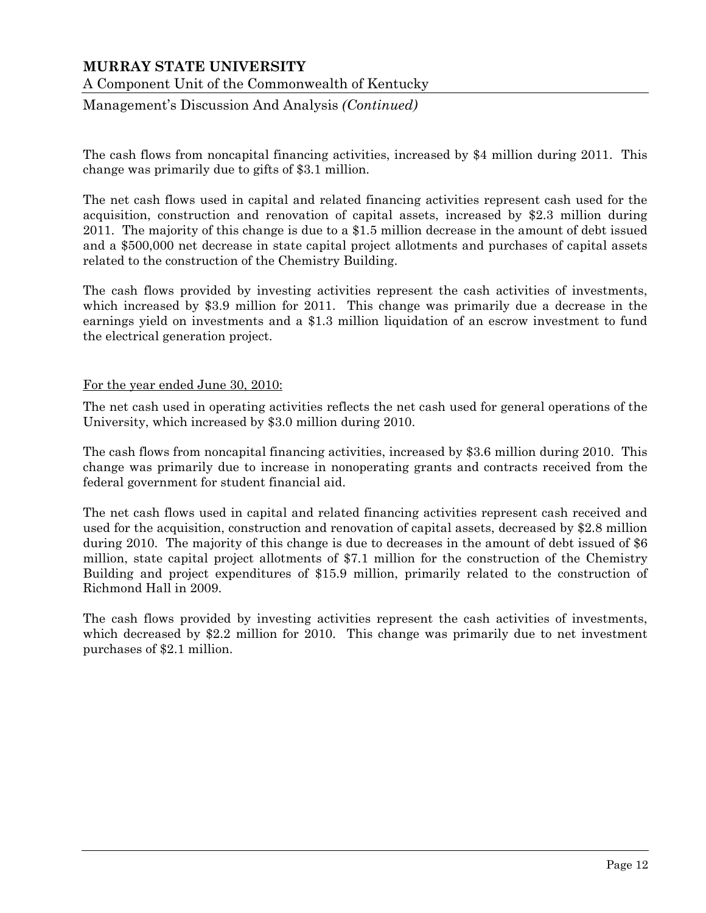The cash flows from noncapital financing activities, increased by \$4 million during 2011. This change was primarily due to gifts of \$3.1 million.

The net cash flows used in capital and related financing activities represent cash used for the acquisition, construction and renovation of capital assets, increased by \$2.3 million during 2011. The majority of this change is due to a \$1.5 million decrease in the amount of debt issued and a \$500,000 net decrease in state capital project allotments and purchases of capital assets related to the construction of the Chemistry Building.

The cash flows provided by investing activities represent the cash activities of investments, which increased by \$3.9 million for 2011. This change was primarily due a decrease in the earnings yield on investments and a \$1.3 million liquidation of an escrow investment to fund the electrical generation project.

<u>For the year ended June 30, 2010:</u>

The net cash used in operating activities reflects the net cash used for general operations of the University, which increased by \$3.0 million during 2010.

The cash flows from noncapital financing activities, increased by \$3.6 million during 2010. This change was primarily due to increase in nonoperating grants and contracts received from the federal government for student financial aid.

The net cash flows used in capital and related financing activities represent cash received and used for the acquisition, construction and renovation of capital assets, decreased by \$2.8 million during 2010. The majority of this change is due to decreases in the amount of debt issued of \$6 million, state capital project allotments of \$7.1 million for the construction of the Chemistry Building and project expenditures of \$15.9 million, primarily related to the construction of Richmond Hall in 2009.

The cash flows provided by investing activities represent the cash activities of investments, which decreased by \$2.2 million for 2010. This change was primarily due to net investment purchases of \$2.1 million.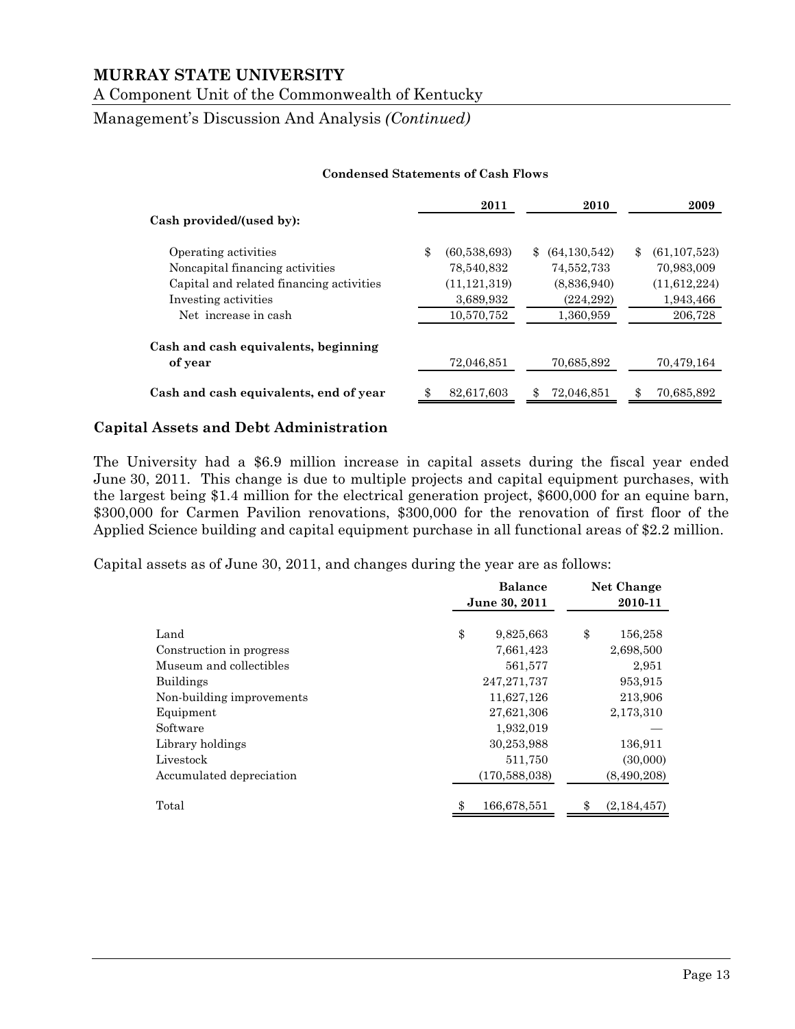**Condensed Statements of Cash Flows**

| | 2011 | 2010 | 2009 |
|---|---|---|---|
| **Cash provided/(used by):** | | | |
| Operating activities | $ (60,538,693) | $ (64,130,542) | $ (61,107,523) |
| Noncapital financing activities | 78,540,832 | 74,552,733 | 70,983,009 |
| Capital and related financing activities | (11,121,319) | (8,836,940) | (11,612,224) |
| Investing activities | 3,689,932 | (224,292) | 1,943,466 |
| Net increase in cash | 10,570,752 | 1,360,959 | 206,728 |
| **Cash and cash equivalents, beginning of year** | 72,046,851 | 70,685,892 | 70,479,164 |
| **Cash and cash equivalents, end of year** | $ 82,617,603 | $ 72,046,851 | $ 70,685,892 |

## Capital Assets and Debt Administration

The University had a $6.9 million increase in capital assets during the fiscal year ended June 30, 2011. This change is due to multiple projects and capital equipment purchases, with the largest being $1.4 million for the electrical generation project, $600,000 for an equine barn, $300,000 for Carmen Pavilion renovations, $300,000 for the renovation of first floor of the Applied Science building and capital equipment purchase in all functional areas of $2.2 million.

Capital assets as of June 30, 2011, and changes during the year are as follows:

| | Balance June 30, 2011 | Net Change 2010-11 |
|---|---|---|
| Land | $ 9,825,663 | $ 156,258 |
| Construction in progress | 7,661,423 | 2,698,500 |
| Museum and collectibles | 561,577 | 2,951 |
| Buildings | 247,271,737 | 953,915 |
| Non-building improvements | 11,627,126 | 213,906 |
| Equipment | 27,621,306 | 2,173,310 |
| Software | 1,932,019 | — |
| Library holdings | 30,253,988 | 136,911 |
| Livestock | 511,750 | (30,000) |
| Accumulated depreciation | (170,588,038) | (8,490,208) |
| Total | $ 166,678,551 | $ (2,184,457) |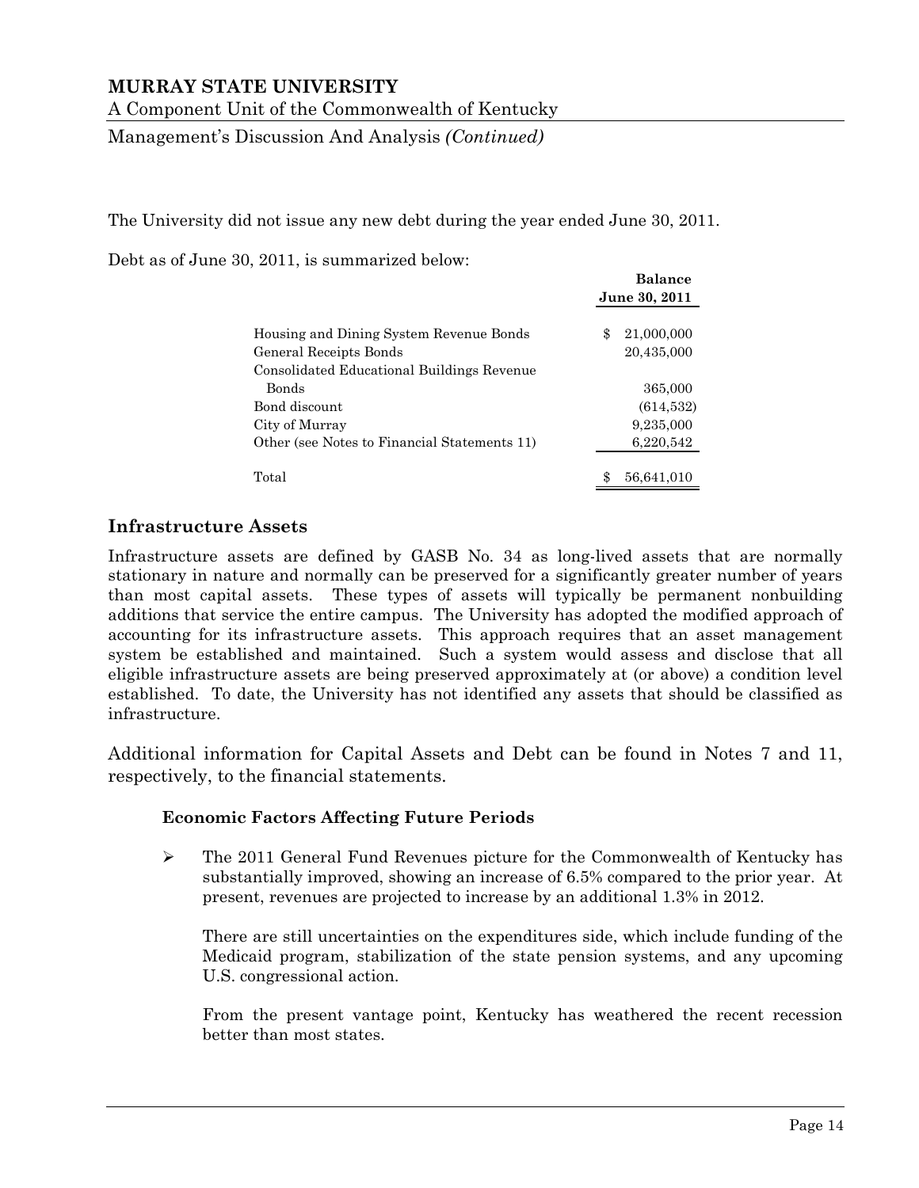The University did not issue any new debt during the year ended June 30, 2011.

Debt as of June 30, 2011, is summarized below:

| | Balance June 30, 2011 |
|---|---|
| Housing and Dining System Revenue Bonds | $ 21,000,000 |
| General Receipts Bonds | 20,435,000 |
| Consolidated Educational Buildings Revenue Bonds | 365,000 |
| Bond discount | (614,532) |
| City of Murray | 9,235,000 |
| Other (see Notes to Financial Statements 11) | 6,220,542 |
| Total | $ 56,641,010 |

## Infrastructure Assets

Infrastructure assets are defined by GASB No. 34 as long-lived assets that are normally stationary in nature and normally can be preserved for a significantly greater number of years than most capital assets. These types of assets will typically be permanent nonbuilding additions that service the entire campus. The University has adopted the modified approach of accounting for its infrastructure assets. This approach requires that an asset management system be established and maintained. Such a system would assess and disclose that all eligible infrastructure assets are being preserved approximately at (or above) a condition level established. To date, the University has not identified any assets that should be classified as infrastructure.

Additional information for Capital Assets and Debt can be found in Notes 7 and 11, respectively, to the financial statements.

### Economic Factors Affecting Future Periods

- The 2011 General Fund Revenues picture for the Commonwealth of Kentucky has substantially improved, showing an increase of 6.5% compared to the prior year. At present, revenues are projected to increase by an additional 1.3% in 2012.

  There are still uncertainties on the expenditures side, which include funding of the Medicaid program, stabilization of the state pension systems, and any upcoming U.S. congressional action.

  From the present vantage point, Kentucky has weathered the recent recession better than most states.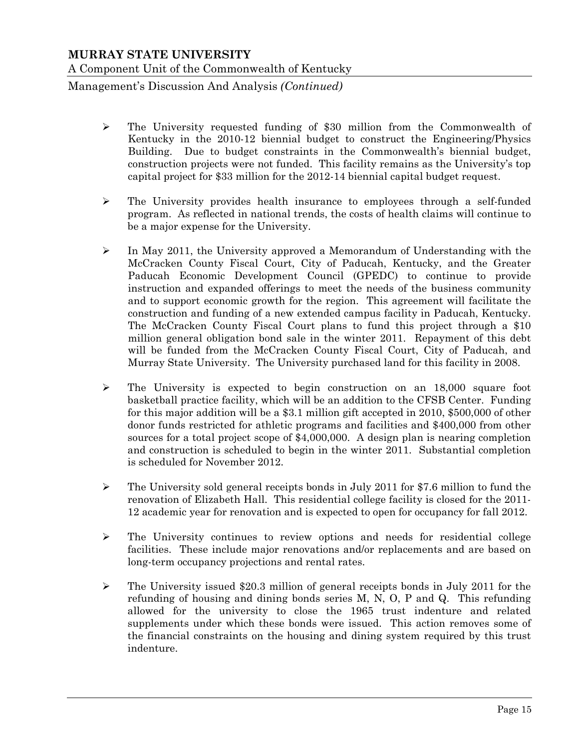- The University requested funding of $30 million from the Commonwealth of Kentucky in the 2010-12 biennial budget to construct the Engineering/Physics Building. Due to budget constraints in the Commonwealth's biennial budget, construction projects were not funded. This facility remains as the University's top capital project for $33 million for the 2012-14 biennial capital budget request.

- The University provides health insurance to employees through a self-funded program. As reflected in national trends, the costs of health claims will continue to be a major expense for the University.

- In May 2011, the University approved a Memorandum of Understanding with the McCracken County Fiscal Court, City of Paducah, Kentucky, and the Greater Paducah Economic Development Council (GPEDC) to continue to provide instruction and expanded offerings to meet the needs of the business community and to support economic growth for the region. This agreement will facilitate the construction and funding of a new extended campus facility in Paducah, Kentucky. The McCracken County Fiscal Court plans to fund this project through a $10 million general obligation bond sale in the winter 2011. Repayment of this debt will be funded from the McCracken County Fiscal Court, City of Paducah, and Murray State University. The University purchased land for this facility in 2008.

- The University is expected to begin construction on an 18,000 square foot basketball practice facility, which will be an addition to the CFSB Center. Funding for this major addition will be a $3.1 million gift accepted in 2010, $500,000 of other donor funds restricted for athletic programs and facilities and $400,000 from other sources for a total project scope of $4,000,000. A design plan is nearing completion and construction is scheduled to begin in the winter 2011. Substantial completion is scheduled for November 2012.

- The University sold general receipts bonds in July 2011 for $7.6 million to fund the renovation of Elizabeth Hall. This residential college facility is closed for the 2011-12 academic year for renovation and is expected to open for occupancy for fall 2012.

- The University continues to review options and needs for residential college facilities. These include major renovations and/or replacements and are based on long-term occupancy projections and rental rates.

- The University issued $20.3 million of general receipts bonds in July 2011 for the refunding of housing and dining bonds series M, N, O, P and Q. This refunding allowed for the university to close the 1965 trust indenture and related supplements under which these bonds were issued. This action removes some of the financial constraints on the housing and dining system required by this trust indenture.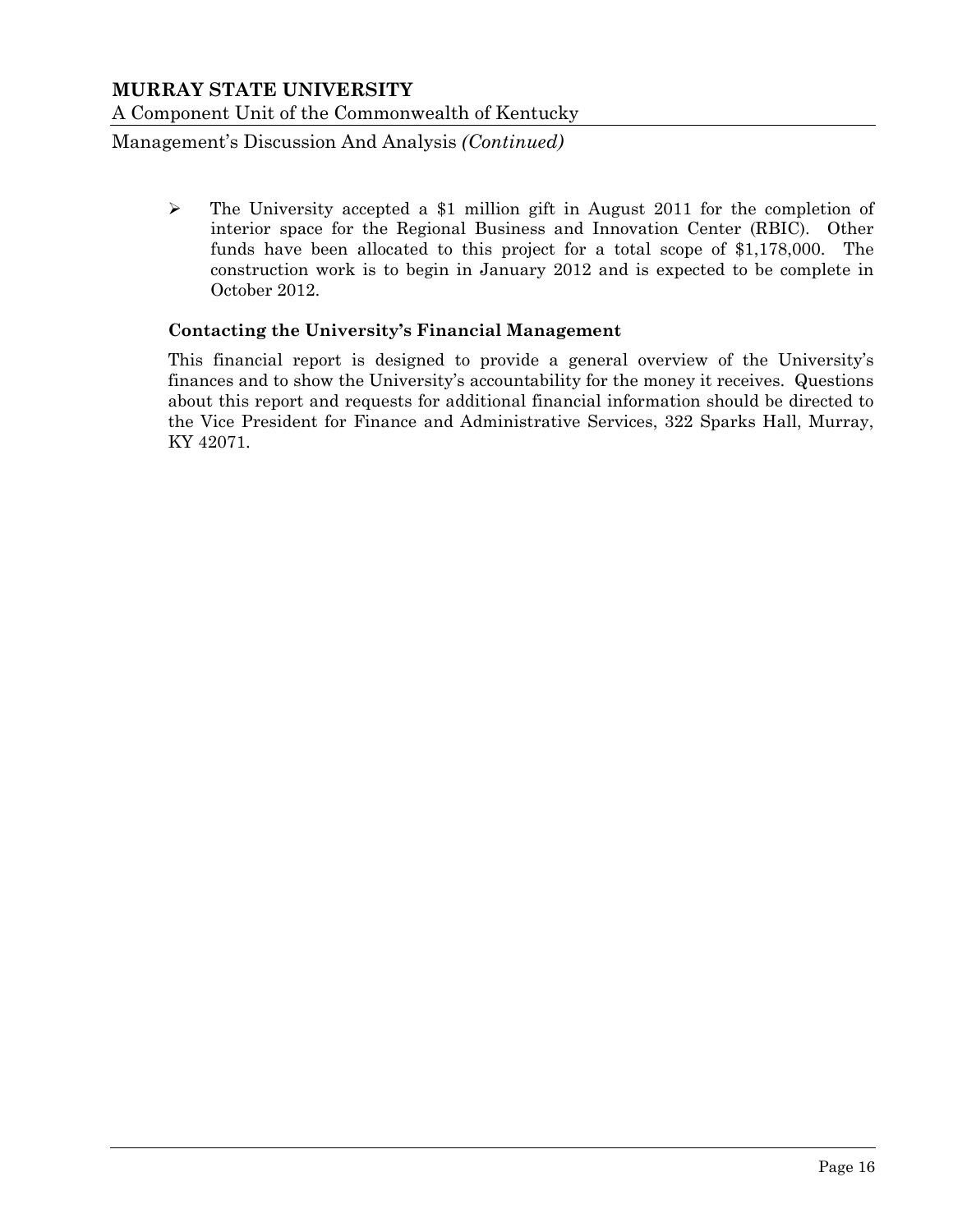- The University accepted a $1 million gift in August 2011 for the completion of interior space for the Regional Business and Innovation Center (RBIC). Other funds have been allocated to this project for a total scope of $1,178,000. The construction work is to begin in January 2012 and is expected to be complete in October 2012.

### Contacting the University's Financial Management

This financial report is designed to provide a general overview of the University's finances and to show the University's accountability for the money it receives. Questions about this report and requests for additional financial information should be directed to the Vice President for Finance and Administrative Services, 322 Sparks Hall, Murray, KY 42071.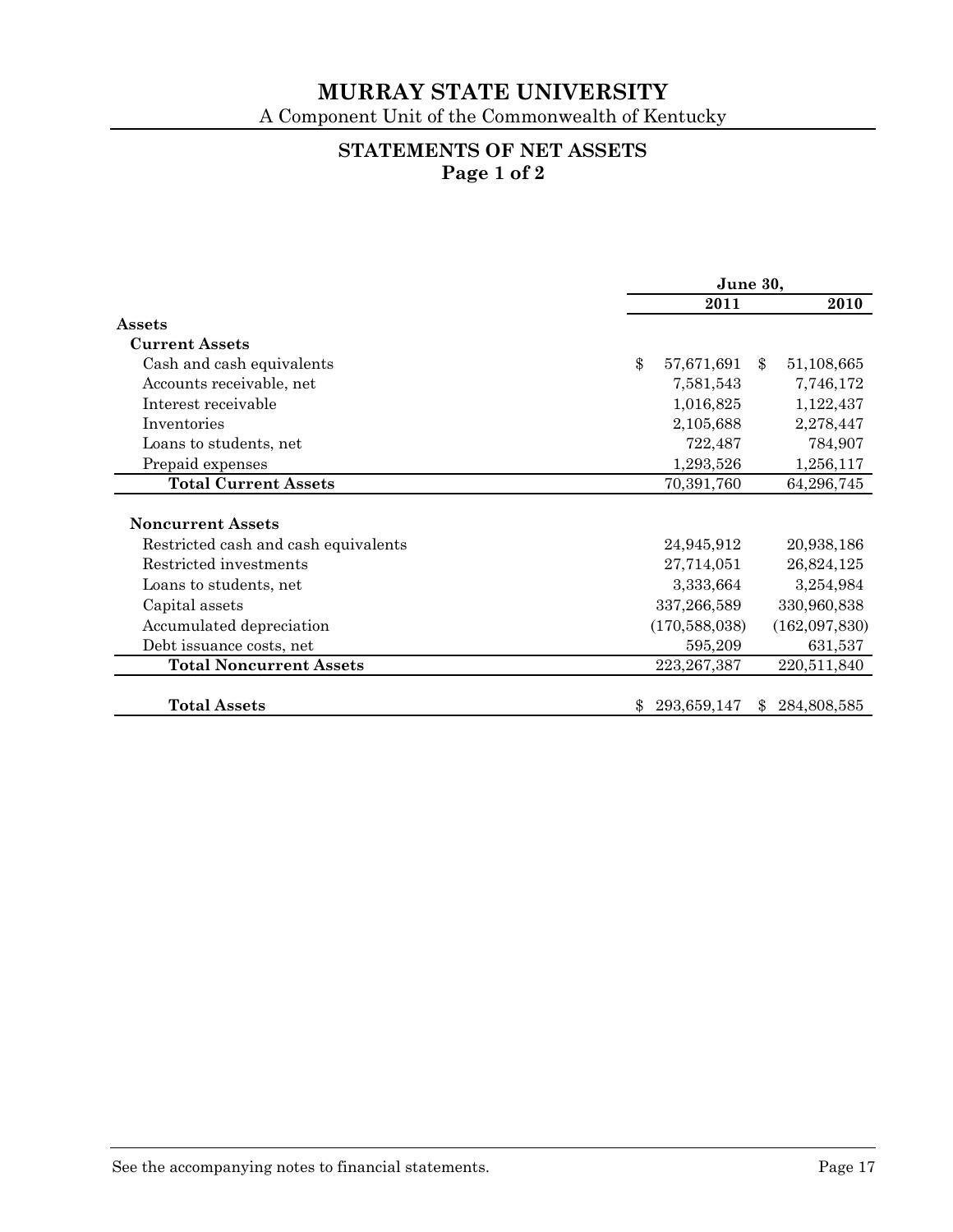# MURRAY STATE UNIVERSITY

A Component Unit of the Commonwealth of Kentucky

## STATEMENTS OF NET ASSETS
**Page 1 of 2**

| | June 30, 2011 | June 30, 2010 |
|---|---|---|
| **Assets** | | |
| **Current Assets** | | |
| Cash and cash equivalents | $ 57,671,691 | $ 51,108,665 |
| Accounts receivable, net | 7,581,543 | 7,746,172 |
| Interest receivable | 1,016,825 | 1,122,437 |
| Inventories | 2,105,688 | 2,278,447 |
| Loans to students, net | 722,487 | 784,907 |
| Prepaid expenses | 1,293,526 | 1,256,117 |
| **Total Current Assets** | 70,391,760 | 64,296,745 |
| **Noncurrent Assets** | | |
| Restricted cash and cash equivalents | 24,945,912 | 20,938,186 |
| Restricted investments | 27,714,051 | 26,824,125 |
| Loans to students, net | 3,333,664 | 3,254,984 |
| Capital assets | 337,266,589 | 330,960,838 |
| Accumulated depreciation | (170,588,038) | (162,097,830) |
| Debt issuance costs, net | 595,209 | 631,537 |
| **Total Noncurrent Assets** | 223,267,387 | 220,511,840 |
| **Total Assets** | $ 293,659,147 | $ 284,808,585 |

See the accompanying notes to financial statements.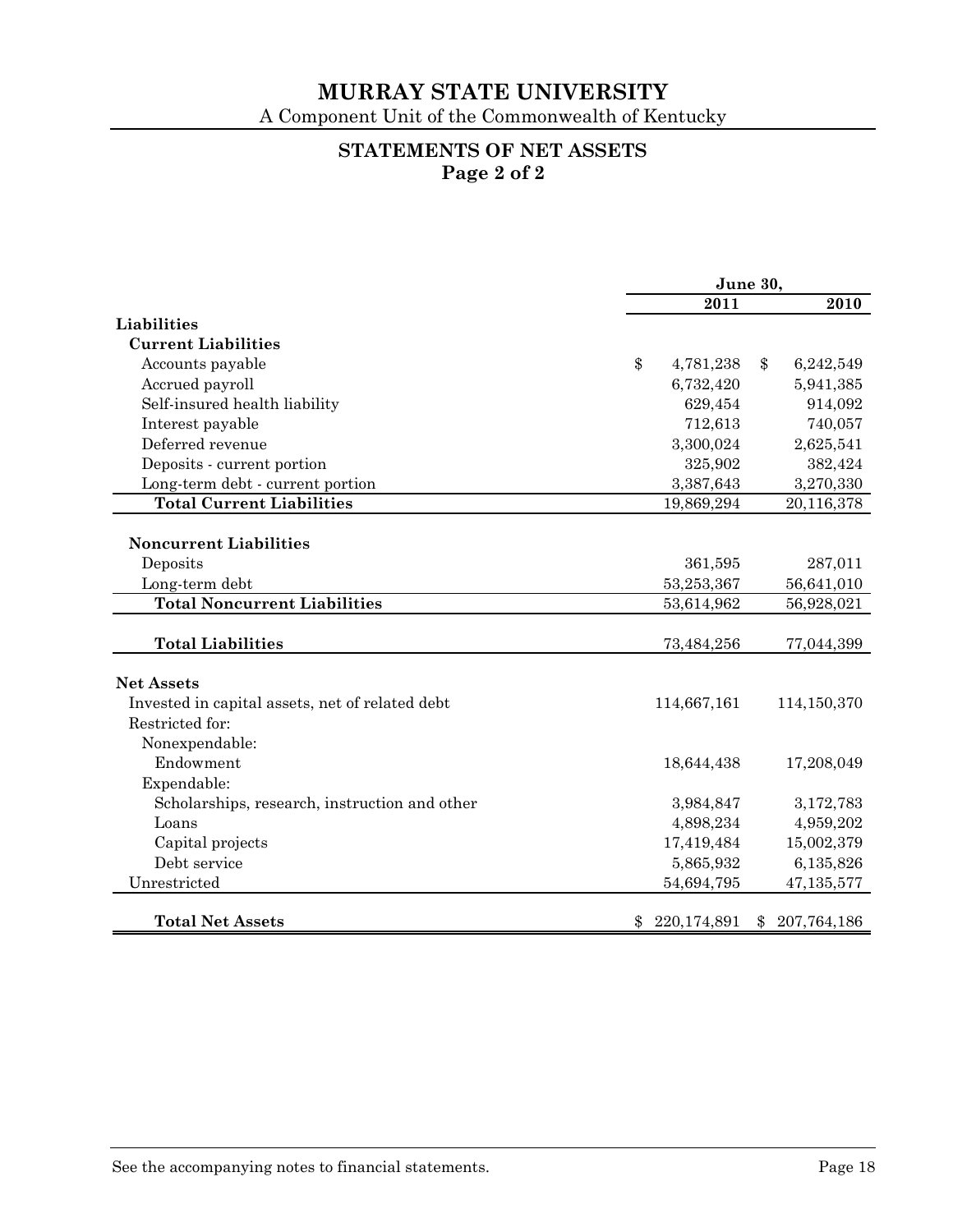# MURRAY STATE UNIVERSITY

A Component Unit of the Commonwealth of Kentucky

## STATEMENTS OF NET ASSETS
**Page 2 of 2**

| | June 30, | |
|---|---|---|
| | **2011** | **2010** |
| **Liabilities** | | |
| **Current Liabilities** | | |
| Accounts payable | $ 4,781,238 | $ 6,242,549 |
| Accrued payroll | 6,732,420 | 5,941,385 |
| Self-insured health liability | 629,454 | 914,092 |
| Interest payable | 712,613 | 740,057 |
| Deferred revenue | 3,300,024 | 2,625,541 |
| Deposits - current portion | 325,902 | 382,424 |
| Long-term debt - current portion | 3,387,643 | 3,270,330 |
| **Total Current Liabilities** | 19,869,294 | 20,116,378 |
| **Noncurrent Liabilities** | | |
| Deposits | 361,595 | 287,011 |
| Long-term debt | 53,253,367 | 56,641,010 |
| **Total Noncurrent Liabilities** | 53,614,962 | 56,928,021 |
| **Total Liabilities** | 73,484,256 | 77,044,399 |
| **Net Assets** | | |
| Invested in capital assets, net of related debt | 114,667,161 | 114,150,370 |
| Restricted for: | | |
| Nonexpendable: | | |
| Endowment | 18,644,438 | 17,208,049 |
| Expendable: | | |
| Scholarships, research, instruction and other | 3,984,847 | 3,172,783 |
| Loans | 4,898,234 | 4,959,202 |
| Capital projects | 17,419,484 | 15,002,379 |
| Debt service | 5,865,932 | 6,135,826 |
| Unrestricted | 54,694,795 | 47,135,577 |
| **Total Net Assets** | $ 220,174,891 | $ 207,764,186 |

See the accompanying notes to financial statements.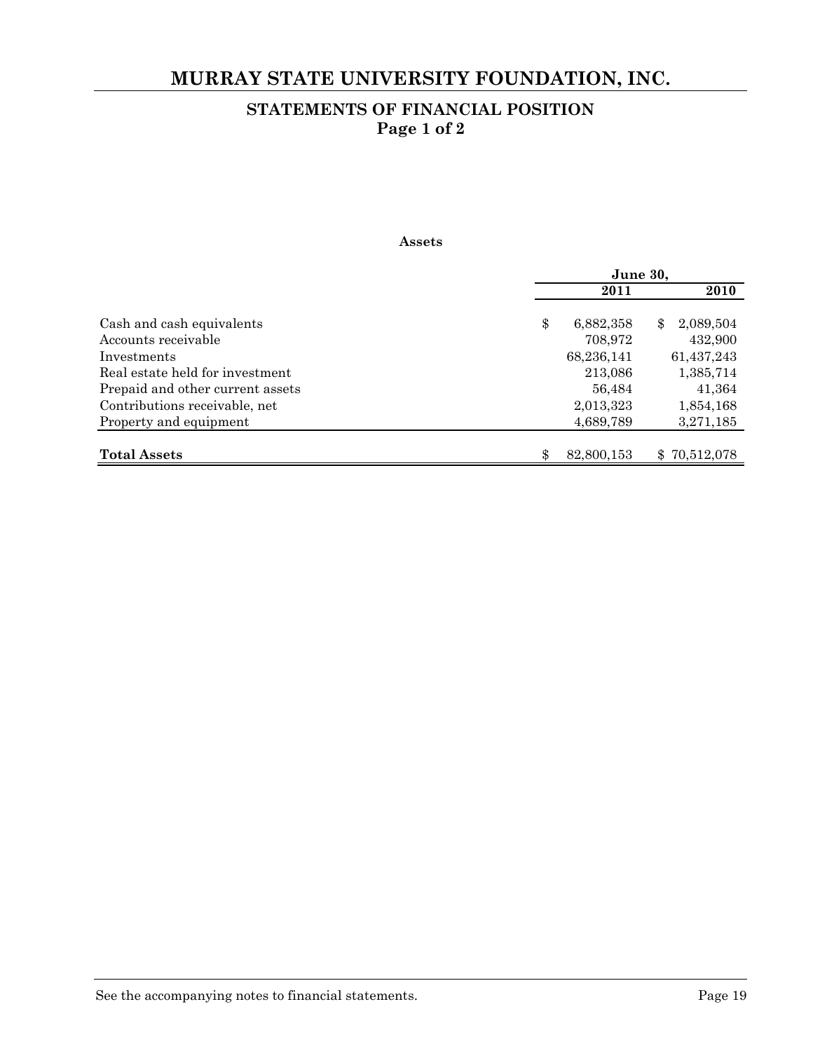# MURRAY STATE UNIVERSITY FOUNDATION, INC.

## STATEMENTS OF FINANCIAL POSITION

### Page 1 of 2

**Assets**

| | June 30, 2011 | June 30, 2010 |
|---|---|---|
| Cash and cash equivalents | $ 6,882,358 | $ 2,089,504 |
| Accounts receivable | 708,972 | 432,900 |
| Investments | 68,236,141 | 61,437,243 |
| Real estate held for investment | 213,086 | 1,385,714 |
| Prepaid and other current assets | 56,484 | 41,364 |
| Contributions receivable, net | 2,013,323 | 1,854,168 |
| Property and equipment | 4,689,789 | 3,271,185 |
| **Total Assets** | $ 82,800,153 | $ 70,512,078 |

See the accompanying notes to financial statements.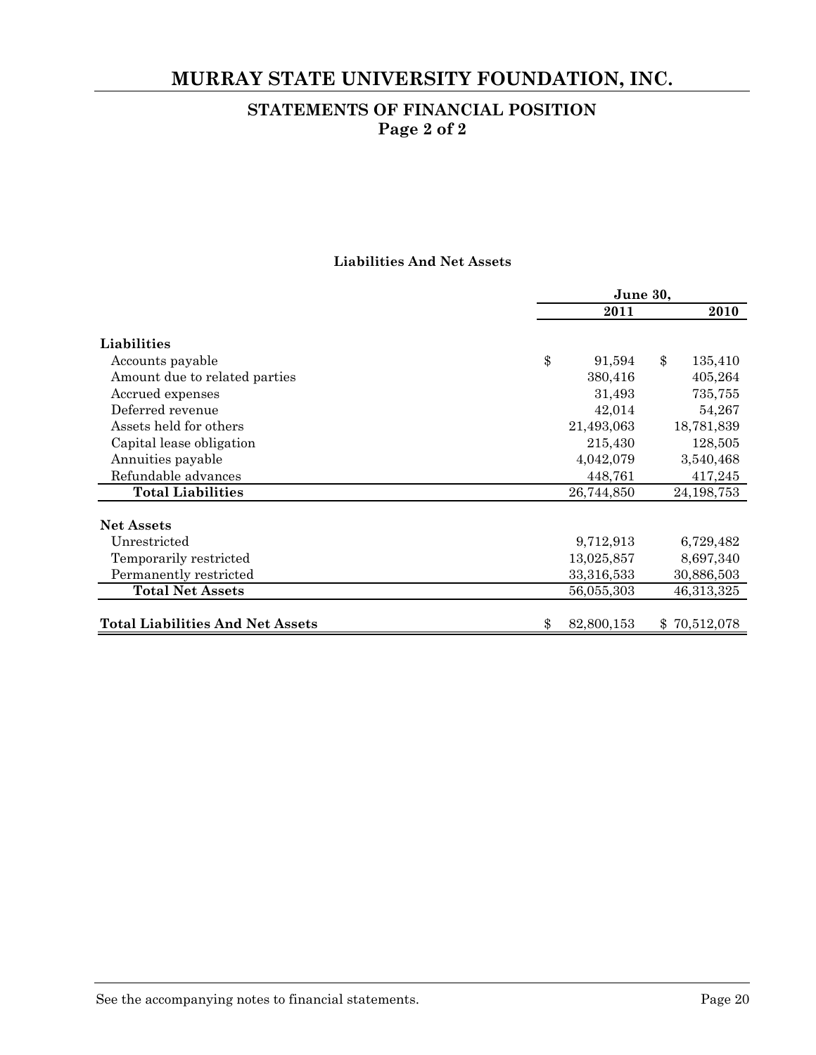# MURRAY STATE UNIVERSITY FOUNDATION, INC.

## STATEMENTS OF FINANCIAL POSITION
## Page 2 of 2

### Liabilities And Net Assets

| | June 30, 2011 | June 30, 2010 |
|---|---|---|
| **Liabilities** | | |
| Accounts payable | $ 91,594 | $ 135,410 |
| Amount due to related parties | 380,416 | 405,264 |
| Accrued expenses | 31,493 | 735,755 |
| Deferred revenue | 42,014 | 54,267 |
| Assets held for others | 21,493,063 | 18,781,839 |
| Capital lease obligation | 215,430 | 128,505 |
| Annuities payable | 4,042,079 | 3,540,468 |
| Refundable advances | 448,761 | 417,245 |
| **Total Liabilities** | 26,744,850 | 24,198,753 |
| **Net Assets** | | |
| Unrestricted | 9,712,913 | 6,729,482 |
| Temporarily restricted | 13,025,857 | 8,697,340 |
| Permanently restricted | 33,316,533 | 30,886,503 |
| **Total Net Assets** | 56,055,303 | 46,313,325 |
| **Total Liabilities And Net Assets** | $ 82,800,153 | $ 70,512,078 |

See the accompanying notes to financial statements.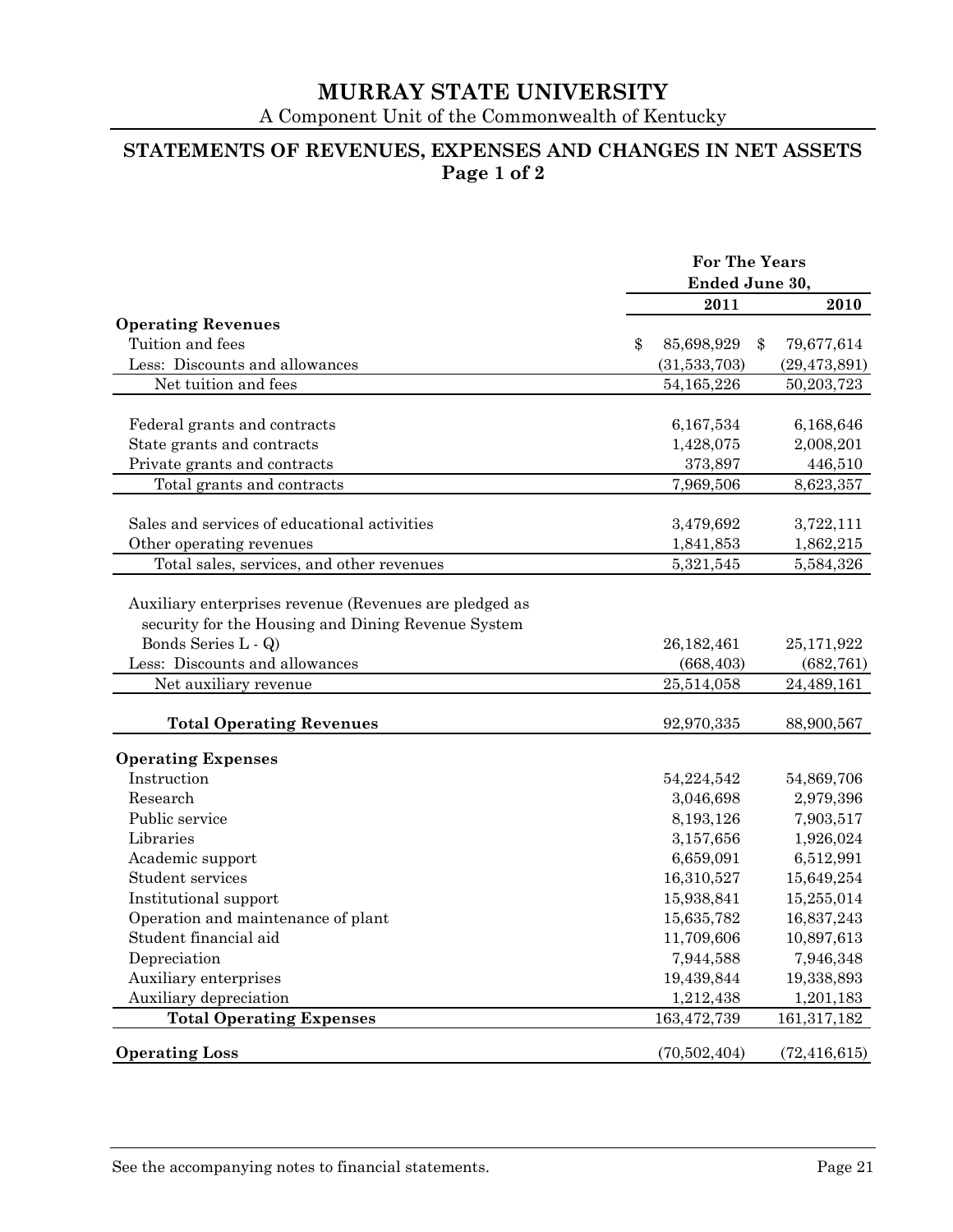# MURRAY STATE UNIVERSITY

A Component Unit of the Commonwealth of Kentucky

## STATEMENTS OF REVENUES, EXPENSES AND CHANGES IN NET ASSETS
**Page 1 of 2**

| | For The Years Ended June 30, | |
|---|---|---|
| | **2011** | **2010** |
| **Operating Revenues** | | |
| Tuition and fees | $ 85,698,929 | $ 79,677,614 |
| Less: Discounts and allowances | (31,533,703) | (29,473,891) |
| Net tuition and fees | 54,165,226 | 50,203,723 |
| | | |
| Federal grants and contracts | 6,167,534 | 6,168,646 |
| State grants and contracts | 1,428,075 | 2,008,201 |
| Private grants and contracts | 373,897 | 446,510 |
| Total grants and contracts | 7,969,506 | 8,623,357 |
| | | |
| Sales and services of educational activities | 3,479,692 | 3,722,111 |
| Other operating revenues | 1,841,853 | 1,862,215 |
| Total sales, services, and other revenues | 5,321,545 | 5,584,326 |
| | | |
| Auxiliary enterprises revenue (Revenues are pledged as security for the Housing and Dining Revenue System Bonds Series L - Q) | 26,182,461 | 25,171,922 |
| Less: Discounts and allowances | (668,403) | (682,761) |
| Net auxiliary revenue | 25,514,058 | 24,489,161 |
| | | |
| **Total Operating Revenues** | 92,970,335 | 88,900,567 |
| | | |
| **Operating Expenses** | | |
| Instruction | 54,224,542 | 54,869,706 |
| Research | 3,046,698 | 2,979,396 |
| Public service | 8,193,126 | 7,903,517 |
| Libraries | 3,157,656 | 1,926,024 |
| Academic support | 6,659,091 | 6,512,991 |
| Student services | 16,310,527 | 15,649,254 |
| Institutional support | 15,938,841 | 15,255,014 |
| Operation and maintenance of plant | 15,635,782 | 16,837,243 |
| Student financial aid | 11,709,606 | 10,897,613 |
| Depreciation | 7,944,588 | 7,946,348 |
| Auxiliary enterprises | 19,439,844 | 19,338,893 |
| Auxiliary depreciation | 1,212,438 | 1,201,183 |
| **Total Operating Expenses** | 163,472,739 | 161,317,182 |
| | | |
| **Operating Loss** | (70,502,404) | (72,416,615) |

See the accompanying notes to financial statements.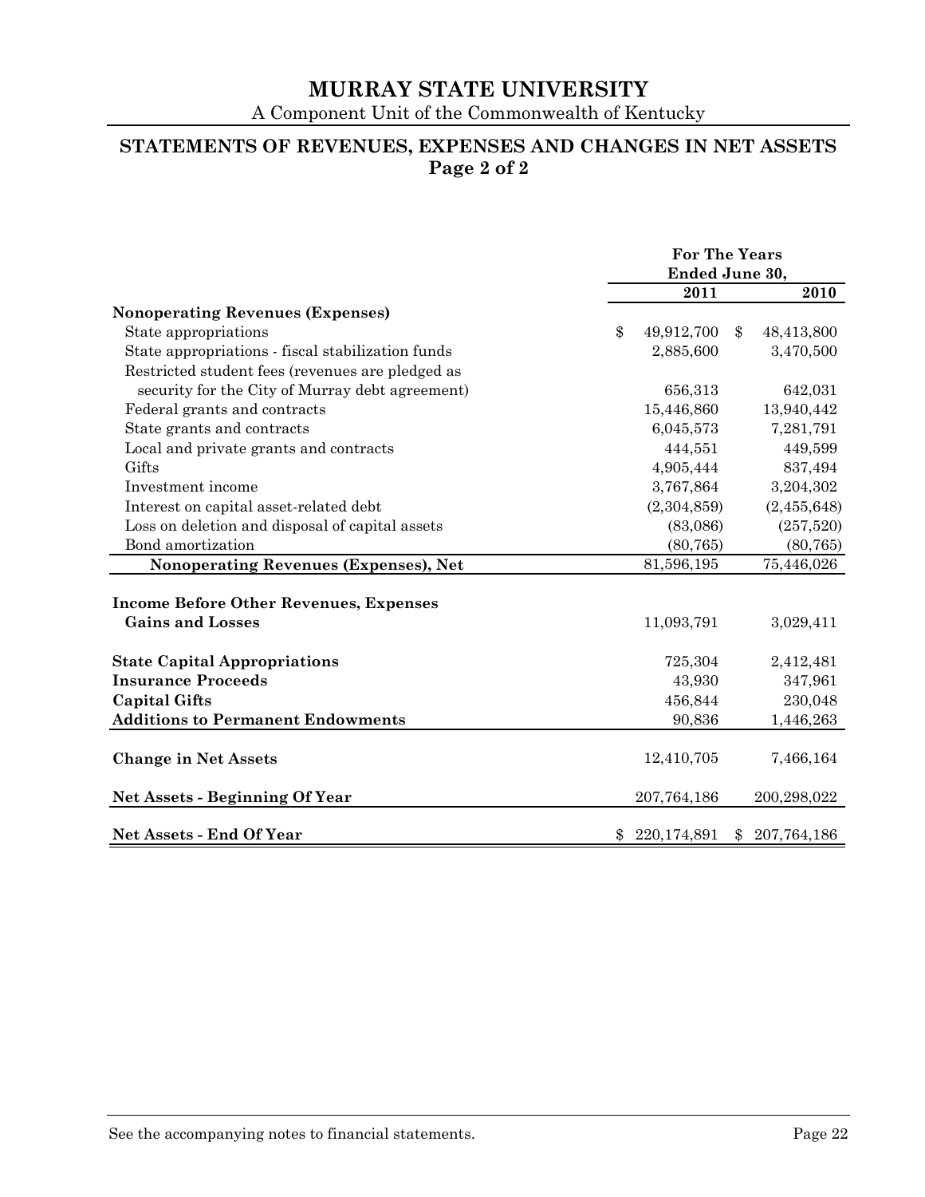# MURRAY STATE UNIVERSITY

A Component Unit of the Commonwealth of Kentucky

## STATEMENTS OF REVENUES, EXPENSES AND CHANGES IN NET ASSETS
**Page 2 of 2**

| | For The Years Ended June 30, | |
|---|---|---|
| | **2011** | **2010** |
| **Nonoperating Revenues (Expenses)** | | |
| State appropriations | $ 49,912,700 | $ 48,413,800 |
| State appropriations - fiscal stabilization funds | 2,885,600 | 3,470,500 |
| Restricted student fees (revenues are pledged as security for the City of Murray debt agreement) | 656,313 | 642,031 |
| Federal grants and contracts | 15,446,860 | 13,940,442 |
| State grants and contracts | 6,045,573 | 7,281,791 |
| Local and private grants and contracts | 444,551 | 449,599 |
| Gifts | 4,905,444 | 837,494 |
| Investment income | 3,767,864 | 3,204,302 |
| Interest on capital asset-related debt | (2,304,859) | (2,455,648) |
| Loss on deletion and disposal of capital assets | (83,086) | (257,520) |
| Bond amortization | (80,765) | (80,765) |
| **Nonoperating Revenues (Expenses), Net** | 81,596,195 | 75,446,026 |
| **Income Before Other Revenues, Expenses Gains and Losses** | 11,093,791 | 3,029,411 |
| **State Capital Appropriations** | 725,304 | 2,412,481 |
| **Insurance Proceeds** | 43,930 | 347,961 |
| **Capital Gifts** | 456,844 | 230,048 |
| **Additions to Permanent Endowments** | 90,836 | 1,446,263 |
| **Change in Net Assets** | 12,410,705 | 7,466,164 |
| **Net Assets - Beginning Of Year** | 207,764,186 | 200,298,022 |
| **Net Assets - End Of Year** | $ 220,174,891 | $ 207,764,186 |

See the accompanying notes to financial statements.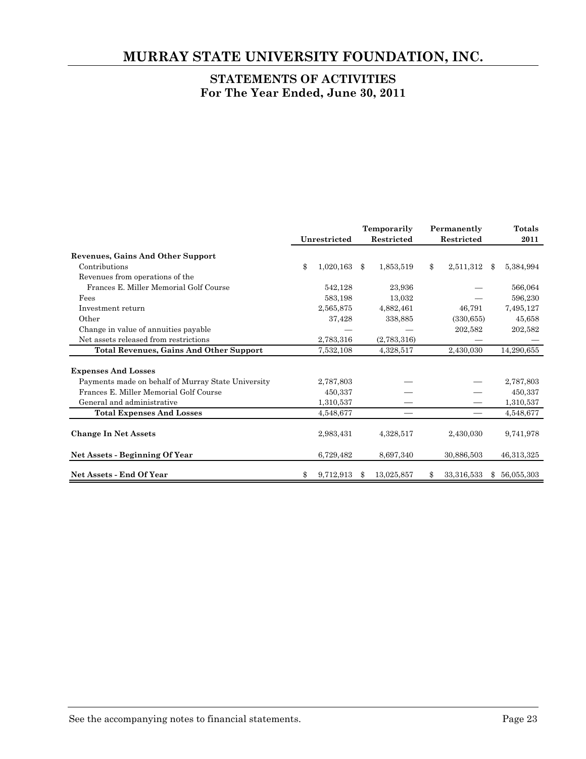# MURRAY STATE UNIVERSITY FOUNDATION, INC.

## STATEMENTS OF ACTIVITIES
## For The Year Ended, June 30, 2011

| | Unrestricted | Temporarily Restricted | Permanently Restricted | Totals 2011 |
|---|---|---|---|---|
| **Revenues, Gains And Other Support** | | | | |
| Contributions | $ 1,020,163 | $ 1,853,519 | $ 2,511,312 | $ 5,384,994 |
| Revenues from operations of the Frances E. Miller Memorial Golf Course | 542,128 | 23,936 | — | 566,064 |
| Fees | 583,198 | 13,032 | — | 596,230 |
| Investment return | 2,565,875 | 4,882,461 | 46,791 | 7,495,127 |
| Other | 37,428 | 338,885 | (330,655) | 45,658 |
| Change in value of annuities payable | — | — | 202,582 | 202,582 |
| Net assets released from restrictions | 2,783,316 | (2,783,316) | — | — |
| **Total Revenues, Gains And Other Support** | 7,532,108 | 4,328,517 | 2,430,030 | 14,290,655 |
| **Expenses And Losses** | | | | |
| Payments made on behalf of Murray State University | 2,787,803 | — | — | 2,787,803 |
| Frances E. Miller Memorial Golf Course | 450,337 | — | — | 450,337 |
| General and administrative | 1,310,537 | — | — | 1,310,537 |
| **Total Expenses And Losses** | 4,548,677 | — | — | 4,548,677 |
| **Change In Net Assets** | 2,983,431 | 4,328,517 | 2,430,030 | 9,741,978 |
| **Net Assets - Beginning Of Year** | 6,729,482 | 8,697,340 | 30,886,503 | 46,313,325 |
| **Net Assets - End Of Year** | $ 9,712,913 | $ 13,025,857 | $ 33,316,533 | $ 56,055,303 |

See the accompanying notes to financial statements.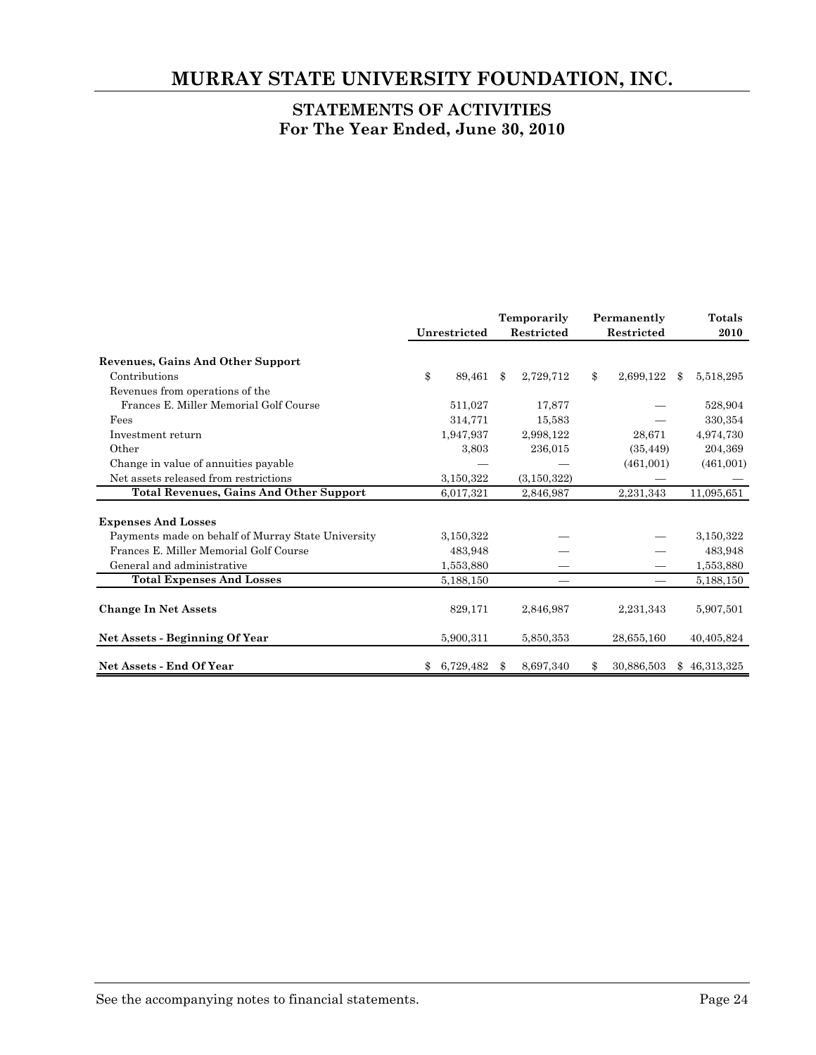# MURRAY STATE UNIVERSITY FOUNDATION, INC.

## STATEMENTS OF ACTIVITIES
## For The Year Ended, June 30, 2010

| | Unrestricted | Temporarily Restricted | Permanently Restricted | Totals 2010 |
|---|---|---|---|---|
| **Revenues, Gains And Other Support** | | | | |
| Contributions | $ 89,461 | $ 2,729,712 | $ 2,699,122 | $ 5,518,295 |
| Revenues from operations of the Frances E. Miller Memorial Golf Course | 511,027 | 17,877 | — | 528,904 |
| Fees | 314,771 | 15,583 | — | 330,354 |
| Investment return | 1,947,937 | 2,998,122 | 28,671 | 4,974,730 |
| Other | 3,803 | 236,015 | (35,449) | 204,369 |
| Change in value of annuities payable | — | — | (461,001) | (461,001) |
| Net assets released from restrictions | 3,150,322 | (3,150,322) | — | — |
| **Total Revenues, Gains And Other Support** | 6,017,321 | 2,846,987 | 2,231,343 | 11,095,651 |
| **Expenses And Losses** | | | | |
| Payments made on behalf of Murray State University | 3,150,322 | — | — | 3,150,322 |
| Frances E. Miller Memorial Golf Course | 483,948 | — | — | 483,948 |
| General and administrative | 1,553,880 | — | — | 1,553,880 |
| **Total Expenses And Losses** | 5,188,150 | — | — | 5,188,150 |
| **Change In Net Assets** | 829,171 | 2,846,987 | 2,231,343 | 5,907,501 |
| **Net Assets - Beginning Of Year** | 5,900,311 | 5,850,353 | 28,655,160 | 40,405,824 |
| **Net Assets - End Of Year** | $ 6,729,482 | $ 8,697,340 | $ 30,886,503 | $ 46,313,325 |

See the accompanying notes to financial statements.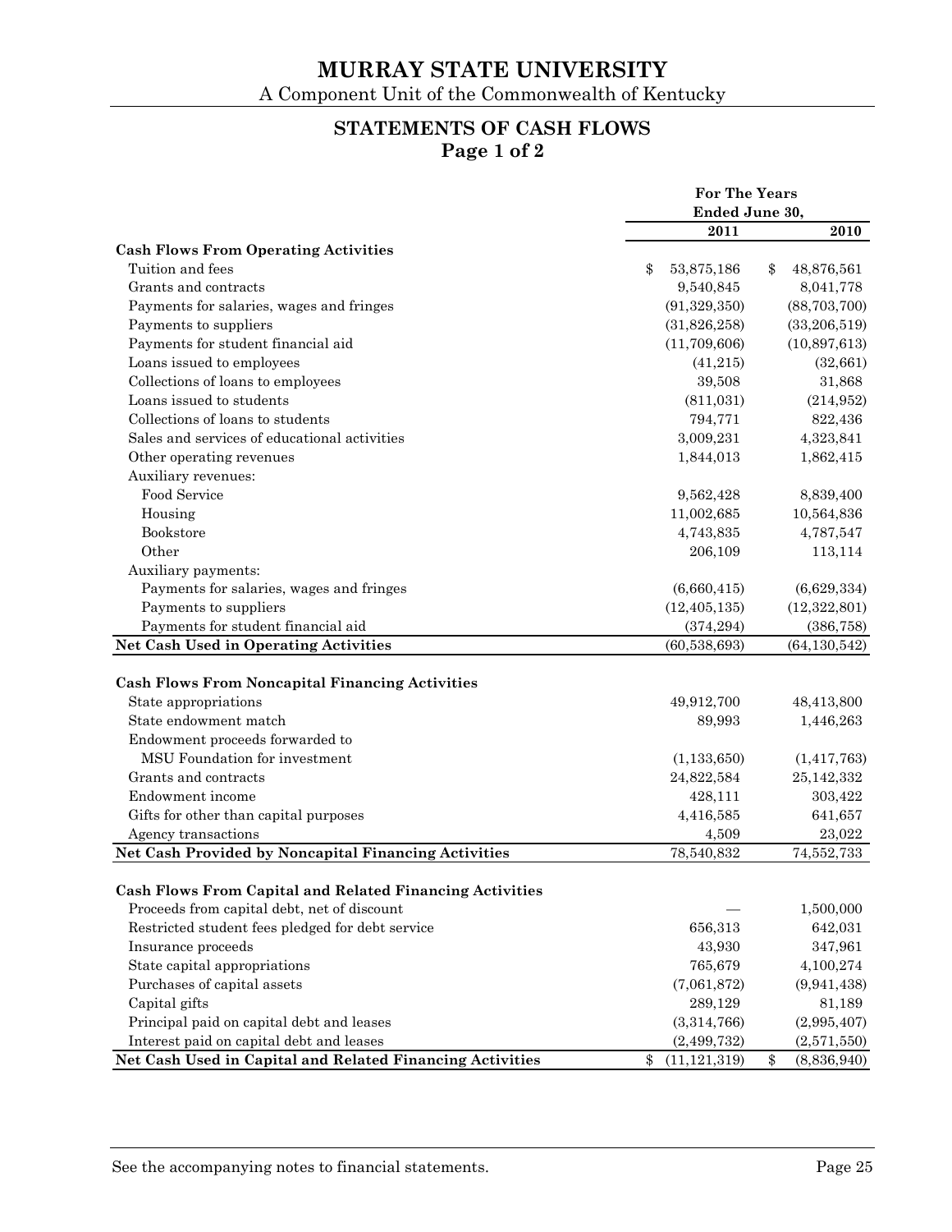# MURRAY STATE UNIVERSITY

A Component Unit of the Commonwealth of Kentucky

## STATEMENTS OF CASH FLOWS
**Page 1 of 2**

| | For The Years Ended June 30, | |
|---|---|---|
| | **2011** | **2010** |
| **Cash Flows From Operating Activities** | | |
| Tuition and fees | $ 53,875,186 | $ 48,876,561 |
| Grants and contracts | 9,540,845 | 8,041,778 |
| Payments for salaries, wages and fringes | (91,329,350) | (88,703,700) |
| Payments to suppliers | (31,826,258) | (33,206,519) |
| Payments for student financial aid | (11,709,606) | (10,897,613) |
| Loans issued to employees | (41,215) | (32,661) |
| Collections of loans to employees | 39,508 | 31,868 |
| Loans issued to students | (811,031) | (214,952) |
| Collections of loans to students | 794,771 | 822,436 |
| Sales and services of educational activities | 3,009,231 | 4,323,841 |
| Other operating revenues | 1,844,013 | 1,862,415 |
| Auxiliary revenues: | | |
| Food Service | 9,562,428 | 8,839,400 |
| Housing | 11,002,685 | 10,564,836 |
| Bookstore | 4,743,835 | 4,787,547 |
| Other | 206,109 | 113,114 |
| Auxiliary payments: | | |
| Payments for salaries, wages and fringes | (6,660,415) | (6,629,334) |
| Payments to suppliers | (12,405,135) | (12,322,801) |
| Payments for student financial aid | (374,294) | (386,758) |
| **Net Cash Used in Operating Activities** | (60,538,693) | (64,130,542) |
| | | |
| **Cash Flows From Noncapital Financing Activities** | | |
| State appropriations | 49,912,700 | 48,413,800 |
| State endowment match | 89,993 | 1,446,263 |
| Endowment proceeds forwarded to MSU Foundation for investment | (1,133,650) | (1,417,763) |
| Grants and contracts | 24,822,584 | 25,142,332 |
| Endowment income | 428,111 | 303,422 |
| Gifts for other than capital purposes | 4,416,585 | 641,657 |
| Agency transactions | 4,509 | 23,022 |
| **Net Cash Provided by Noncapital Financing Activities** | 78,540,832 | 74,552,733 |
| | | |
| **Cash Flows From Capital and Related Financing Activities** | | |
| Proceeds from capital debt, net of discount | — | 1,500,000 |
| Restricted student fees pledged for debt service | 656,313 | 642,031 |
| Insurance proceeds | 43,930 | 347,961 |
| State capital appropriations | 765,679 | 4,100,274 |
| Purchases of capital assets | (7,061,872) | (9,941,438) |
| Capital gifts | 289,129 | 81,189 |
| Principal paid on capital debt and leases | (3,314,766) | (2,995,407) |
| Interest paid on capital debt and leases | (2,499,732) | (2,571,550) |
| **Net Cash Used in Capital and Related Financing Activities** | $ (11,121,319) | $ (8,836,940) |

See the accompanying notes to financial statements.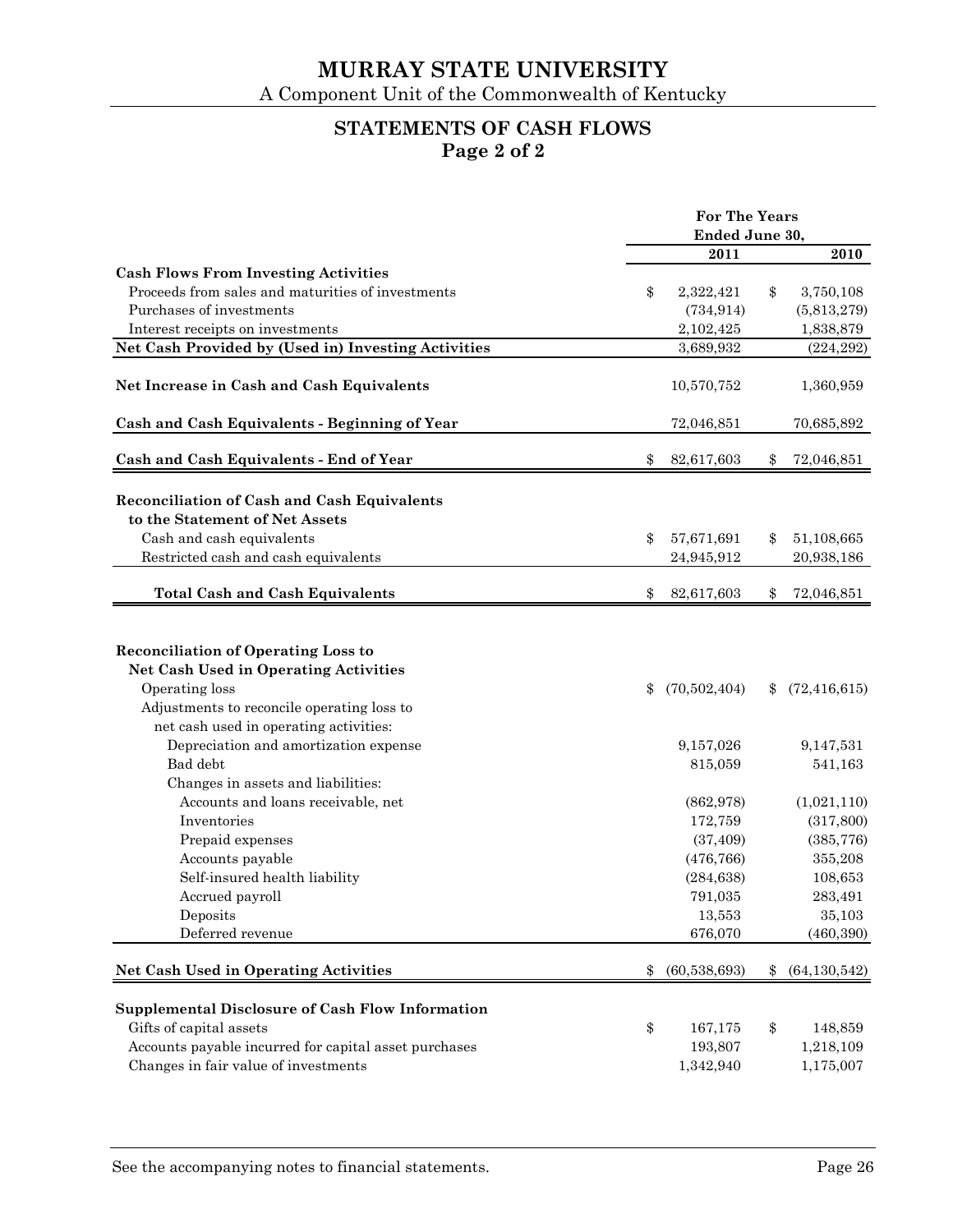# MURRAY STATE UNIVERSITY

A Component Unit of the Commonwealth of Kentucky

## STATEMENTS OF CASH FLOWS
### Page 2 of 2

| | For The Years Ended June 30, | |
|---|---|---|
| | **2011** | **2010** |
| **Cash Flows From Investing Activities** | | |
| Proceeds from sales and maturities of investments | $ 2,322,421 | $ 3,750,108 |
| Purchases of investments | (734,914) | (5,813,279) |
| Interest receipts on investments | 2,102,425 | 1,838,879 |
| **Net Cash Provided by (Used in) Investing Activities** | 3,689,932 | (224,292) |
| **Net Increase in Cash and Cash Equivalents** | 10,570,752 | 1,360,959 |
| **Cash and Cash Equivalents - Beginning of Year** | 72,046,851 | 70,685,892 |
| **Cash and Cash Equivalents - End of Year** | $ 82,617,603 | $ 72,046,851 |
| **Reconciliation of Cash and Cash Equivalents to the Statement of Net Assets** | | |
| Cash and cash equivalents | $ 57,671,691 | $ 51,108,665 |
| Restricted cash and cash equivalents | 24,945,912 | 20,938,186 |
| **Total Cash and Cash Equivalents** | $ 82,617,603 | $ 72,046,851 |
| **Reconciliation of Operating Loss to Net Cash Used in Operating Activities** | | |
| Operating loss | $ (70,502,404) | $ (72,416,615) |
| Adjustments to reconcile operating loss to net cash used in operating activities: | | |
| Depreciation and amortization expense | 9,157,026 | 9,147,531 |
| Bad debt | 815,059 | 541,163 |
| Changes in assets and liabilities: | | |
| Accounts and loans receivable, net | (862,978) | (1,021,110) |
| Inventories | 172,759 | (317,800) |
| Prepaid expenses | (37,409) | (385,776) |
| Accounts payable | (476,766) | 355,208 |
| Self-insured health liability | (284,638) | 108,653 |
| Accrued payroll | 791,035 | 283,491 |
| Deposits | 13,553 | 35,103 |
| Deferred revenue | 676,070 | (460,390) |
| **Net Cash Used in Operating Activities** | $ (60,538,693) | $ (64,130,542) |
| **Supplemental Disclosure of Cash Flow Information** | | |
| Gifts of capital assets | $ 167,175 | $ 148,859 |
| Accounts payable incurred for capital asset purchases | 193,807 | 1,218,109 |
| Changes in fair value of investments | 1,342,940 | 1,175,007 |

See the accompanying notes to financial statements.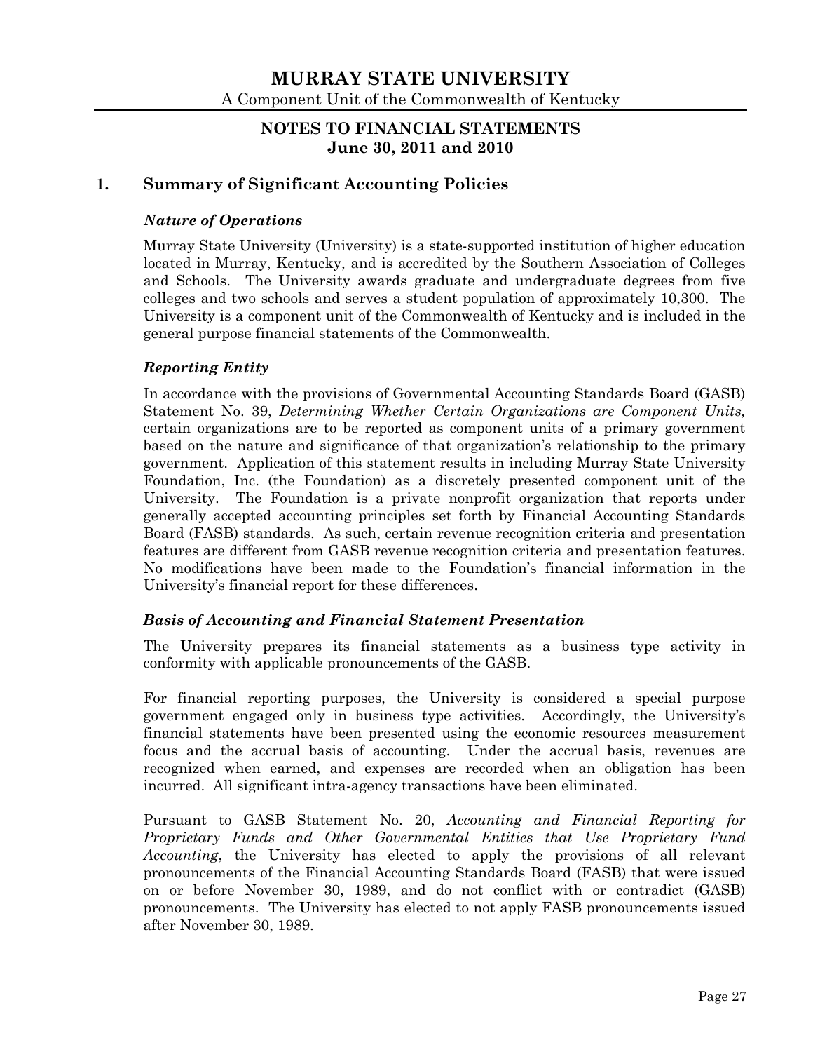# MURRAY STATE UNIVERSITY

A Component Unit of the Commonwealth of Kentucky

## NOTES TO FINANCIAL STATEMENTS
## June 30, 2011 and 2010

## 1. Summary of Significant Accounting Policies

### *Nature of Operations*

Murray State University (University) is a state-supported institution of higher education located in Murray, Kentucky, and is accredited by the Southern Association of Colleges and Schools. The University awards graduate and undergraduate degrees from five colleges and two schools and serves a student population of approximately 10,300. The University is a component unit of the Commonwealth of Kentucky and is included in the general purpose financial statements of the Commonwealth.

### *Reporting Entity*

In accordance with the provisions of Governmental Accounting Standards Board (GASB) Statement No. 39, *Determining Whether Certain Organizations are Component Units,* certain organizations are to be reported as component units of a primary government based on the nature and significance of that organization's relationship to the primary government. Application of this statement results in including Murray State University Foundation, Inc. (the Foundation) as a discretely presented component unit of the University. The Foundation is a private nonprofit organization that reports under generally accepted accounting principles set forth by Financial Accounting Standards Board (FASB) standards. As such, certain revenue recognition criteria and presentation features are different from GASB revenue recognition criteria and presentation features. No modifications have been made to the Foundation's financial information in the University's financial report for these differences.

### *Basis of Accounting and Financial Statement Presentation*

The University prepares its financial statements as a business type activity in conformity with applicable pronouncements of the GASB.

For financial reporting purposes, the University is considered a special purpose government engaged only in business type activities. Accordingly, the University's financial statements have been presented using the economic resources measurement focus and the accrual basis of accounting. Under the accrual basis, revenues are recognized when earned, and expenses are recorded when an obligation has been incurred. All significant intra-agency transactions have been eliminated.

Pursuant to GASB Statement No. 20, *Accounting and Financial Reporting for Proprietary Funds and Other Governmental Entities that Use Proprietary Fund Accounting*, the University has elected to apply the provisions of all relevant pronouncements of the Financial Accounting Standards Board (FASB) that were issued on or before November 30, 1989, and do not conflict with or contradict (GASB) pronouncements. The University has elected to not apply FASB pronouncements issued after November 30, 1989.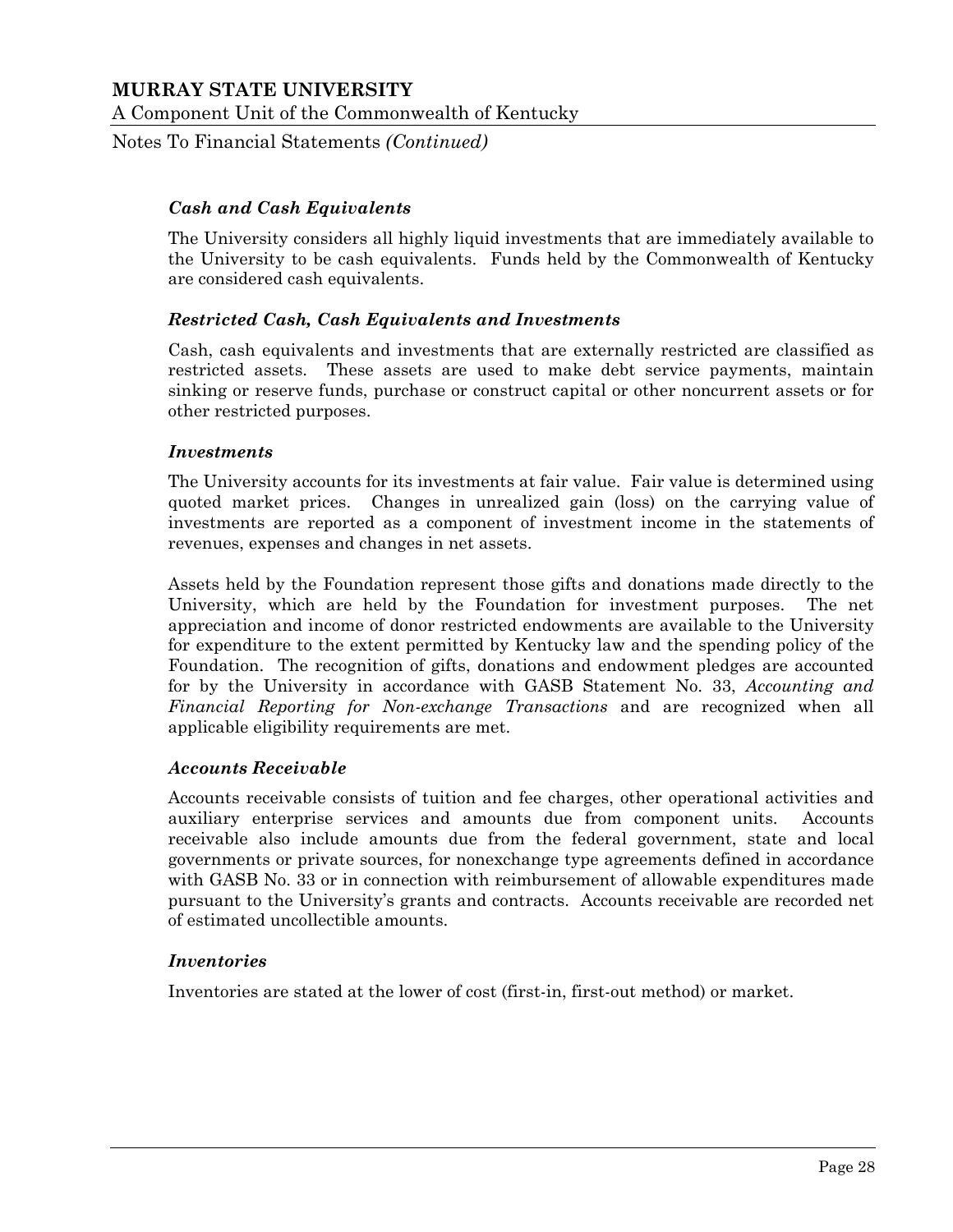### *Cash and Cash Equivalents*

The University considers all highly liquid investments that are immediately available to the University to be cash equivalents. Funds held by the Commonwealth of Kentucky are considered cash equivalents.

### *Restricted Cash, Cash Equivalents and Investments*

Cash, cash equivalents and investments that are externally restricted are classified as restricted assets. These assets are used to make debt service payments, maintain sinking or reserve funds, purchase or construct capital or other noncurrent assets or for other restricted purposes.

### *Investments*

The University accounts for its investments at fair value. Fair value is determined using quoted market prices. Changes in unrealized gain (loss) on the carrying value of investments are reported as a component of investment income in the statements of revenues, expenses and changes in net assets.

Assets held by the Foundation represent those gifts and donations made directly to the University, which are held by the Foundation for investment purposes. The net appreciation and income of donor restricted endowments are available to the University for expenditure to the extent permitted by Kentucky law and the spending policy of the Foundation. The recognition of gifts, donations and endowment pledges are accounted for by the University in accordance with GASB Statement No. 33, *Accounting and Financial Reporting for Non-exchange Transactions* and are recognized when all applicable eligibility requirements are met.

### *Accounts Receivable*

Accounts receivable consists of tuition and fee charges, other operational activities and auxiliary enterprise services and amounts due from component units. Accounts receivable also include amounts due from the federal government, state and local governments or private sources, for nonexchange type agreements defined in accordance with GASB No. 33 or in connection with reimbursement of allowable expenditures made pursuant to the University's grants and contracts. Accounts receivable are recorded net of estimated uncollectible amounts.

### *Inventories*

Inventories are stated at the lower of cost (first-in, first-out method) or market.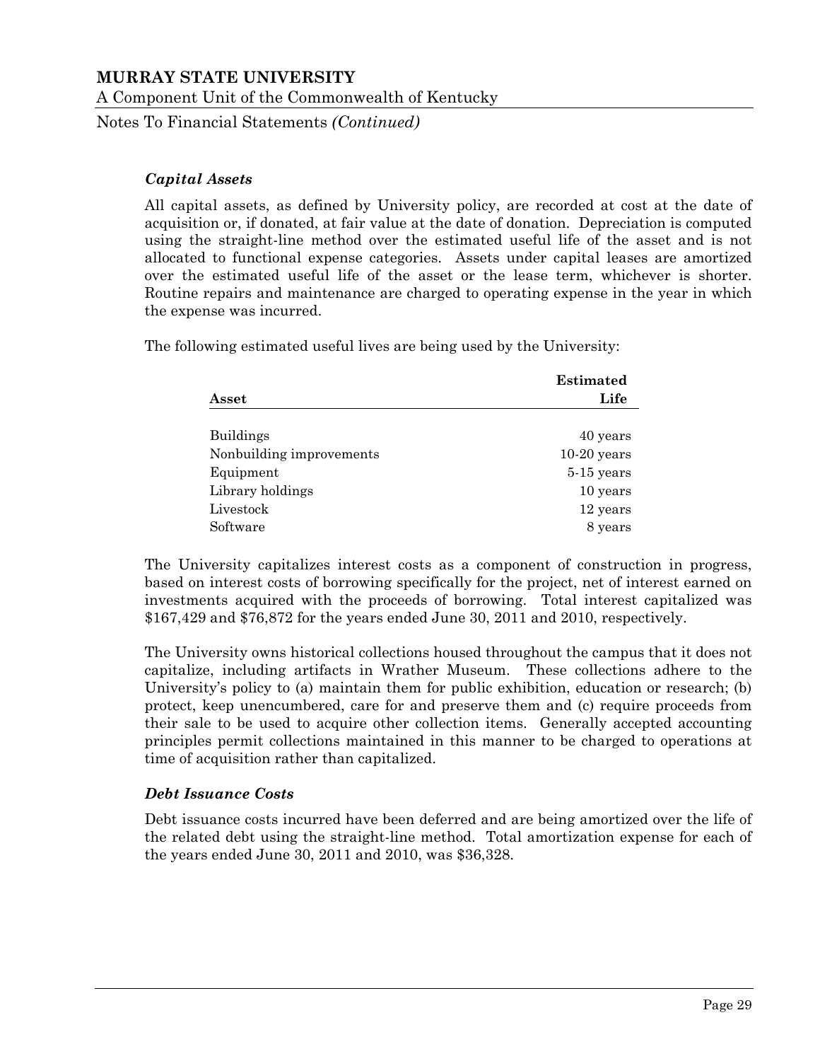### *Capital Assets*

All capital assets, as defined by University policy, are recorded at cost at the date of acquisition or, if donated, at fair value at the date of donation. Depreciation is computed using the straight-line method over the estimated useful life of the asset and is not allocated to functional expense categories. Assets under capital leases are amortized over the estimated useful life of the asset or the lease term, whichever is shorter. Routine repairs and maintenance are charged to operating expense in the year in which the expense was incurred.

The following estimated useful lives are being used by the University:

| Asset | Estimated Life |
|---|---|
| Buildings | 40 years |
| Nonbuilding improvements | 10-20 years |
| Equipment | 5-15 years |
| Library holdings | 10 years |
| Livestock | 12 years |
| Software | 8 years |

The University capitalizes interest costs as a component of construction in progress, based on interest costs of borrowing specifically for the project, net of interest earned on investments acquired with the proceeds of borrowing. Total interest capitalized was $167,429 and $76,872 for the years ended June 30, 2011 and 2010, respectively.

The University owns historical collections housed throughout the campus that it does not capitalize, including artifacts in Wrather Museum. These collections adhere to the University's policy to (a) maintain them for public exhibition, education or research; (b) protect, keep unencumbered, care for and preserve them and (c) require proceeds from their sale to be used to acquire other collection items. Generally accepted accounting principles permit collections maintained in this manner to be charged to operations at time of acquisition rather than capitalized.

### *Debt Issuance Costs*

Debt issuance costs incurred have been deferred and are being amortized over the life of the related debt using the straight-line method. Total amortization expense for each of the years ended June 30, 2011 and 2010, was $36,328.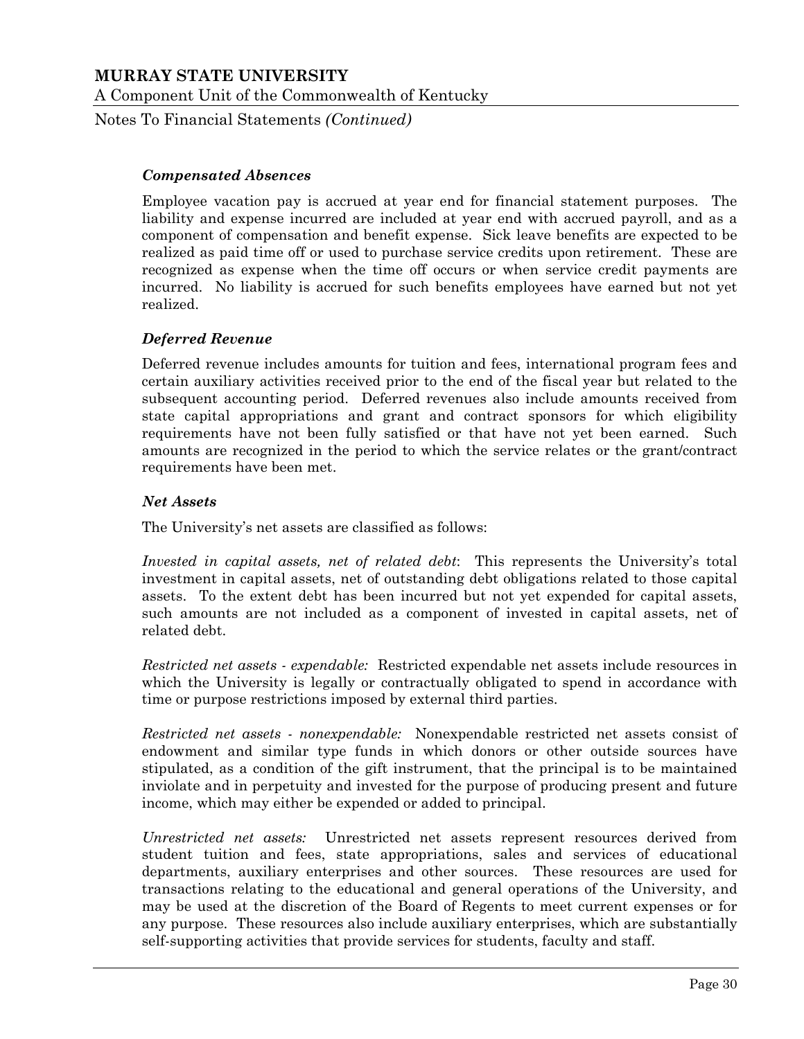### *Compensated Absences*

Employee vacation pay is accrued at year end for financial statement purposes. The liability and expense incurred are included at year end with accrued payroll, and as a component of compensation and benefit expense. Sick leave benefits are expected to be realized as paid time off or used to purchase service credits upon retirement. These are recognized as expense when the time off occurs or when service credit payments are incurred. No liability is accrued for such benefits employees have earned but not yet realized.

### *Deferred Revenue*

Deferred revenue includes amounts for tuition and fees, international program fees and certain auxiliary activities received prior to the end of the fiscal year but related to the subsequent accounting period. Deferred revenues also include amounts received from state capital appropriations and grant and contract sponsors for which eligibility requirements have not been fully satisfied or that have not yet been earned. Such amounts are recognized in the period to which the service relates or the grant/contract requirements have been met.

### *Net Assets*

The University's net assets are classified as follows:

*Invested in capital assets, net of related debt*: This represents the University's total investment in capital assets, net of outstanding debt obligations related to those capital assets. To the extent debt has been incurred but not yet expended for capital assets, such amounts are not included as a component of invested in capital assets, net of related debt.

*Restricted net assets - expendable:* Restricted expendable net assets include resources in which the University is legally or contractually obligated to spend in accordance with time or purpose restrictions imposed by external third parties.

*Restricted net assets - nonexpendable:* Nonexpendable restricted net assets consist of endowment and similar type funds in which donors or other outside sources have stipulated, as a condition of the gift instrument, that the principal is to be maintained inviolate and in perpetuity and invested for the purpose of producing present and future income, which may either be expended or added to principal.

*Unrestricted net assets:* Unrestricted net assets represent resources derived from student tuition and fees, state appropriations, sales and services of educational departments, auxiliary enterprises and other sources. These resources are used for transactions relating to the educational and general operations of the University, and may be used at the discretion of the Board of Regents to meet current expenses or for any purpose. These resources also include auxiliary enterprises, which are substantially self-supporting activities that provide services for students, faculty and staff.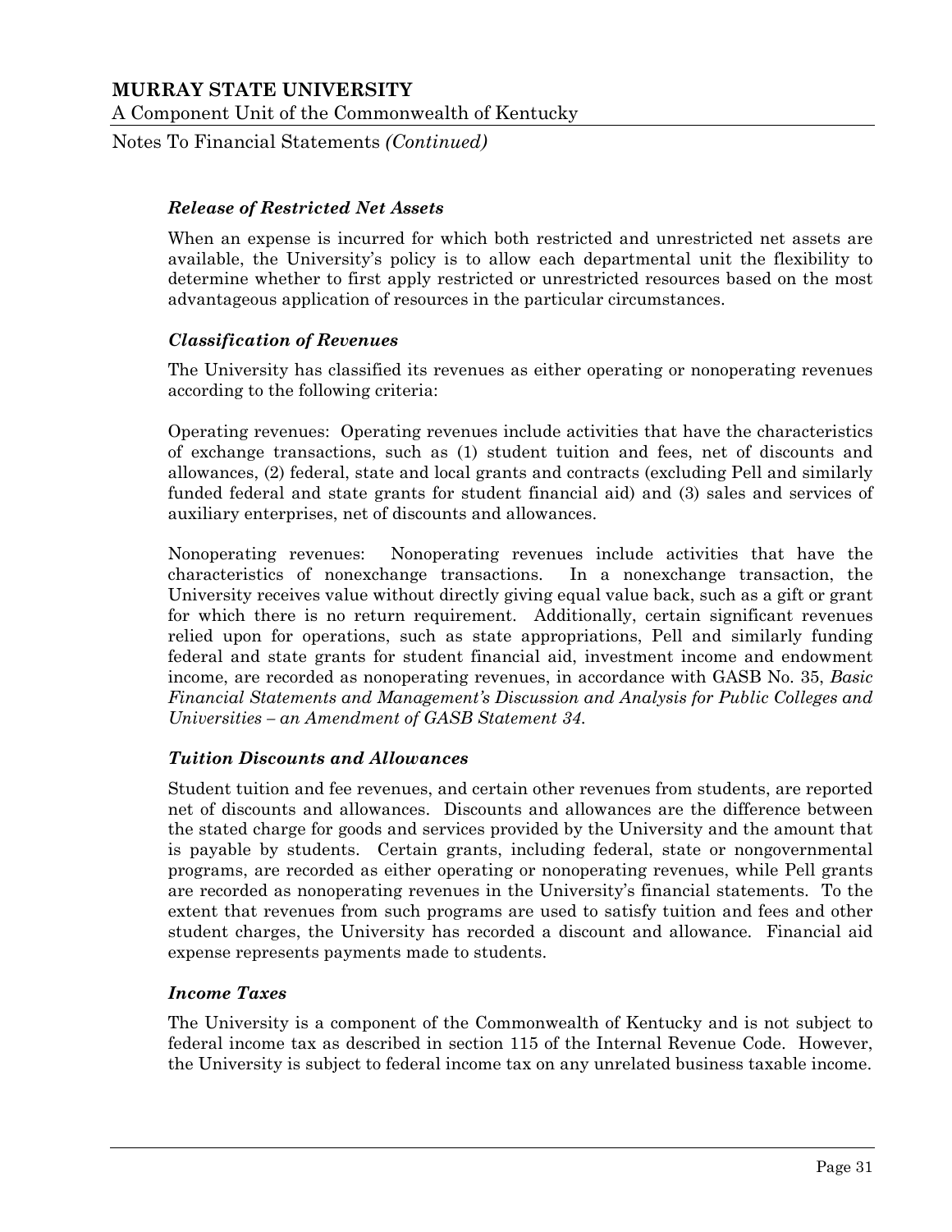### *Release of Restricted Net Assets*

When an expense is incurred for which both restricted and unrestricted net assets are available, the University's policy is to allow each departmental unit the flexibility to determine whether to first apply restricted or unrestricted resources based on the most advantageous application of resources in the particular circumstances.

### *Classification of Revenues*

The University has classified its revenues as either operating or nonoperating revenues according to the following criteria:

Operating revenues: Operating revenues include activities that have the characteristics of exchange transactions, such as (1) student tuition and fees, net of discounts and allowances, (2) federal, state and local grants and contracts (excluding Pell and similarly funded federal and state grants for student financial aid) and (3) sales and services of auxiliary enterprises, net of discounts and allowances.

Nonoperating revenues: Nonoperating revenues include activities that have the characteristics of nonexchange transactions. In a nonexchange transaction, the University receives value without directly giving equal value back, such as a gift or grant for which there is no return requirement. Additionally, certain significant revenues relied upon for operations, such as state appropriations, Pell and similarly funding federal and state grants for student financial aid, investment income and endowment income, are recorded as nonoperating revenues, in accordance with GASB No. 35, *Basic Financial Statements and Management's Discussion and Analysis for Public Colleges and Universities – an Amendment of GASB Statement 34*.

### *Tuition Discounts and Allowances*

Student tuition and fee revenues, and certain other revenues from students, are reported net of discounts and allowances. Discounts and allowances are the difference between the stated charge for goods and services provided by the University and the amount that is payable by students. Certain grants, including federal, state or nongovernmental programs, are recorded as either operating or nonoperating revenues, while Pell grants are recorded as nonoperating revenues in the University's financial statements. To the extent that revenues from such programs are used to satisfy tuition and fees and other student charges, the University has recorded a discount and allowance. Financial aid expense represents payments made to students.

### *Income Taxes*

The University is a component of the Commonwealth of Kentucky and is not subject to federal income tax as described in section 115 of the Internal Revenue Code. However, the University is subject to federal income tax on any unrelated business taxable income.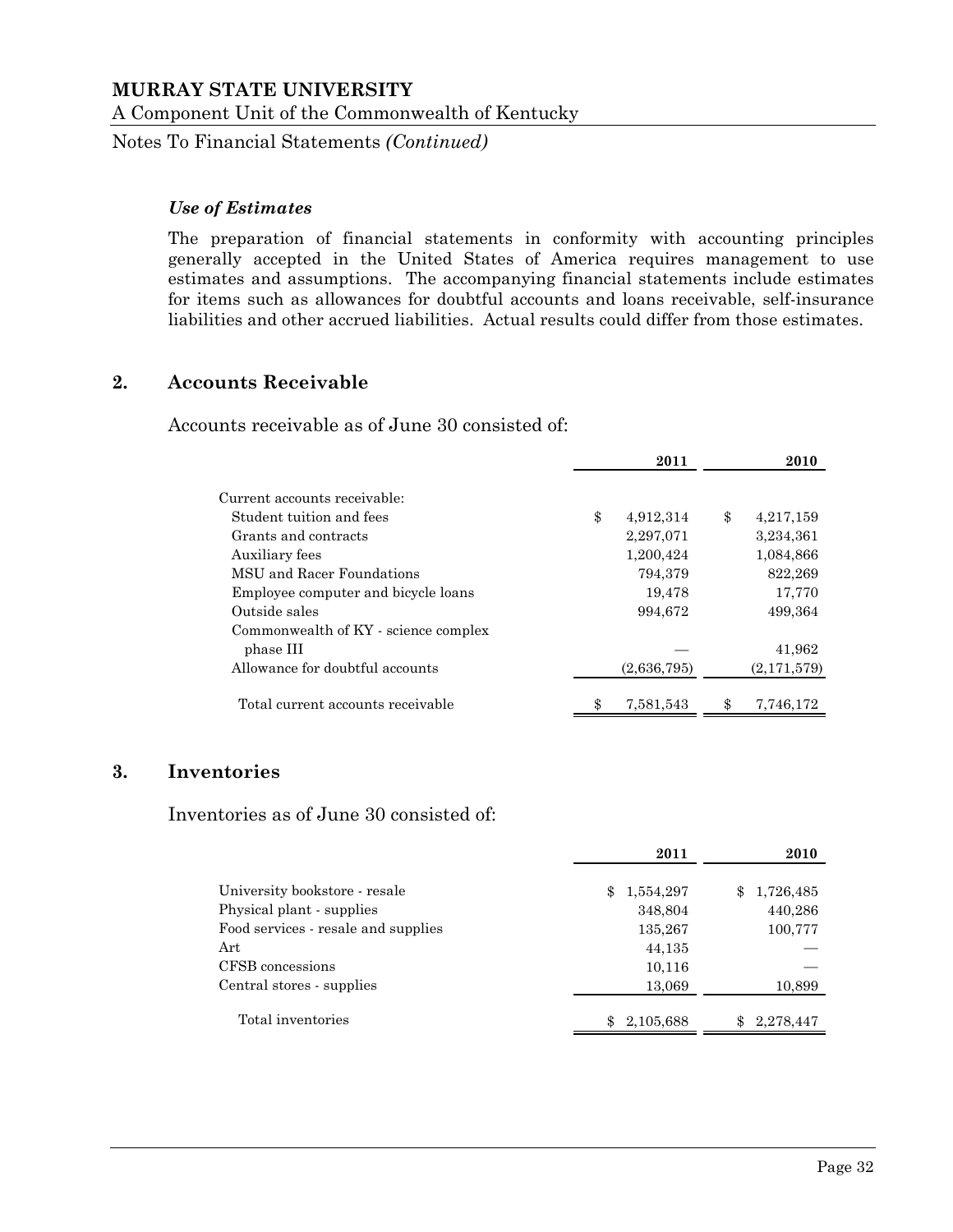### *Use of Estimates*

The preparation of financial statements in conformity with accounting principles generally accepted in the United States of America requires management to use estimates and assumptions. The accompanying financial statements include estimates for items such as allowances for doubtful accounts and loans receivable, self-insurance liabilities and other accrued liabilities. Actual results could differ from those estimates.

## 2. Accounts Receivable

Accounts receivable as of June 30 consisted of:

| | 2011 | 2010 |
|---|---|---|
| Current accounts receivable: | | |
| Student tuition and fees | $ 4,912,314 | $ 4,217,159 |
| Grants and contracts | 2,297,071 | 3,234,361 |
| Auxiliary fees | 1,200,424 | 1,084,866 |
| MSU and Racer Foundations | 794,379 | 822,269 |
| Employee computer and bicycle loans | 19,478 | 17,770 |
| Outside sales | 994,672 | 499,364 |
| Commonwealth of KY - science complex phase III | — | 41,962 |
| Allowance for doubtful accounts | (2,636,795) | (2,171,579) |
| Total current accounts receivable | $ 7,581,543 | $ 7,746,172 |

## 3. Inventories

Inventories as of June 30 consisted of:

| | 2011 | 2010 |
|---|---|---|
| University bookstore - resale | $ 1,554,297 | $ 1,726,485 |
| Physical plant - supplies | 348,804 | 440,286 |
| Food services - resale and supplies | 135,267 | 100,777 |
| Art | 44,135 | — |
| CFSB concessions | 10,116 | — |
| Central stores - supplies | 13,069 | 10,899 |
| Total inventories | $ 2,105,688 | $ 2,278,447 |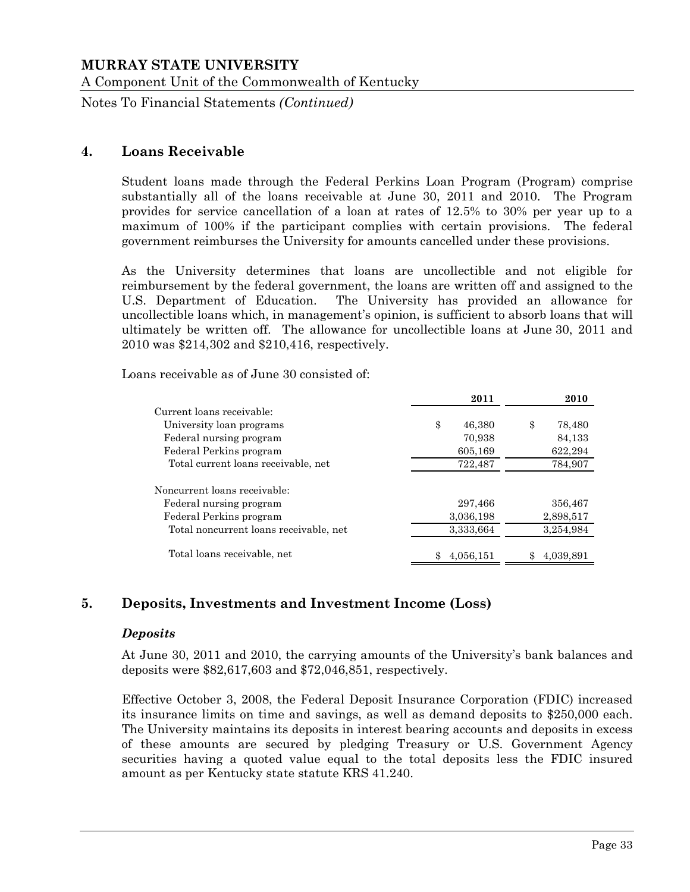**MURRAY STATE UNIVERSITY**

A Component Unit of the Commonwealth of Kentucky

Notes To Financial Statements *(Continued)*

## 4. Loans Receivable

Student loans made through the Federal Perkins Loan Program (Program) comprise substantially all of the loans receivable at June 30, 2011 and 2010. The Program provides for service cancellation of a loan at rates of 12.5% to 30% per year up to a maximum of 100% if the participant complies with certain provisions. The federal government reimburses the University for amounts cancelled under these provisions.

As the University determines that loans are uncollectible and not eligible for reimbursement by the federal government, the loans are written off and assigned to the U.S. Department of Education. The University has provided an allowance for uncollectible loans which, in management's opinion, is sufficient to absorb loans that will ultimately be written off. The allowance for uncollectible loans at June 30, 2011 and 2010 was $214,302 and $210,416, respectively.

Loans receivable as of June 30 consisted of:

| | 2011 | 2010 |
|---|---|---|
| Current loans receivable: | | |
| University loan programs | $ 46,380 | $ 78,480 |
| Federal nursing program | 70,938 | 84,133 |
| Federal Perkins program | 605,169 | 622,294 |
| Total current loans receivable, net | 722,487 | 784,907 |
| Noncurrent loans receivable: | | |
| Federal nursing program | 297,466 | 356,467 |
| Federal Perkins program | 3,036,198 | 2,898,517 |
| Total noncurrent loans receivable, net | 3,333,664 | 3,254,984 |
| Total loans receivable, net | $ 4,056,151 | $ 4,039,891 |

## 5. Deposits, Investments and Investment Income (Loss)

### *Deposits*

At June 30, 2011 and 2010, the carrying amounts of the University's bank balances and deposits were $82,617,603 and $72,046,851, respectively.

Effective October 3, 2008, the Federal Deposit Insurance Corporation (FDIC) increased its insurance limits on time and savings, as well as demand deposits to $250,000 each. The University maintains its deposits in interest bearing accounts and deposits in excess of these amounts are secured by pledging Treasury or U.S. Government Agency securities having a quoted value equal to the total deposits less the FDIC insured amount as per Kentucky state statute KRS 41.240.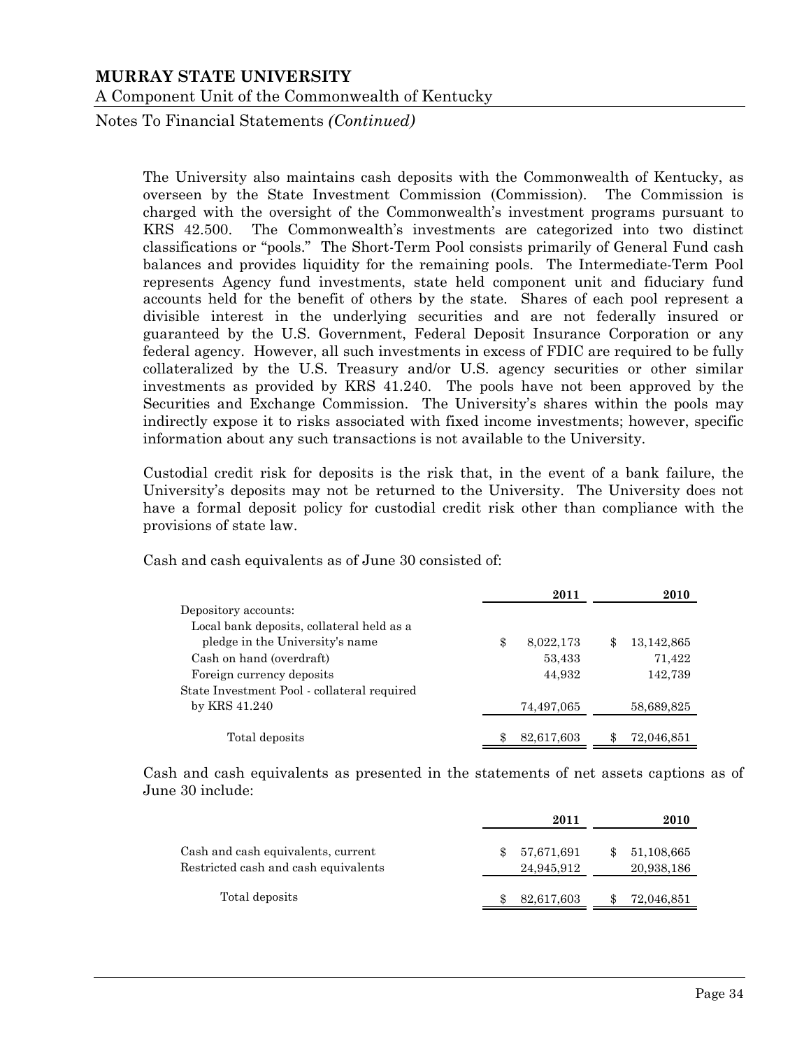The University also maintains cash deposits with the Commonwealth of Kentucky, as overseen by the State Investment Commission (Commission). The Commission is charged with the oversight of the Commonwealth's investment programs pursuant to KRS 42.500. The Commonwealth's investments are categorized into two distinct classifications or "pools." The Short-Term Pool consists primarily of General Fund cash balances and provides liquidity for the remaining pools. The Intermediate-Term Pool represents Agency fund investments, state held component unit and fiduciary fund accounts held for the benefit of others by the state. Shares of each pool represent a divisible interest in the underlying securities and are not federally insured or guaranteed by the U.S. Government, Federal Deposit Insurance Corporation or any federal agency. However, all such investments in excess of FDIC are required to be fully collateralized by the U.S. Treasury and/or U.S. agency securities or other similar investments as provided by KRS 41.240. The pools have not been approved by the Securities and Exchange Commission. The University's shares within the pools may indirectly expose it to risks associated with fixed income investments; however, specific information about any such transactions is not available to the University.

Custodial credit risk for deposits is the risk that, in the event of a bank failure, the University's deposits may not be returned to the University. The University does not have a formal deposit policy for custodial credit risk other than compliance with the provisions of state law.

Cash and cash equivalents as of June 30 consisted of:

| | 2011 | 2010 |
|---|---|---|
| Depository accounts: | | |
| Local bank deposits, collateral held as a pledge in the University's name | $ 8,022,173 | $ 13,142,865 |
| Cash on hand (overdraft) | 53,433 | 71,422 |
| Foreign currency deposits | 44,932 | 142,739 |
| State Investment Pool - collateral required by KRS 41.240 | 74,497,065 | 58,689,825 |
| Total deposits | $ 82,617,603 | $ 72,046,851 |

Cash and cash equivalents as presented in the statements of net assets captions as of June 30 include:

| | 2011 | 2010 |
|---|---|---|
| Cash and cash equivalents, current | $ 57,671,691 | $ 51,108,665 |
| Restricted cash and cash equivalents | 24,945,912 | 20,938,186 |
| Total deposits | $ 82,617,603 | $ 72,046,851 |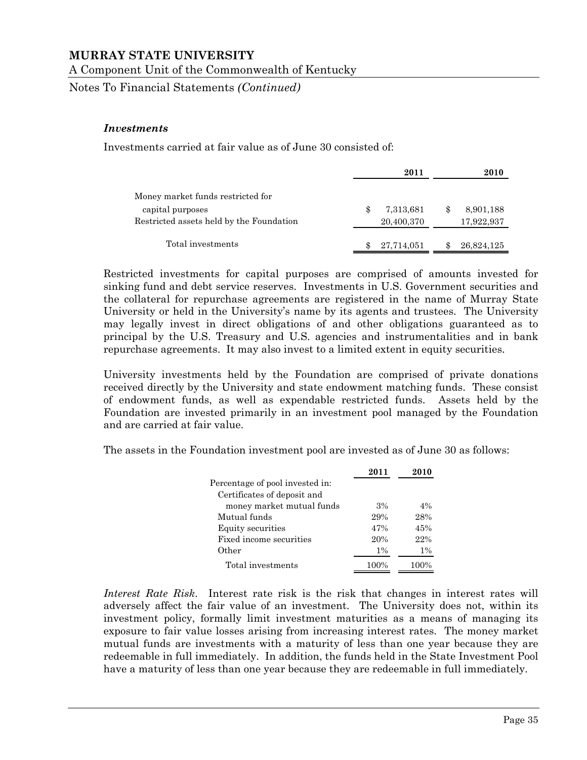### *Investments*

Investments carried at fair value as of June 30 consisted of:

| | 2011 | 2010 |
|---|---|---|
| Money market funds restricted for capital purposes | $ 7,313,681 | $ 8,901,188 |
| Restricted assets held by the Foundation | 20,400,370 | 17,922,937 |
| Total investments | $ 27,714,051 | $ 26,824,125 |

Restricted investments for capital purposes are comprised of amounts invested for sinking fund and debt service reserves. Investments in U.S. Government securities and the collateral for repurchase agreements are registered in the name of Murray State University or held in the University's name by its agents and trustees. The University may legally invest in direct obligations of and other obligations guaranteed as to principal by the U.S. Treasury and U.S. agencies and instrumentalities and in bank repurchase agreements. It may also invest to a limited extent in equity securities.

University investments held by the Foundation are comprised of private donations received directly by the University and state endowment matching funds. These consist of endowment funds, as well as expendable restricted funds. Assets held by the Foundation are invested primarily in an investment pool managed by the Foundation and are carried at fair value.

The assets in the Foundation investment pool are invested as of June 30 as follows:

| | 2011 | 2010 |
|---|---|---|
| Percentage of pool invested in: | | |
| Certificates of deposit and money market mutual funds | 3% | 4% |
| Mutual funds | 29% | 28% |
| Equity securities | 47% | 45% |
| Fixed income securities | 20% | 22% |
| Other | 1% | 1% |
| Total investments | 100% | 100% |

*Interest Rate Risk*. Interest rate risk is the risk that changes in interest rates will adversely affect the fair value of an investment. The University does not, within its investment policy, formally limit investment maturities as a means of managing its exposure to fair value losses arising from increasing interest rates. The money market mutual funds are investments with a maturity of less than one year because they are redeemable in full immediately. In addition, the funds held in the State Investment Pool have a maturity of less than one year because they are redeemable in full immediately.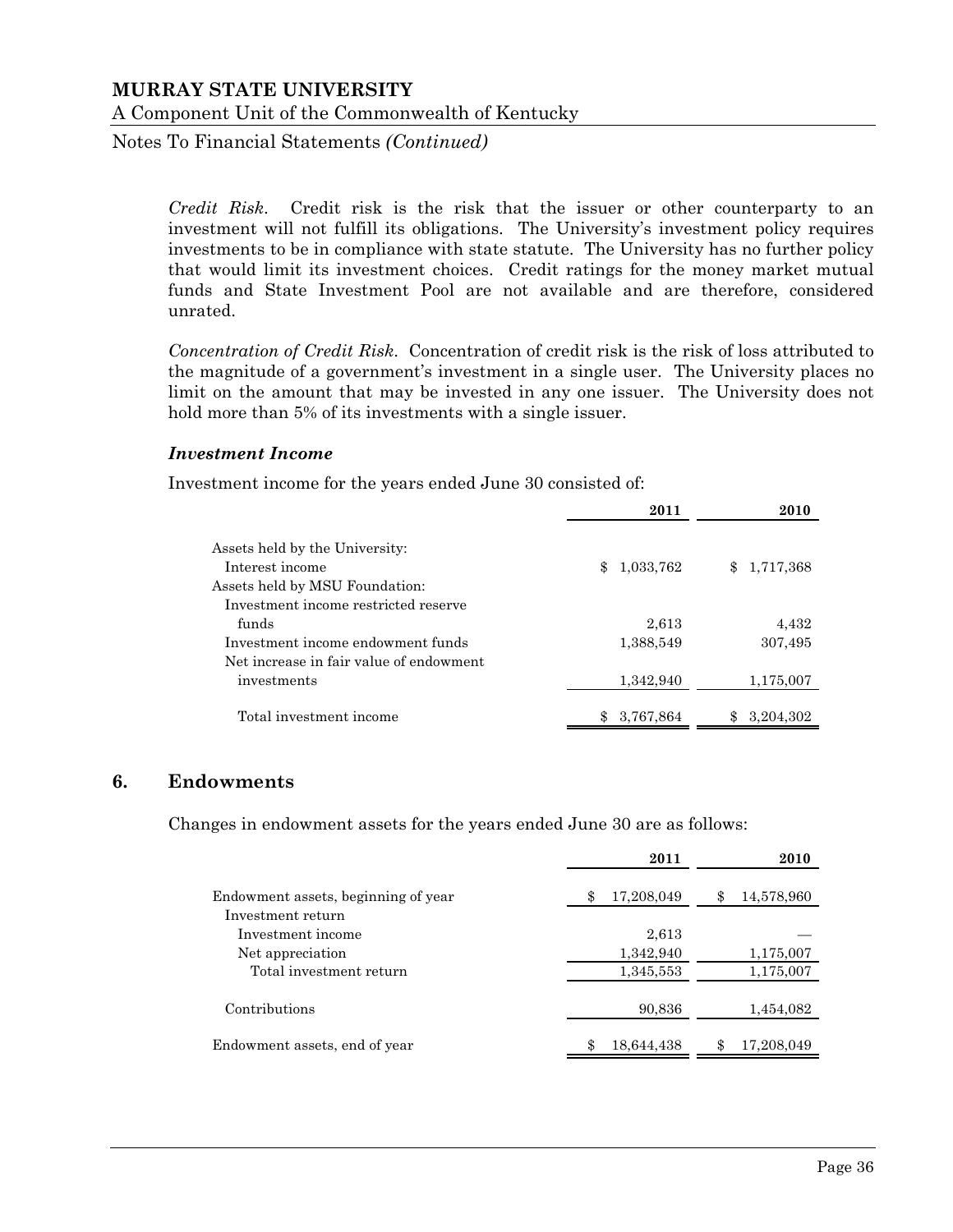*Credit Risk*. Credit risk is the risk that the issuer or other counterparty to an investment will not fulfill its obligations. The University's investment policy requires investments to be in compliance with state statute. The University has no further policy that would limit its investment choices. Credit ratings for the money market mutual funds and State Investment Pool are not available and are therefore, considered unrated.

*Concentration of Credit Risk*. Concentration of credit risk is the risk of loss attributed to the magnitude of a government's investment in a single user. The University places no limit on the amount that may be invested in any one issuer. The University does not hold more than 5% of its investments with a single issuer.

### *Investment Income*

Investment income for the years ended June 30 consisted of:

| | 2011 | 2010 |
|---|---|---|
| Assets held by the University: | | |
| Interest income | $ 1,033,762 | $ 1,717,368 |
| Assets held by MSU Foundation: | | |
| Investment income restricted reserve funds | 2,613 | 4,432 |
| Investment income endowment funds | 1,388,549 | 307,495 |
| Net increase in fair value of endowment investments | 1,342,940 | 1,175,007 |
| Total investment income | $ 3,767,864 | $ 3,204,302 |

## 6. Endowments

Changes in endowment assets for the years ended June 30 are as follows:

| | 2011 | 2010 |
|---|---|---|
| Endowment assets, beginning of year | $ 17,208,049 | $ 14,578,960 |
| Investment return | | |
| Investment income | 2,613 | — |
| Net appreciation | 1,342,940 | 1,175,007 |
| Total investment return | 1,345,553 | 1,175,007 |
| Contributions | 90,836 | 1,454,082 |
| Endowment assets, end of year | $ 18,644,438 | $ 17,208,049 |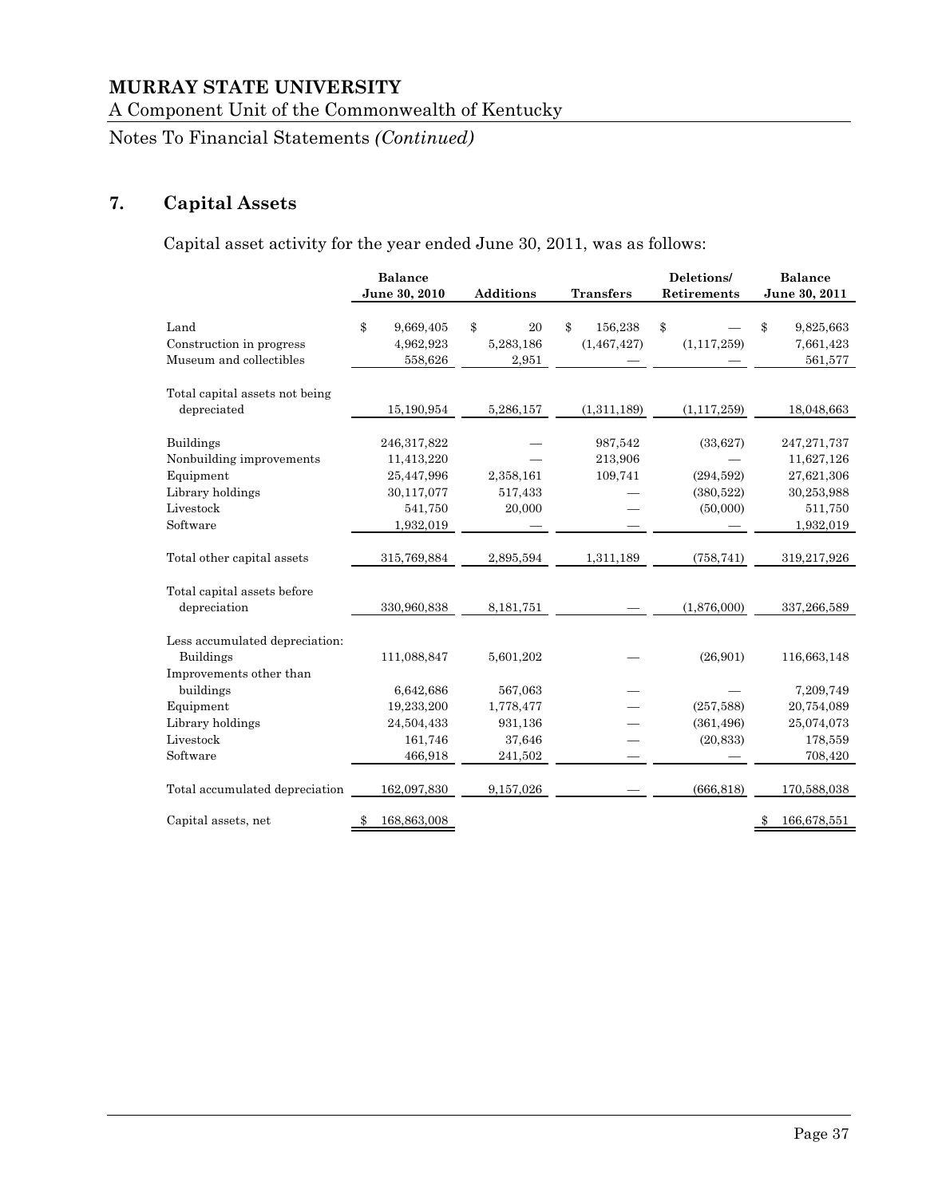# MURRAY STATE UNIVERSITY

A Component Unit of the Commonwealth of Kentucky

Notes To Financial Statements *(Continued)*

## 7. Capital Assets

Capital asset activity for the year ended June 30, 2011, was as follows:

| | Balance June 30, 2010 | Additions | Transfers | Deletions/ Retirements | Balance June 30, 2011 |
|---|---|---|---|---|---|
| Land | $ 9,669,405 | $ 20 | $ 156,238 | $ — | $ 9,825,663 |
| Construction in progress | 4,962,923 | 5,283,186 | (1,467,427) | (1,117,259) | 7,661,423 |
| Museum and collectibles | 558,626 | 2,951 | — | — | 561,577 |
| Total capital assets not being depreciated | 15,190,954 | 5,286,157 | (1,311,189) | (1,117,259) | 18,048,663 |
| Buildings | 246,317,822 | — | 987,542 | (33,627) | 247,271,737 |
| Nonbuilding improvements | 11,413,220 | — | 213,906 | — | 11,627,126 |
| Equipment | 25,447,996 | 2,358,161 | 109,741 | (294,592) | 27,621,306 |
| Library holdings | 30,117,077 | 517,433 | — | (380,522) | 30,253,988 |
| Livestock | 541,750 | 20,000 | — | (50,000) | 511,750 |
| Software | 1,932,019 | — | — | — | 1,932,019 |
| Total other capital assets | 315,769,884 | 2,895,594 | 1,311,189 | (758,741) | 319,217,926 |
| Total capital assets before depreciation | 330,960,838 | 8,181,751 | — | (1,876,000) | 337,266,589 |
| Less accumulated depreciation: | | | | | |
| Buildings | 111,088,847 | 5,601,202 | — | (26,901) | 116,663,148 |
| Improvements other than buildings | 6,642,686 | 567,063 | — | — | 7,209,749 |
| Equipment | 19,233,200 | 1,778,477 | — | (257,588) | 20,754,089 |
| Library holdings | 24,504,433 | 931,136 | — | (361,496) | 25,074,073 |
| Livestock | 161,746 | 37,646 | — | (20,833) | 178,559 |
| Software | 466,918 | 241,502 | — | — | 708,420 |
| Total accumulated depreciation | 162,097,830 | 9,157,026 | — | (666,818) | 170,588,038 |
| Capital assets, net | $ 168,863,008 | | | | $ 166,678,551 |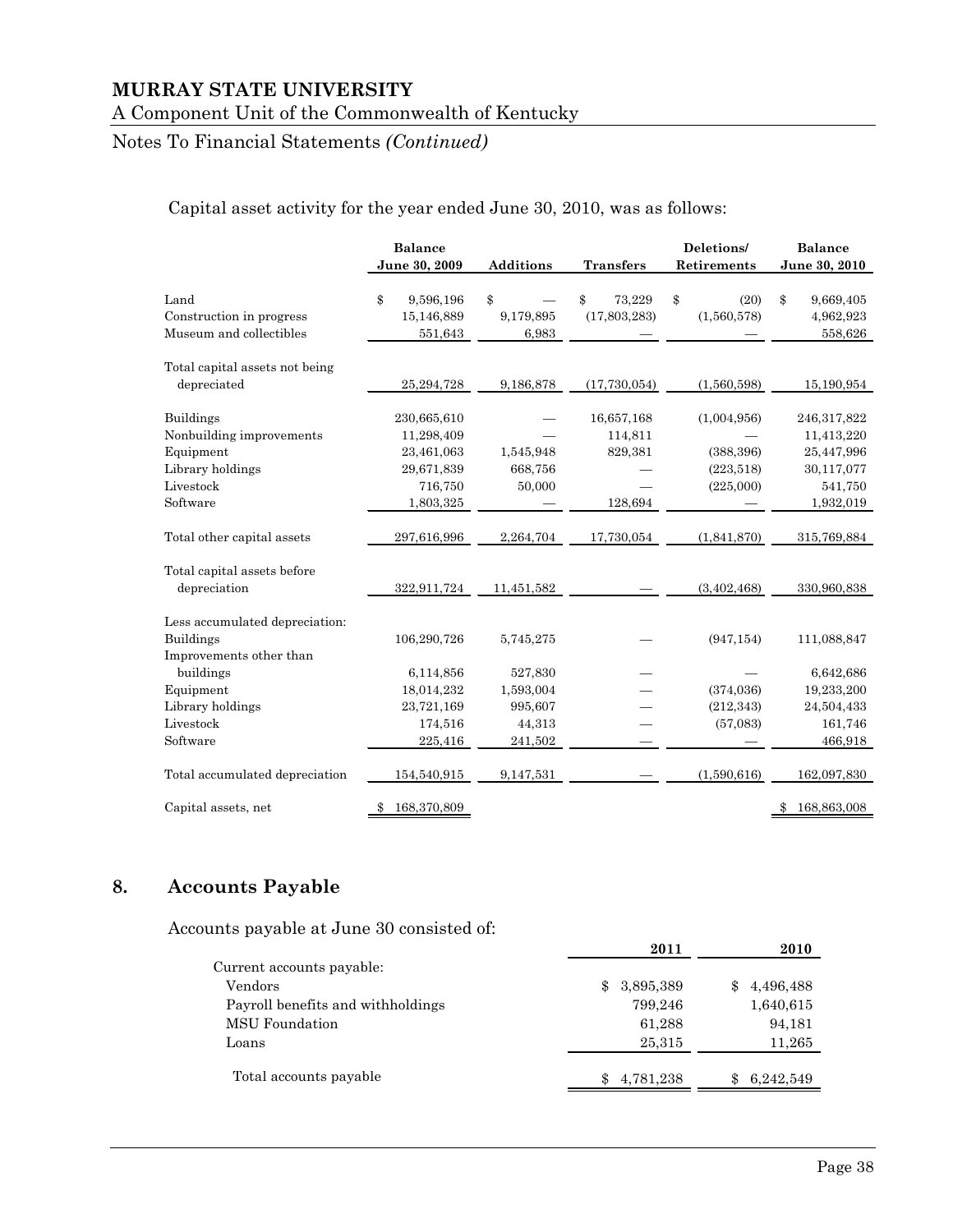Capital asset activity for the year ended June 30, 2010, was as follows:

| | Balance June 30, 2009 | Additions | Transfers | Deletions/ Retirements | Balance June 30, 2010 |
|---|---|---|---|---|---|
| Land | $ 9,596,196 | $ — | $ 73,229 | $ (20) | $ 9,669,405 |
| Construction in progress | 15,146,889 | 9,179,895 | (17,803,283) | (1,560,578) | 4,962,923 |
| Museum and collectibles | 551,643 | 6,983 | — | — | 558,626 |
| Total capital assets not being depreciated | 25,294,728 | 9,186,878 | (17,730,054) | (1,560,598) | 15,190,954 |
| Buildings | 230,665,610 | — | 16,657,168 | (1,004,956) | 246,317,822 |
| Nonbuilding improvements | 11,298,409 | — | 114,811 | — | 11,413,220 |
| Equipment | 23,461,063 | 1,545,948 | 829,381 | (388,396) | 25,447,996 |
| Library holdings | 29,671,839 | 668,756 | — | (223,518) | 30,117,077 |
| Livestock | 716,750 | 50,000 | — | (225,000) | 541,750 |
| Software | 1,803,325 | — | 128,694 | — | 1,932,019 |
| Total other capital assets | 297,616,996 | 2,264,704 | 17,730,054 | (1,841,870) | 315,769,884 |
| Total capital assets before depreciation | 322,911,724 | 11,451,582 | — | (3,402,468) | 330,960,838 |
| Less accumulated depreciation: | | | | | |
| Buildings | 106,290,726 | 5,745,275 | — | (947,154) | 111,088,847 |
| Improvements other than buildings | 6,114,856 | 527,830 | — | — | 6,642,686 |
| Equipment | 18,014,232 | 1,593,004 | — | (374,036) | 19,233,200 |
| Library holdings | 23,721,169 | 995,607 | — | (212,343) | 24,504,433 |
| Livestock | 174,516 | 44,313 | — | (57,083) | 161,746 |
| Software | 225,416 | 241,502 | — | — | 466,918 |
| Total accumulated depreciation | 154,540,915 | 9,147,531 | — | (1,590,616) | 162,097,830 |
| Capital assets, net | $ 168,370,809 | | | | $ 168,863,008 |

## 8. Accounts Payable

Accounts payable at June 30 consisted of:

| | 2011 | 2010 |
|---|---|---|
| Current accounts payable: | | |
| Vendors | $ 3,895,389 | $ 4,496,488 |
| Payroll benefits and withholdings | 799,246 | 1,640,615 |
| MSU Foundation | 61,288 | 94,181 |
| Loans | 25,315 | 11,265 |
| Total accounts payable | $ 4,781,238 | $ 6,242,549 |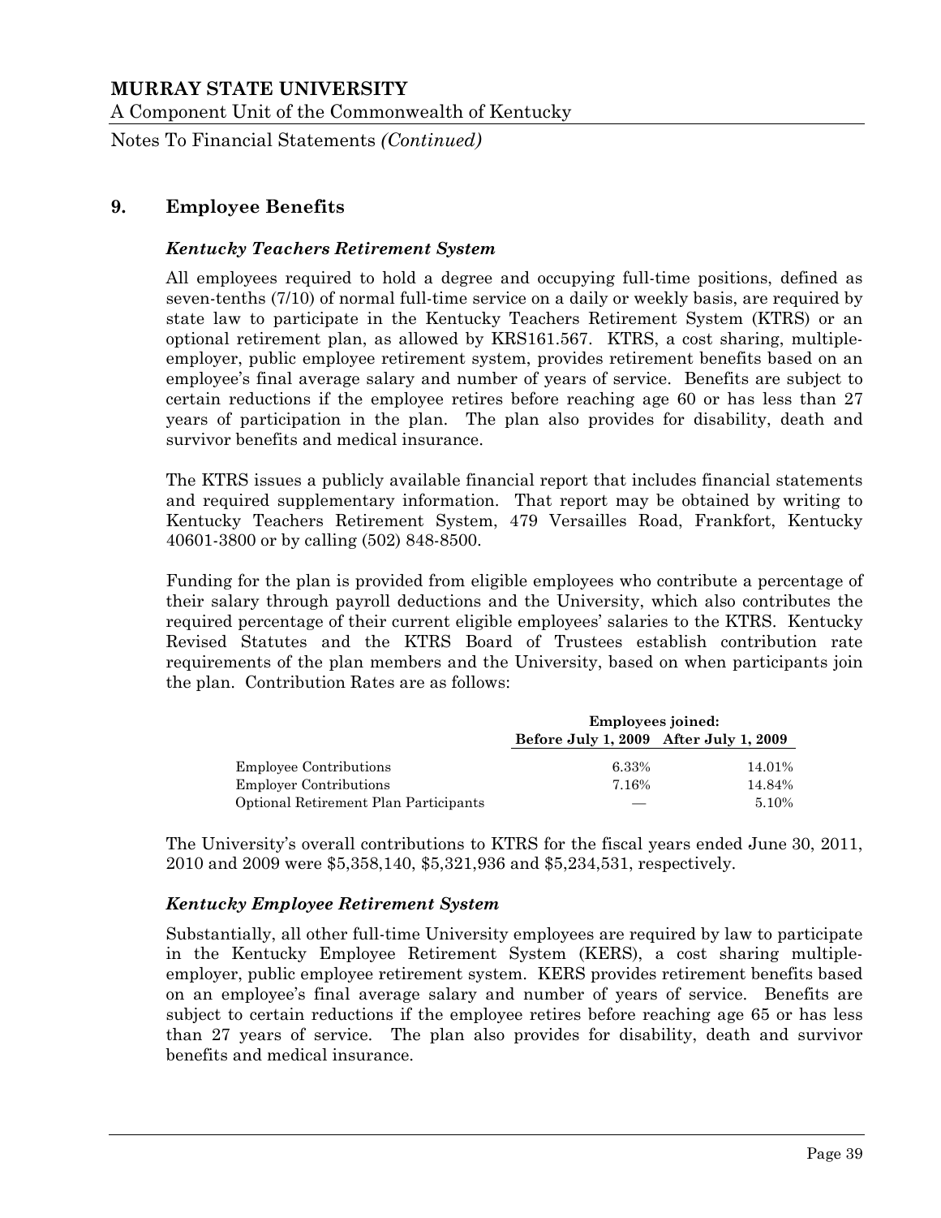# 9. Employee Benefits

### *Kentucky Teachers Retirement System*

All employees required to hold a degree and occupying full-time positions, defined as seven-tenths (7/10) of normal full-time service on a daily or weekly basis, are required by state law to participate in the Kentucky Teachers Retirement System (KTRS) or an optional retirement plan, as allowed by KRS161.567. KTRS, a cost sharing, multiple-employer, public employee retirement system, provides retirement benefits based on an employee's final average salary and number of years of service. Benefits are subject to certain reductions if the employee retires before reaching age 60 or has less than 27 years of participation in the plan. The plan also provides for disability, death and survivor benefits and medical insurance.

The KTRS issues a publicly available financial report that includes financial statements and required supplementary information. That report may be obtained by writing to Kentucky Teachers Retirement System, 479 Versailles Road, Frankfort, Kentucky 40601-3800 or by calling (502) 848-8500.

Funding for the plan is provided from eligible employees who contribute a percentage of their salary through payroll deductions and the University, which also contributes the required percentage of their current eligible employees' salaries to the KTRS. Kentucky Revised Statutes and the KTRS Board of Trustees establish contribution rate requirements of the plan members and the University, based on when participants join the plan. Contribution Rates are as follows:

| | **Employees joined:** | |
|---|---|---|
| | **Before July 1, 2009** | **After July 1, 2009** |
| Employee Contributions | 6.33% | 14.01% |
| Employer Contributions | 7.16% | 14.84% |
| Optional Retirement Plan Participants | — | 5.10% |

The University's overall contributions to KTRS for the fiscal years ended June 30, 2011, 2010 and 2009 were $5,358,140, $5,321,936 and $5,234,531, respectively.

### *Kentucky Employee Retirement System*

Substantially, all other full-time University employees are required by law to participate in the Kentucky Employee Retirement System (KERS), a cost sharing multiple-employer, public employee retirement system. KERS provides retirement benefits based on an employee's final average salary and number of years of service. Benefits are subject to certain reductions if the employee retires before reaching age 65 or has less than 27 years of service. The plan also provides for disability, death and survivor benefits and medical insurance.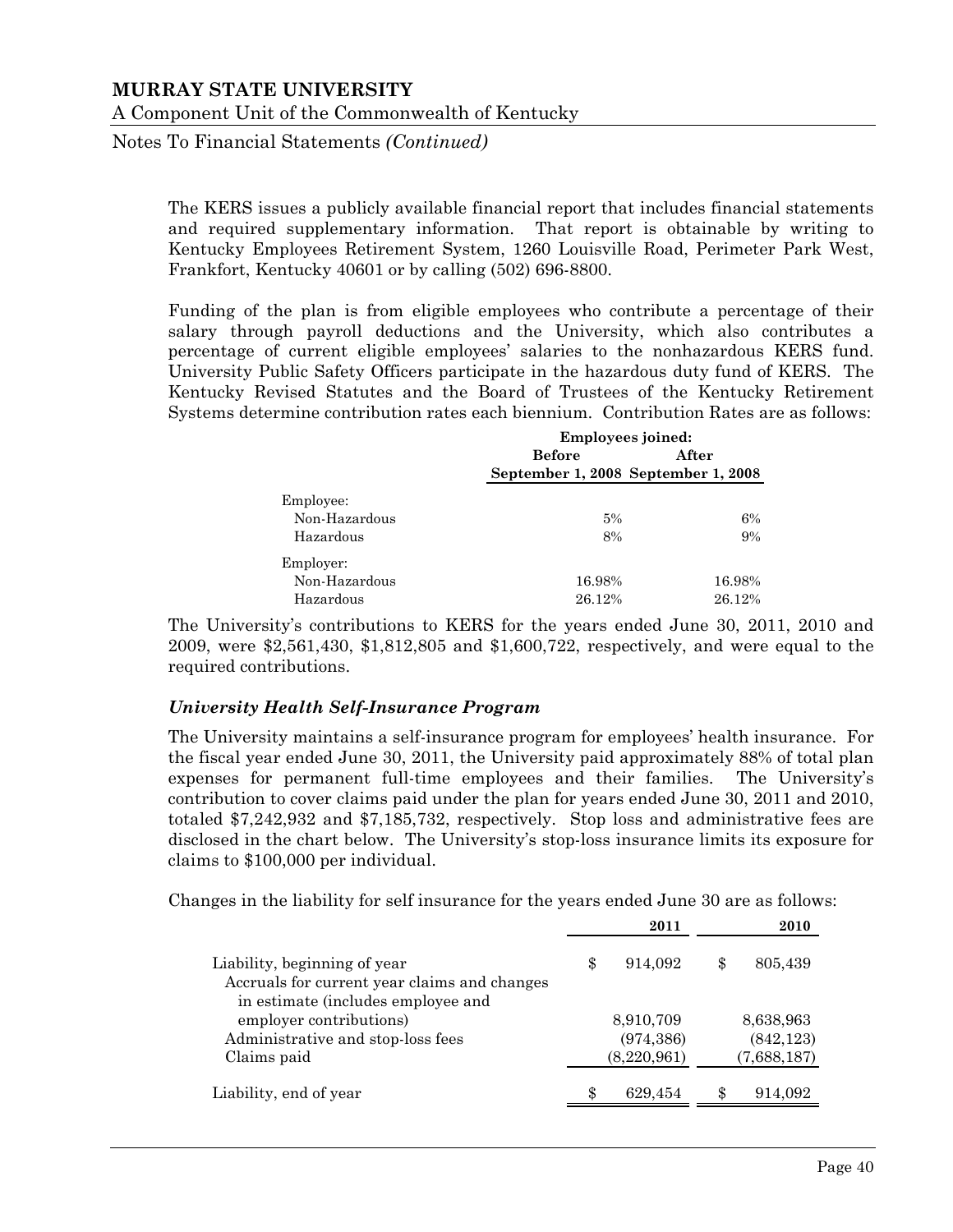The KERS issues a publicly available financial report that includes financial statements and required supplementary information. That report is obtainable by writing to Kentucky Employees Retirement System, 1260 Louisville Road, Perimeter Park West, Frankfort, Kentucky 40601 or by calling (502) 696-8800.

Funding of the plan is from eligible employees who contribute a percentage of their salary through payroll deductions and the University, which also contributes a percentage of current eligible employees' salaries to the nonhazardous KERS fund. University Public Safety Officers participate in the hazardous duty fund of KERS. The Kentucky Revised Statutes and the Board of Trustees of the Kentucky Retirement Systems determine contribution rates each biennium. Contribution Rates are as follows:

| | Employees joined: | |
|---|---|---|
| | **Before September 1, 2008** | **After September 1, 2008** |
| Employee: | | |
| Non-Hazardous | 5% | 6% |
| Hazardous | 8% | 9% |
| Employer: | | |
| Non-Hazardous | 16.98% | 16.98% |
| Hazardous | 26.12% | 26.12% |

The University's contributions to KERS for the years ended June 30, 2011, 2010 and 2009, were $2,561,430, $1,812,805 and $1,600,722, respectively, and were equal to the required contributions.

### *University Health Self-Insurance Program*

The University maintains a self-insurance program for employees' health insurance. For the fiscal year ended June 30, 2011, the University paid approximately 88% of total plan expenses for permanent full-time employees and their families. The University's contribution to cover claims paid under the plan for years ended June 30, 2011 and 2010, totaled $7,242,932 and $7,185,732, respectively. Stop loss and administrative fees are disclosed in the chart below. The University's stop-loss insurance limits its exposure for claims to $100,000 per individual.

Changes in the liability for self insurance for the years ended June 30 are as follows:

| | 2011 | 2010 |
|---|---|---|
| Liability, beginning of year | $ 914,092 | $ 805,439 |
| Accruals for current year claims and changes in estimate (includes employee and employer contributions) | 8,910,709 | 8,638,963 |
| Administrative and stop-loss fees | (974,386) | (842,123) |
| Claims paid | (8,220,961) | (7,688,187) |
| Liability, end of year | $ 629,454 | $ 914,092 |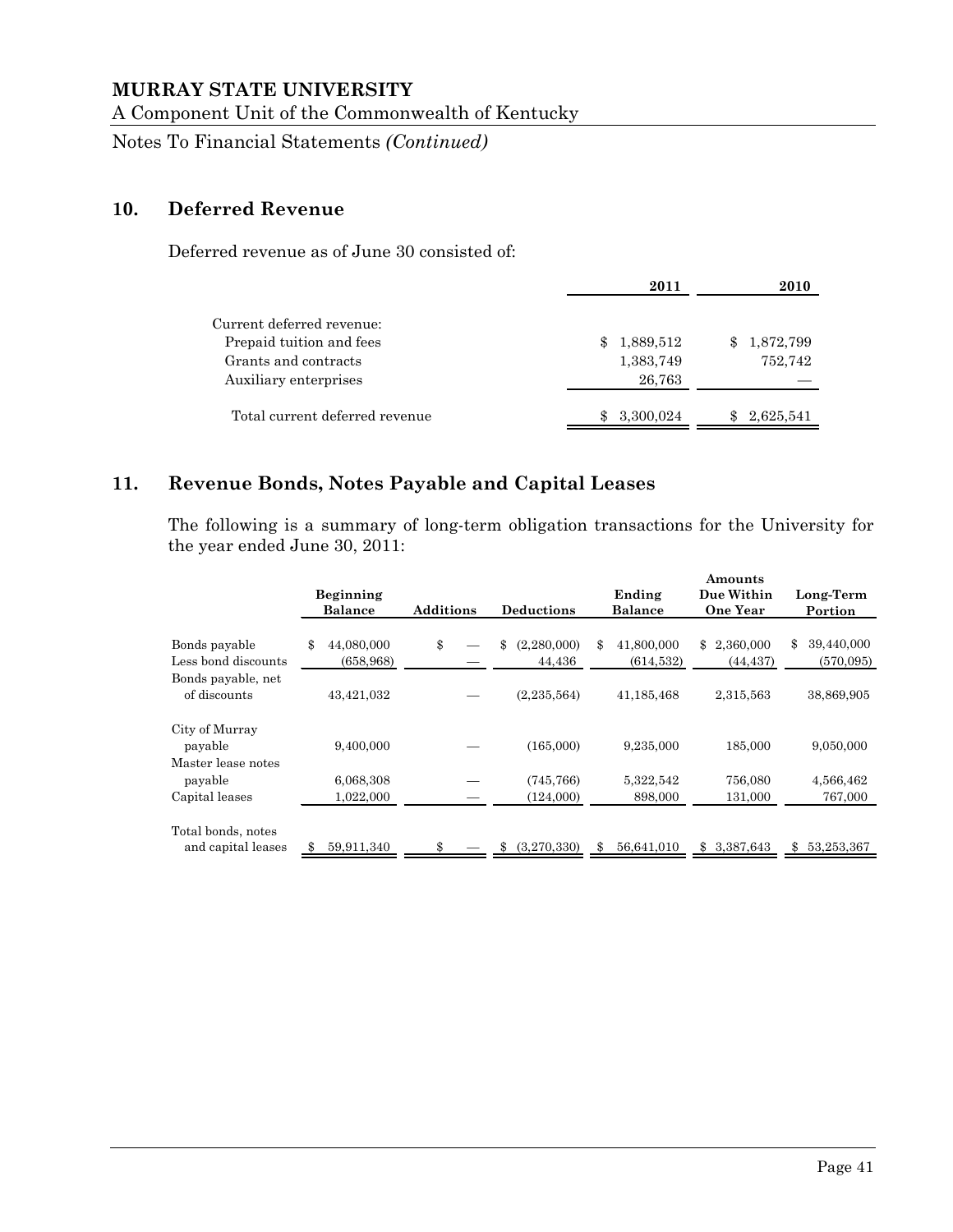## 10. Deferred Revenue

Deferred revenue as of June 30 consisted of:

| | 2011 | 2010 |
|---|---|---|
| Current deferred revenue: | | |
| Prepaid tuition and fees | $ 1,889,512 | $ 1,872,799 |
| Grants and contracts | 1,383,749 | 752,742 |
| Auxiliary enterprises | 26,763 | — |
| Total current deferred revenue | $ 3,300,024 | $ 2,625,541 |

## 11. Revenue Bonds, Notes Payable and Capital Leases

The following is a summary of long-term obligation transactions for the University for the year ended June 30, 2011:

| | Beginning Balance | Additions | Deductions | Ending Balance | Amounts Due Within One Year | Long-Term Portion |
|---|---|---|---|---|---|---|
| Bonds payable | $ 44,080,000 | $ — | $ (2,280,000) | $ 41,800,000 | $ 2,360,000 | $ 39,440,000 |
| Less bond discounts | (658,968) | — | 44,436 | (614,532) | (44,437) | (570,095) |
| Bonds payable, net of discounts | 43,421,032 | — | (2,235,564) | 41,185,468 | 2,315,563 | 38,869,905 |
| City of Murray payable | 9,400,000 | — | (165,000) | 9,235,000 | 185,000 | 9,050,000 |
| Master lease notes payable | 6,068,308 | — | (745,766) | 5,322,542 | 756,080 | 4,566,462 |
| Capital leases | 1,022,000 | — | (124,000) | 898,000 | 131,000 | 767,000 |
| Total bonds, notes and capital leases | $ 59,911,340 | $ — | $ (3,270,330) | $ 56,641,010 | $ 3,387,643 | $ 53,253,367 |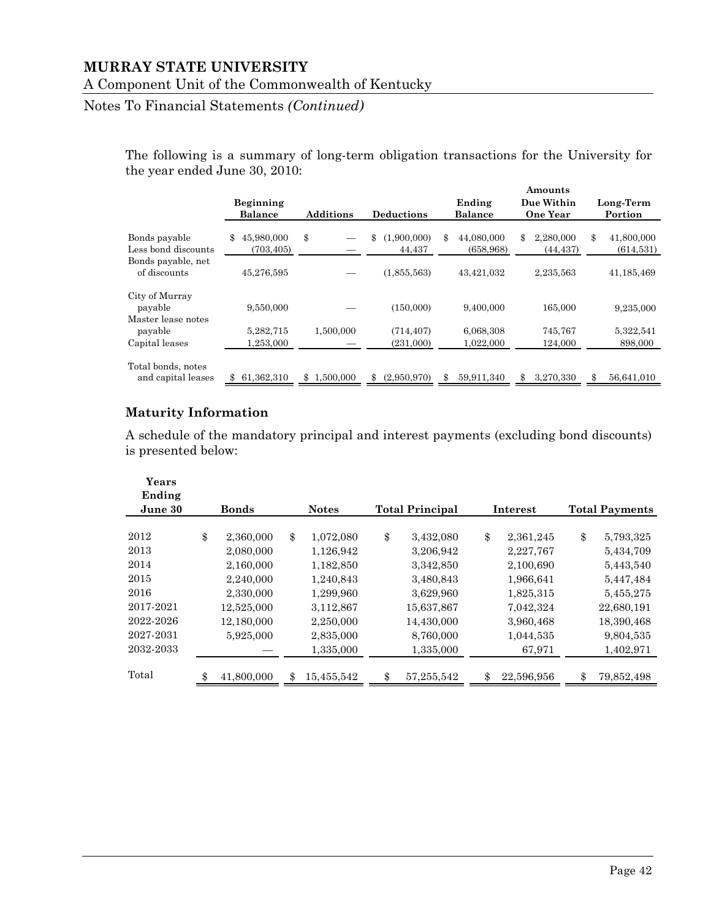The following is a summary of long-term obligation transactions for the University for the year ended June 30, 2010:

| | Beginning Balance | Additions | Deductions | Ending Balance | Amounts Due Within One Year | Long-Term Portion |
|---|---|---|---|---|---|---|
| Bonds payable | $ 45,980,000 | $ — | $ (1,900,000) | $ 44,080,000 | $ 2,280,000 | $ 41,800,000 |
| Less bond discounts | (703,405) | — | 44,437 | (658,968) | (44,437) | (614,531) |
| Bonds payable, net of discounts | 45,276,595 | — | (1,855,563) | 43,421,032 | 2,235,563 | 41,185,469 |
| City of Murray payable | 9,550,000 | — | (150,000) | 9,400,000 | 165,000 | 9,235,000 |
| Master lease notes payable | 5,282,715 | 1,500,000 | (714,407) | 6,068,308 | 745,767 | 5,322,541 |
| Capital leases | 1,253,000 | — | (231,000) | 1,022,000 | 124,000 | 898,000 |
| Total bonds, notes and capital leases | $ 61,362,310 | $ 1,500,000 | $ (2,950,970) | $ 59,911,340 | $ 3,270,330 | $ 56,641,010 |

## Maturity Information

A schedule of the mandatory principal and interest payments (excluding bond discounts) is presented below:

| Years Ending June 30 | Bonds | Notes | Total Principal | Interest | Total Payments |
|---|---|---|---|---|---|
| 2012 | $ 2,360,000 | $ 1,072,080 | $ 3,432,080 | $ 2,361,245 | $ 5,793,325 |
| 2013 | 2,080,000 | 1,126,942 | 3,206,942 | 2,227,767 | 5,434,709 |
| 2014 | 2,160,000 | 1,182,850 | 3,342,850 | 2,100,690 | 5,443,540 |
| 2015 | 2,240,000 | 1,240,843 | 3,480,843 | 1,966,641 | 5,447,484 |
| 2016 | 2,330,000 | 1,299,960 | 3,629,960 | 1,825,315 | 5,455,275 |
| 2017-2021 | 12,525,000 | 3,112,867 | 15,637,867 | 7,042,324 | 22,680,191 |
| 2022-2026 | 12,180,000 | 2,250,000 | 14,430,000 | 3,960,468 | 18,390,468 |
| 2027-2031 | 5,925,000 | 2,835,000 | 8,760,000 | 1,044,535 | 9,804,535 |
| 2032-2033 | — | 1,335,000 | 1,335,000 | 67,971 | 1,402,971 |
| Total | $ 41,800,000 | $ 15,455,542 | $ 57,255,542 | $ 22,596,956 | $ 79,852,498 |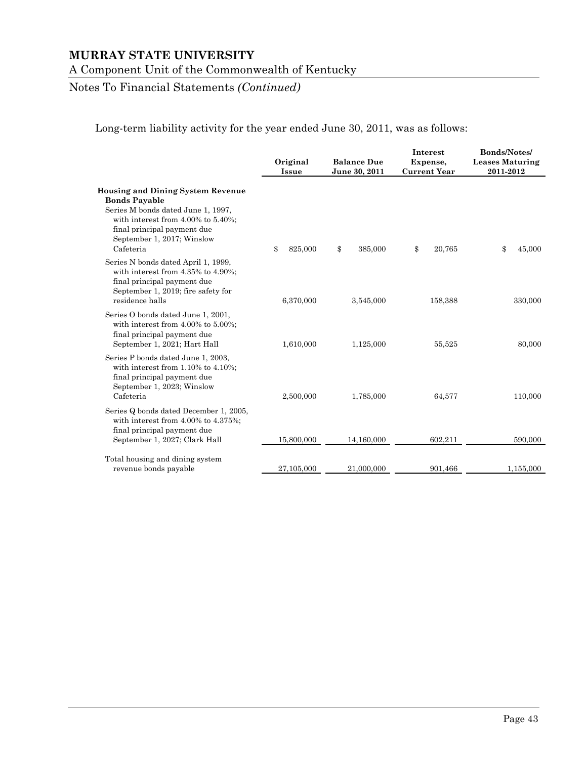# MURRAY STATE UNIVERSITY

A Component Unit of the Commonwealth of Kentucky

Notes To Financial Statements *(Continued)*

Long-term liability activity for the year ended June 30, 2011, was as follows:

| | Original Issue | Balance Due June 30, 2011 | Interest Expense, Current Year | Bonds/Notes/ Leases Maturing 2011-2012 |
|---|---|---|---|---|
| **Housing and Dining System Revenue Bonds Payable** | | | | |
| Series M bonds dated June 1, 1997, with interest from 4.00% to 5.40%; final principal payment due September 1, 2017; Winslow Cafeteria | $ 825,000 | $ 385,000 | $ 20,765 | $ 45,000 |
| Series N bonds dated April 1, 1999, with interest from 4.35% to 4.90%; final principal payment due September 1, 2019; fire safety for residence halls | 6,370,000 | 3,545,000 | 158,388 | 330,000 |
| Series O bonds dated June 1, 2001, with interest from 4.00% to 5.00%; final principal payment due September 1, 2021; Hart Hall | 1,610,000 | 1,125,000 | 55,525 | 80,000 |
| Series P bonds dated June 1, 2003, with interest from 1.10% to 4.10%; final principal payment due September 1, 2023; Winslow Cafeteria | 2,500,000 | 1,785,000 | 64,577 | 110,000 |
| Series Q bonds dated December 1, 2005, with interest from 4.00% to 4.375%; final principal payment due September 1, 2027; Clark Hall | 15,800,000 | 14,160,000 | 602,211 | 590,000 |
| Total housing and dining system revenue bonds payable | 27,105,000 | 21,000,000 | 901,466 | 1,155,000 |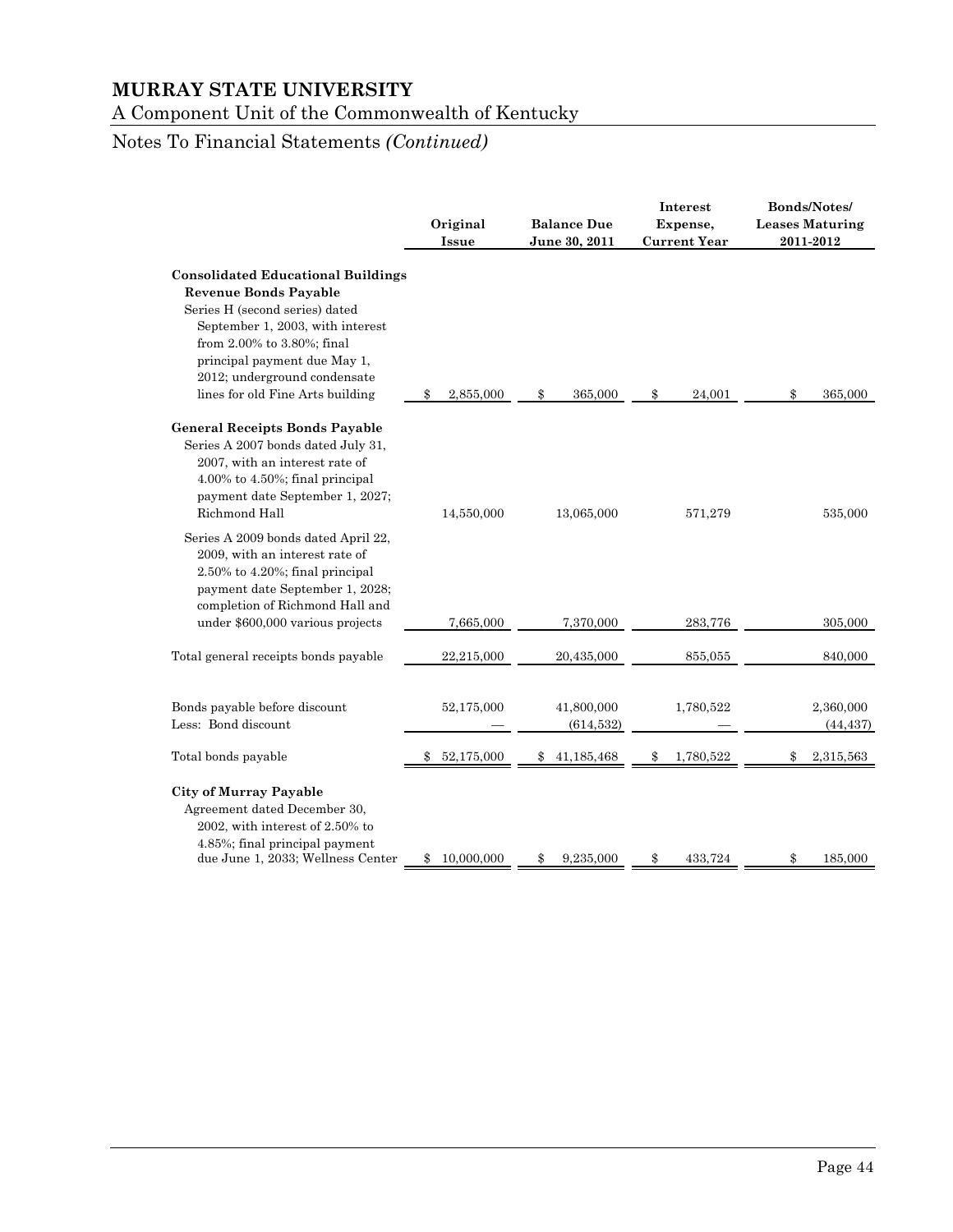# MURRAY STATE UNIVERSITY

A Component Unit of the Commonwealth of Kentucky

Notes To Financial Statements *(Continued)*

| | Original Issue | Balance Due June 30, 2011 | Interest Expense, Current Year | Bonds/Notes/ Leases Maturing 2011-2012 |
|---|---|---|---|---|
| **Consolidated Educational Buildings Revenue Bonds Payable** | | | | |
| Series H (second series) dated September 1, 2003, with interest from 2.00% to 3.80%; final principal payment due May 1, 2012; underground condensate lines for old Fine Arts building | $ 2,855,000 | $ 365,000 | $ 24,001 | $ 365,000 |
| **General Receipts Bonds Payable** | | | | |
| Series A 2007 bonds dated July 31, 2007, with an interest rate of 4.00% to 4.50%; final principal payment date September 1, 2027; Richmond Hall | 14,550,000 | 13,065,000 | 571,279 | 535,000 |
| Series A 2009 bonds dated April 22, 2009, with an interest rate of 2.50% to 4.20%; final principal payment date September 1, 2028; completion of Richmond Hall and under $600,000 various projects | 7,665,000 | 7,370,000 | 283,776 | 305,000 |
| Total general receipts bonds payable | 22,215,000 | 20,435,000 | 855,055 | 840,000 |
| Bonds payable before discount | 52,175,000 | 41,800,000 | 1,780,522 | 2,360,000 |
| Less: Bond discount | — | (614,532) | — | (44,437) |
| Total bonds payable | $ 52,175,000 | $ 41,185,468 | $ 1,780,522 | $ 2,315,563 |
| **City of Murray Payable** | | | | |
| Agreement dated December 30, 2002, with interest of 2.50% to 4.85%; final principal payment due June 1, 2033; Wellness Center | $ 10,000,000 | $ 9,235,000 | $ 433,724 | $ 185,000 |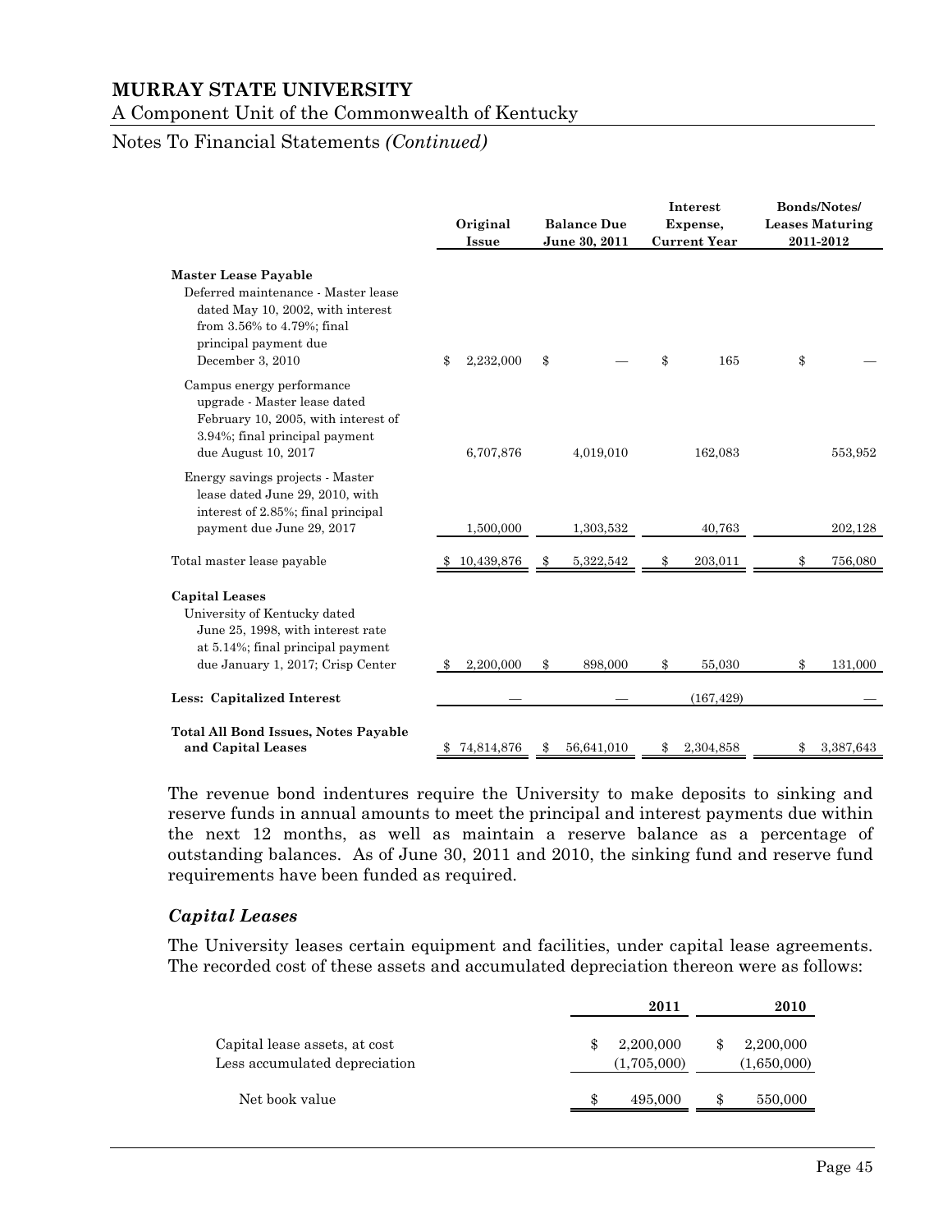| | Original Issue | Balance Due June 30, 2011 | Interest Expense, Current Year | Bonds/Notes/ Leases Maturing 2011-2012 |
|---|---|---|---|---|
| **Master Lease Payable** | | | | |
| Deferred maintenance - Master lease dated May 10, 2002, with interest from 3.56% to 4.79%; final principal payment due December 3, 2010 | $ 2,232,000 | $ — | $ 165 | $ — |
| Campus energy performance upgrade - Master lease dated February 10, 2005, with interest of 3.94%; final principal payment due August 10, 2017 | 6,707,876 | 4,019,010 | 162,083 | 553,952 |
| Energy savings projects - Master lease dated June 29, 2010, with interest of 2.85%; final principal payment due June 29, 2017 | 1,500,000 | 1,303,532 | 40,763 | 202,128 |
| Total master lease payable | $ 10,439,876 | $ 5,322,542 | $ 203,011 | $ 756,080 |
| **Capital Leases** | | | | |
| University of Kentucky dated June 25, 1998, with interest rate at 5.14%; final principal payment due January 1, 2017; Crisp Center | $ 2,200,000 | $ 898,000 | $ 55,030 | $ 131,000 |
| **Less: Capitalized Interest** | — | — | (167,429) | — |
| **Total All Bond Issues, Notes Payable and Capital Leases** | $ 74,814,876 | $ 56,641,010 | $ 2,304,858 | $ 3,387,643 |

The revenue bond indentures require the University to make deposits to sinking and reserve funds in annual amounts to meet the principal and interest payments due within the next 12 months, as well as maintain a reserve balance as a percentage of outstanding balances. As of June 30, 2011 and 2010, the sinking fund and reserve fund requirements have been funded as required.

### *Capital Leases*

The University leases certain equipment and facilities, under capital lease agreements. The recorded cost of these assets and accumulated depreciation thereon were as follows:

| | 2011 | 2010 |
|---|---|---|
| Capital lease assets, at cost | $ 2,200,000 | $ 2,200,000 |
| Less accumulated depreciation | (1,705,000) | (1,650,000) |
| Net book value | $ 495,000 | $ 550,000 |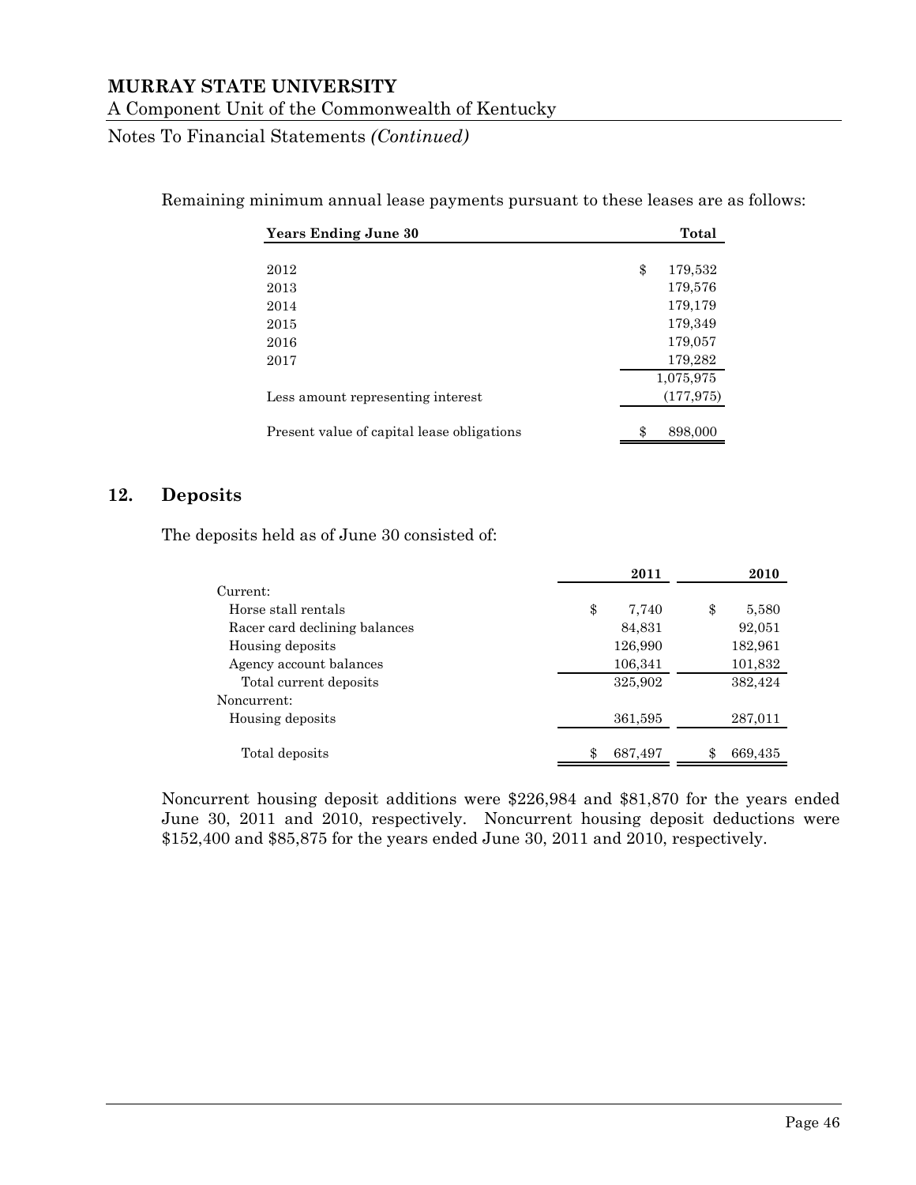Remaining minimum annual lease payments pursuant to these leases are as follows:

| Years Ending June 30 | Total |
|---|---|
| 2012 | $ 179,532 |
| 2013 | 179,576 |
| 2014 | 179,179 |
| 2015 | 179,349 |
| 2016 | 179,057 |
| 2017 | 179,282 |
| | 1,075,975 |
| Less amount representing interest | (177,975) |
| Present value of capital lease obligations | $ 898,000 |

## 12. Deposits

The deposits held as of June 30 consisted of:

| | 2011 | 2010 |
|---|---|---|
| Current: | | |
| Horse stall rentals | $ 7,740 | $ 5,580 |
| Racer card declining balances | 84,831 | 92,051 |
| Housing deposits | 126,990 | 182,961 |
| Agency account balances | 106,341 | 101,832 |
| Total current deposits | 325,902 | 382,424 |
| Noncurrent: | | |
| Housing deposits | 361,595 | 287,011 |
| Total deposits | $ 687,497 | $ 669,435 |

Noncurrent housing deposit additions were $226,984 and $81,870 for the years ended June 30, 2011 and 2010, respectively. Noncurrent housing deposit deductions were $152,400 and $85,875 for the years ended June 30, 2011 and 2010, respectively.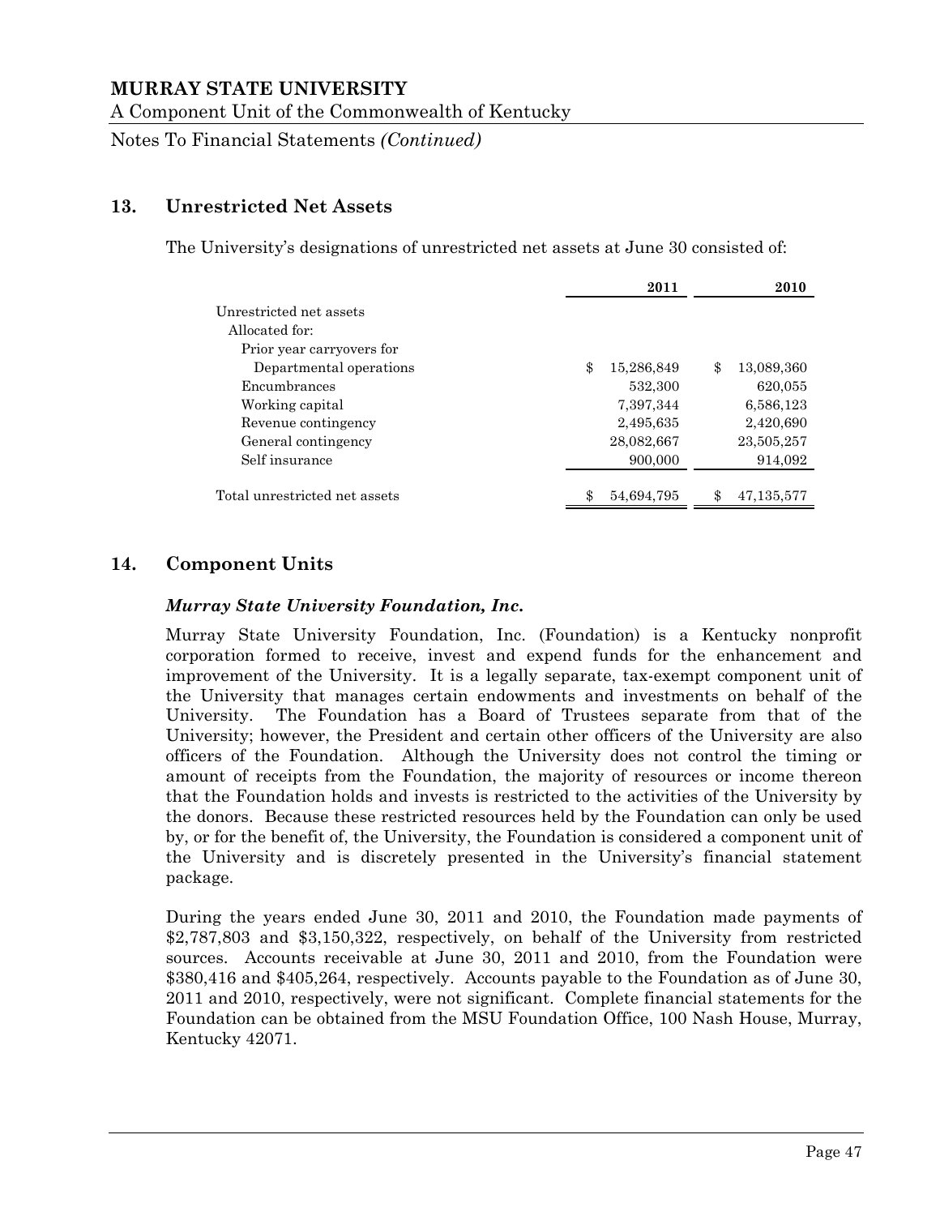## 13. Unrestricted Net Assets

The University's designations of unrestricted net assets at June 30 consisted of:

| | 2011 | 2010 |
|---|---|---|
| Unrestricted net assets | | |
| Allocated for: | | |
| Prior year carryovers for | | |
| Departmental operations | $ 15,286,849 | $ 13,089,360 |
| Encumbrances | 532,300 | 620,055 |
| Working capital | 7,397,344 | 6,586,123 |
| Revenue contingency | 2,495,635 | 2,420,690 |
| General contingency | 28,082,667 | 23,505,257 |
| Self insurance | 900,000 | 914,092 |
| Total unrestricted net assets | $ 54,694,795 | $ 47,135,577 |

## 14. Component Units

### *Murray State University Foundation, Inc.*

Murray State University Foundation, Inc. (Foundation) is a Kentucky nonprofit corporation formed to receive, invest and expend funds for the enhancement and improvement of the University. It is a legally separate, tax-exempt component unit of the University that manages certain endowments and investments on behalf of the University. The Foundation has a Board of Trustees separate from that of the University; however, the President and certain other officers of the University are also officers of the Foundation. Although the University does not control the timing or amount of receipts from the Foundation, the majority of resources or income thereon that the Foundation holds and invests is restricted to the activities of the University by the donors. Because these restricted resources held by the Foundation can only be used by, or for the benefit of, the University, the Foundation is considered a component unit of the University and is discretely presented in the University's financial statement package.

During the years ended June 30, 2011 and 2010, the Foundation made payments of $2,787,803 and $3,150,322, respectively, on behalf of the University from restricted sources. Accounts receivable at June 30, 2011 and 2010, from the Foundation were $380,416 and $405,264, respectively. Accounts payable to the Foundation as of June 30, 2011 and 2010, respectively, were not significant. Complete financial statements for the Foundation can be obtained from the MSU Foundation Office, 100 Nash House, Murray, Kentucky 42071.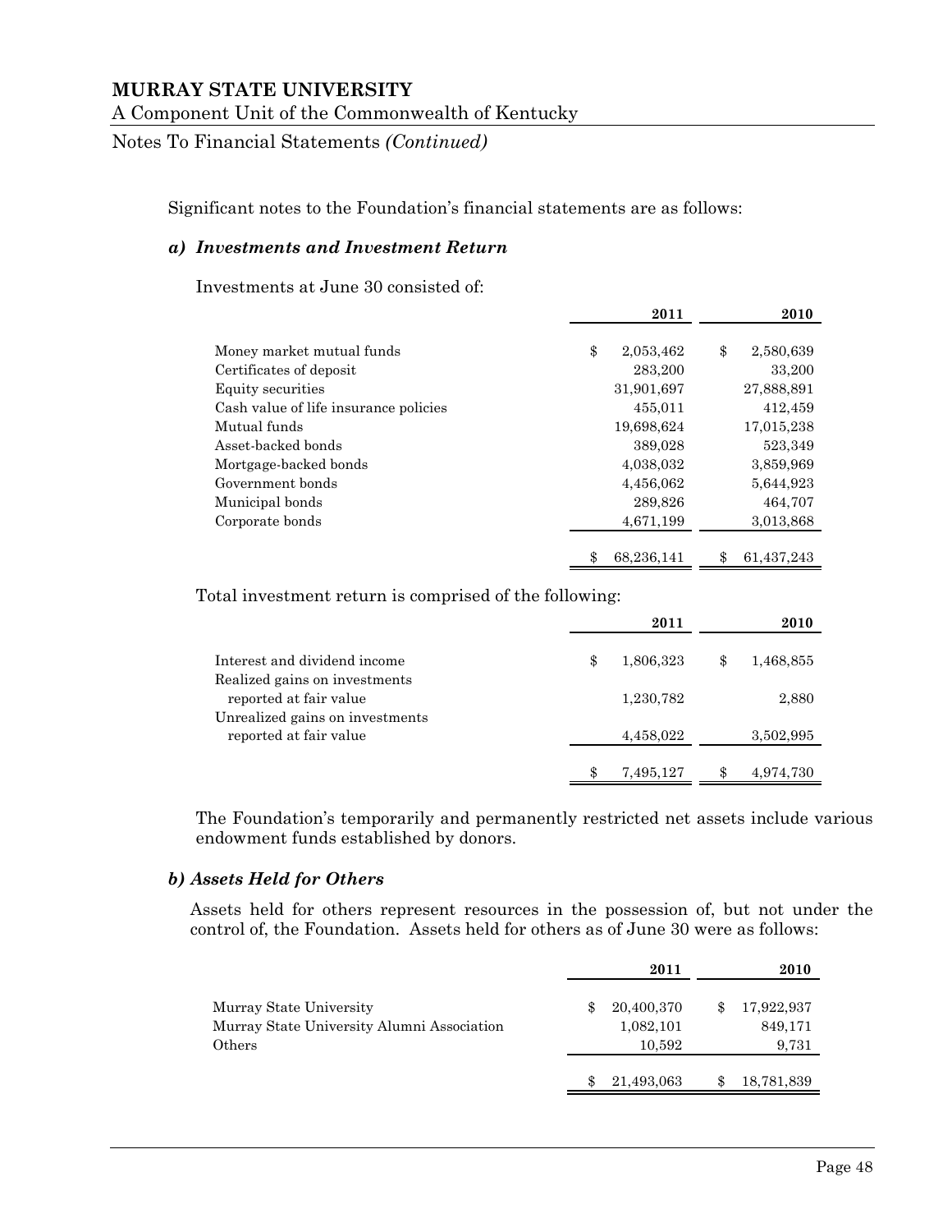Significant notes to the Foundation's financial statements are as follows:

### *a) Investments and Investment Return*

Investments at June 30 consisted of:

| | 2011 | 2010 |
|---|---|---|
| Money market mutual funds | $ 2,053,462 | $ 2,580,639 |
| Certificates of deposit | 283,200 | 33,200 |
| Equity securities | 31,901,697 | 27,888,891 |
| Cash value of life insurance policies | 455,011 | 412,459 |
| Mutual funds | 19,698,624 | 17,015,238 |
| Asset-backed bonds | 389,028 | 523,349 |
| Mortgage-backed bonds | 4,038,032 | 3,859,969 |
| Government bonds | 4,456,062 | 5,644,923 |
| Municipal bonds | 289,826 | 464,707 |
| Corporate bonds | 4,671,199 | 3,013,868 |
| | $ 68,236,141 | $ 61,437,243 |

Total investment return is comprised of the following:

| | 2011 | 2010 |
|---|---|---|
| Interest and dividend income | $ 1,806,323 | $ 1,468,855 |
| Realized gains on investments reported at fair value | 1,230,782 | 2,880 |
| Unrealized gains on investments reported at fair value | 4,458,022 | 3,502,995 |
| | $ 7,495,127 | $ 4,974,730 |

The Foundation's temporarily and permanently restricted net assets include various endowment funds established by donors.

### *b) Assets Held for Others*

Assets held for others represent resources in the possession of, but not under the control of, the Foundation. Assets held for others as of June 30 were as follows:

| | 2011 | 2010 |
|---|---|---|
| Murray State University | $ 20,400,370 | $ 17,922,937 |
| Murray State University Alumni Association | 1,082,101 | 849,171 |
| Others | 10,592 | 9,731 |
| | $ 21,493,063 | $ 18,781,839 |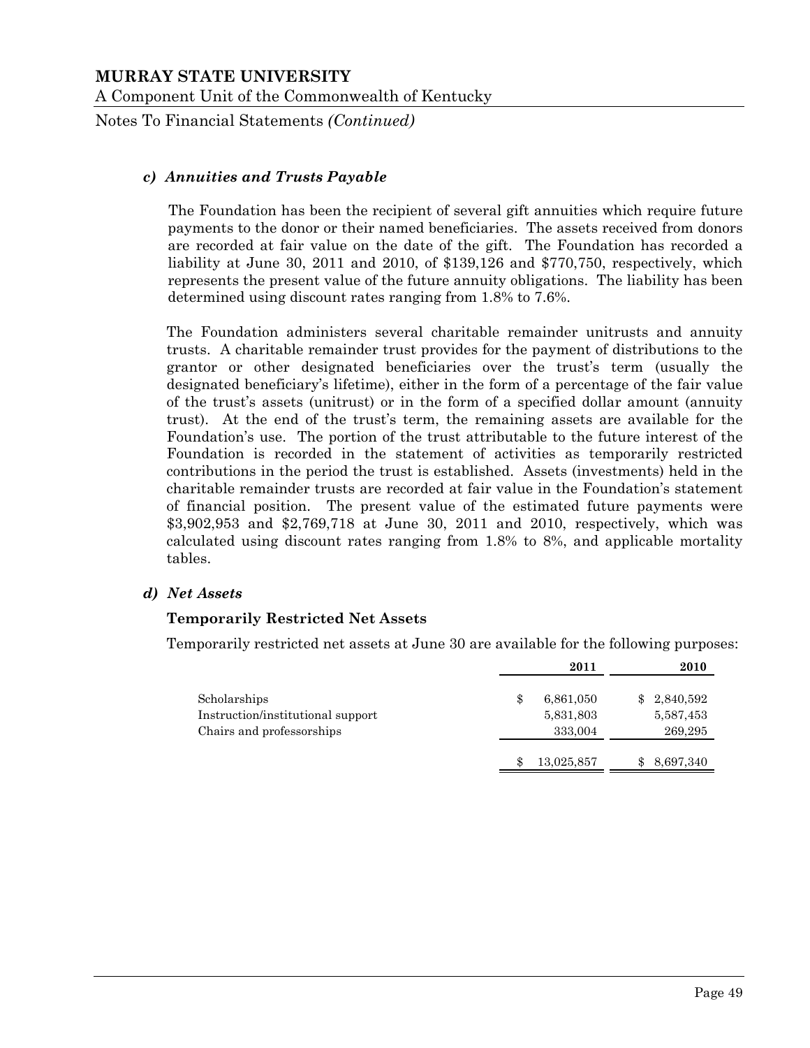### *c) Annuities and Trusts Payable*

The Foundation has been the recipient of several gift annuities which require future payments to the donor or their named beneficiaries. The assets received from donors are recorded at fair value on the date of the gift. The Foundation has recorded a liability at June 30, 2011 and 2010, of $139,126 and $770,750, respectively, which represents the present value of the future annuity obligations. The liability has been determined using discount rates ranging from 1.8% to 7.6%.

The Foundation administers several charitable remainder unitrusts and annuity trusts. A charitable remainder trust provides for the payment of distributions to the grantor or other designated beneficiaries over the trust's term (usually the designated beneficiary's lifetime), either in the form of a percentage of the fair value of the trust's assets (unitrust) or in the form of a specified dollar amount (annuity trust). At the end of the trust's term, the remaining assets are available for the Foundation's use. The portion of the trust attributable to the future interest of the Foundation is recorded in the statement of activities as temporarily restricted contributions in the period the trust is established. Assets (investments) held in the charitable remainder trusts are recorded at fair value in the Foundation's statement of financial position. The present value of the estimated future payments were $3,902,953 and $2,769,718 at June 30, 2011 and 2010, respectively, which was calculated using discount rates ranging from 1.8% to 8%, and applicable mortality tables.

### *d) Net Assets*

**Temporarily Restricted Net Assets**

Temporarily restricted net assets at June 30 are available for the following purposes:

| | 2011 | 2010 |
|---|---|---|
| Scholarships | $ 6,861,050 | $ 2,840,592 |
| Instruction/institutional support | 5,831,803 | 5,587,453 |
| Chairs and professorships | 333,004 | 269,295 |
| | $ 13,025,857 | $ 8,697,340 |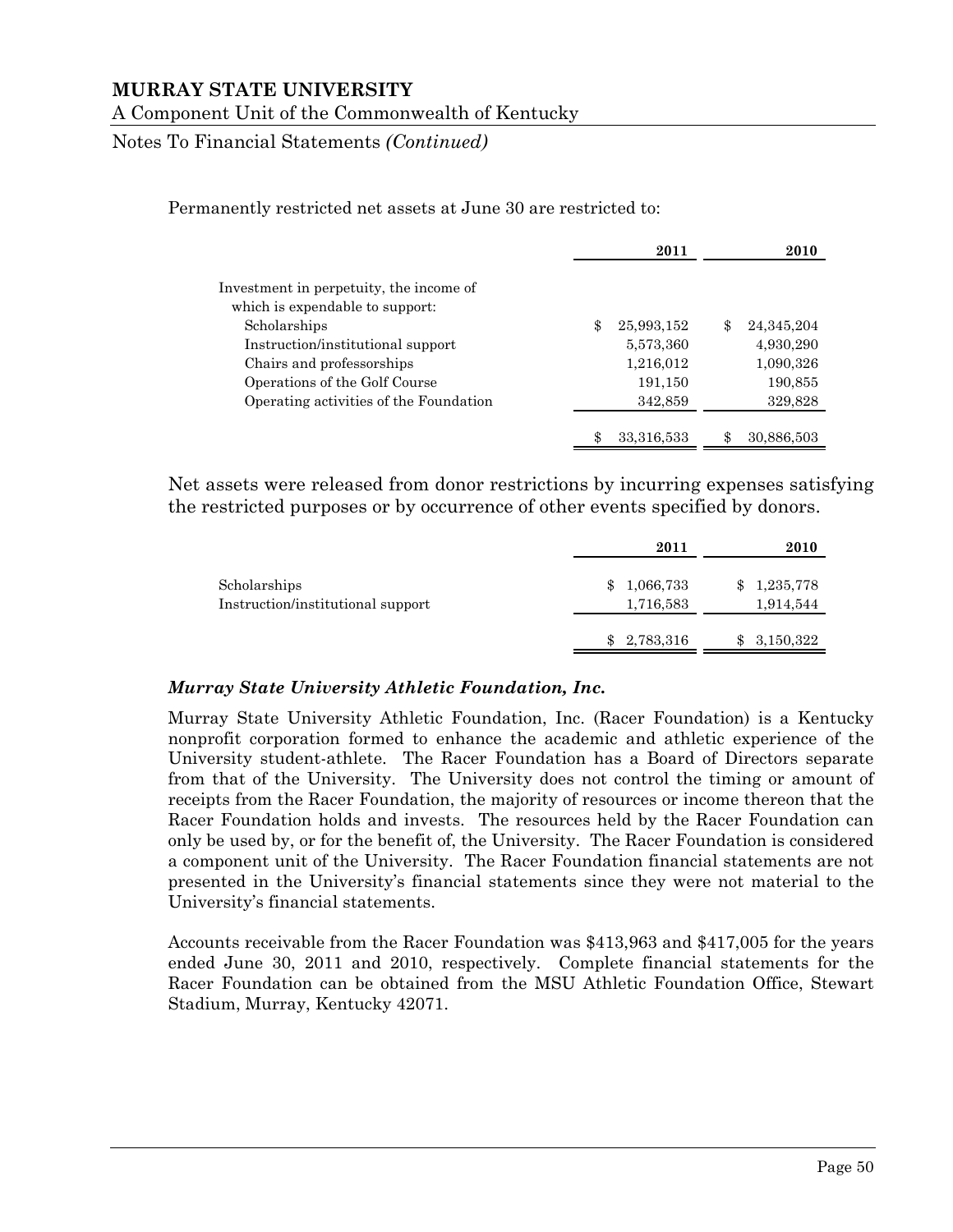Permanently restricted net assets at June 30 are restricted to:

| | 2011 | 2010 |
|---|---|---|
| Investment in perpetuity, the income of which is expendable to support: | | |
| Scholarships | $ 25,993,152 | $ 24,345,204 |
| Instruction/institutional support | 5,573,360 | 4,930,290 |
| Chairs and professorships | 1,216,012 | 1,090,326 |
| Operations of the Golf Course | 191,150 | 190,855 |
| Operating activities of the Foundation | 342,859 | 329,828 |
| | $ 33,316,533 | $ 30,886,503 |

Net assets were released from donor restrictions by incurring expenses satisfying the restricted purposes or by occurrence of other events specified by donors.

| | 2011 | 2010 |
|---|---|---|
| Scholarships | $ 1,066,733 | $ 1,235,778 |
| Instruction/institutional support | 1,716,583 | 1,914,544 |
| | $ 2,783,316 | $ 3,150,322 |

### *Murray State University Athletic Foundation, Inc.*

Murray State University Athletic Foundation, Inc. (Racer Foundation) is a Kentucky nonprofit corporation formed to enhance the academic and athletic experience of the University student-athlete. The Racer Foundation has a Board of Directors separate from that of the University. The University does not control the timing or amount of receipts from the Racer Foundation, the majority of resources or income thereon that the Racer Foundation holds and invests. The resources held by the Racer Foundation can only be used by, or for the benefit of, the University. The Racer Foundation is considered a component unit of the University. The Racer Foundation financial statements are not presented in the University's financial statements since they were not material to the University's financial statements.

Accounts receivable from the Racer Foundation was $413,963 and $417,005 for the years ended June 30, 2011 and 2010, respectively. Complete financial statements for the Racer Foundation can be obtained from the MSU Athletic Foundation Office, Stewart Stadium, Murray, Kentucky 42071.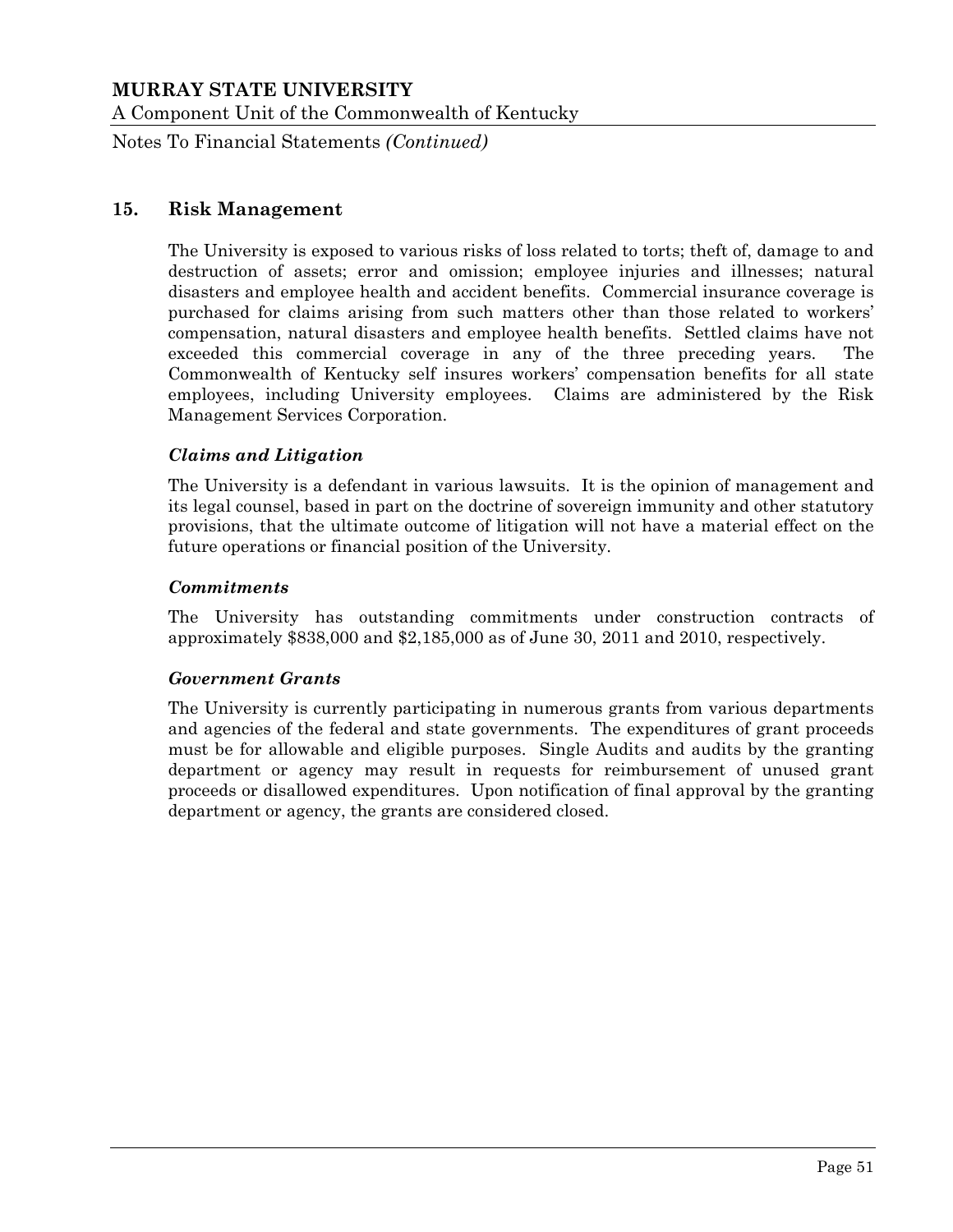## 15. Risk Management

The University is exposed to various risks of loss related to torts; theft of, damage to and destruction of assets; error and omission; employee injuries and illnesses; natural disasters and employee health and accident benefits. Commercial insurance coverage is purchased for claims arising from such matters other than those related to workers' compensation, natural disasters and employee health benefits. Settled claims have not exceeded this commercial coverage in any of the three preceding years. The Commonwealth of Kentucky self insures workers' compensation benefits for all state employees, including University employees. Claims are administered by the Risk Management Services Corporation.

### *Claims and Litigation*

The University is a defendant in various lawsuits. It is the opinion of management and its legal counsel, based in part on the doctrine of sovereign immunity and other statutory provisions, that the ultimate outcome of litigation will not have a material effect on the future operations or financial position of the University.

### *Commitments*

The University has outstanding commitments under construction contracts of approximately $838,000 and $2,185,000 as of June 30, 2011 and 2010, respectively.

### *Government Grants*

The University is currently participating in numerous grants from various departments and agencies of the federal and state governments. The expenditures of grant proceeds must be for allowable and eligible purposes. Single Audits and audits by the granting department or agency may result in requests for reimbursement of unused grant proceeds or disallowed expenditures. Upon notification of final approval by the granting department or agency, the grants are considered closed.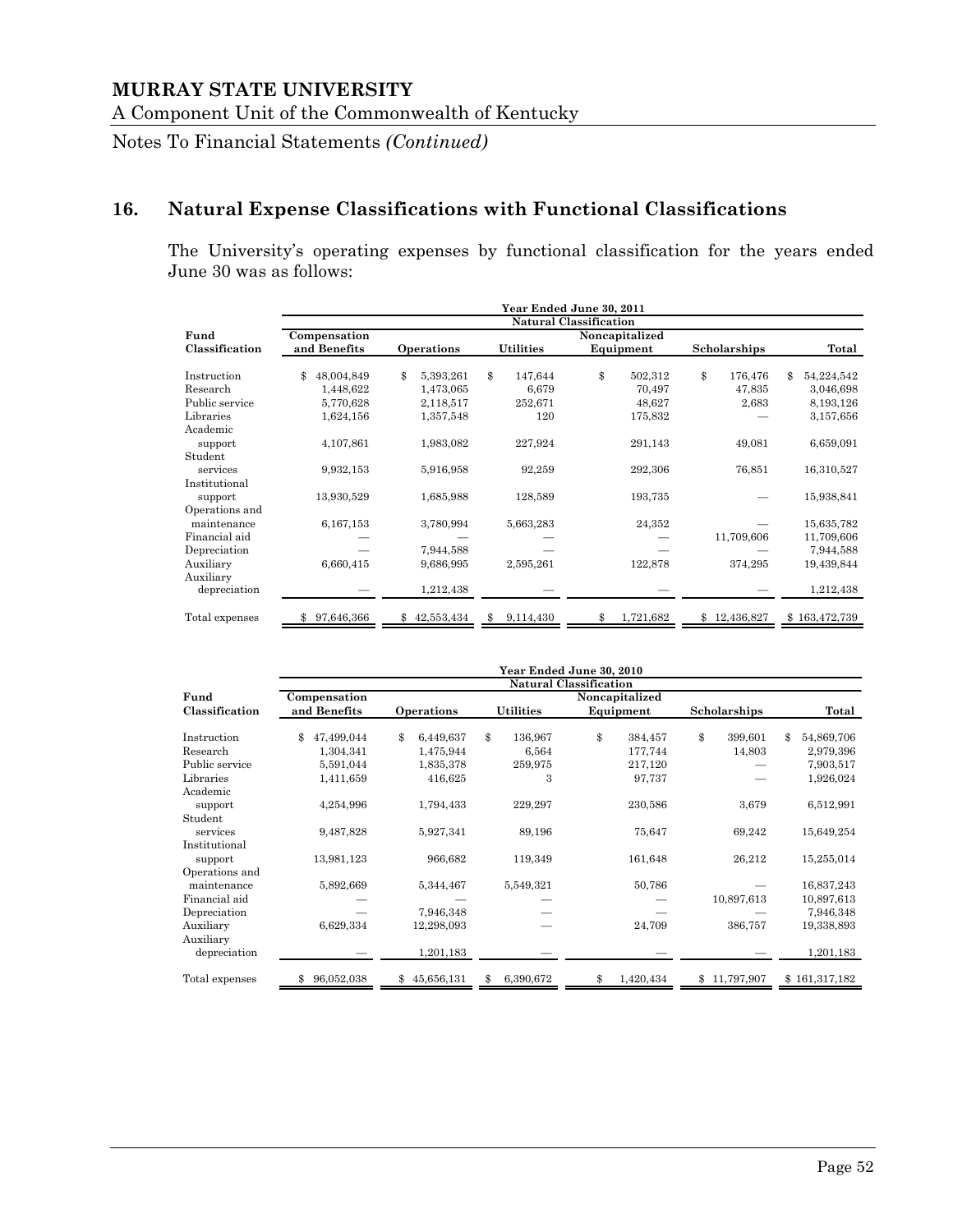# MURRAY STATE UNIVERSITY

A Component Unit of the Commonwealth of Kentucky

Notes To Financial Statements *(Continued)*

## 16. Natural Expense Classifications with Functional Classifications

The University's operating expenses by functional classification for the years ended June 30 was as follows:

| | Year Ended June 30, 2011 | | | | | |
|---|---|---|---|---|---|---|
| | Natural Classification | | | | | |
| **Fund Classification** | **Compensation and Benefits** | **Operations** | **Utilities** | **Noncapitalized Equipment** | **Scholarships** | **Total** |
| Instruction | $ 48,004,849 | $ 5,393,261 | $ 147,644 | $ 502,312 | $ 176,476 | $ 54,224,542 |
| Research | 1,448,622 | 1,473,065 | 6,679 | 70,497 | 47,835 | 3,046,698 |
| Public service | 5,770,628 | 2,118,517 | 252,671 | 48,627 | 2,683 | 8,193,126 |
| Libraries | 1,624,156 | 1,357,548 | 120 | 175,832 | — | 3,157,656 |
| Academic support | 4,107,861 | 1,983,082 | 227,924 | 291,143 | 49,081 | 6,659,091 |
| Student services | 9,932,153 | 5,916,958 | 92,259 | 292,306 | 76,851 | 16,310,527 |
| Institutional support | 13,930,529 | 1,685,988 | 128,589 | 193,735 | — | 15,938,841 |
| Operations and maintenance | 6,167,153 | 3,780,994 | 5,663,283 | 24,352 | — | 15,635,782 |
| Financial aid | — | — | — | — | 11,709,606 | 11,709,606 |
| Depreciation | — | 7,944,588 | — | — | — | 7,944,588 |
| Auxiliary | 6,660,415 | 9,686,995 | 2,595,261 | 122,878 | 374,295 | 19,439,844 |
| Auxiliary depreciation | — | 1,212,438 | — | — | — | 1,212,438 |
| Total expenses | $ 97,646,366 | $ 42,553,434 | $ 9,114,430 | $ 1,721,682 | $ 12,436,827 | $ 163,472,739 |

| | Year Ended June 30, 2010 | | | | | |
|---|---|---|---|---|---|---|
| | Natural Classification | | | | | |
| **Fund Classification** | **Compensation and Benefits** | **Operations** | **Utilities** | **Noncapitalized Equipment** | **Scholarships** | **Total** |
| Instruction | $ 47,499,044 | $ 6,449,637 | $ 136,967 | $ 384,457 | $ 399,601 | $ 54,869,706 |
| Research | 1,304,341 | 1,475,944 | 6,564 | 177,744 | 14,803 | 2,979,396 |
| Public service | 5,591,044 | 1,835,378 | 259,975 | 217,120 | — | 7,903,517 |
| Libraries | 1,411,659 | 416,625 | 3 | 97,737 | — | 1,926,024 |
| Academic support | 4,254,996 | 1,794,433 | 229,297 | 230,586 | 3,679 | 6,512,991 |
| Student services | 9,487,828 | 5,927,341 | 89,196 | 75,647 | 69,242 | 15,649,254 |
| Institutional support | 13,981,123 | 966,682 | 119,349 | 161,648 | 26,212 | 15,255,014 |
| Operations and maintenance | 5,892,669 | 5,344,467 | 5,549,321 | 50,786 | — | 16,837,243 |
| Financial aid | — | — | — | — | 10,897,613 | 10,897,613 |
| Depreciation | — | 7,946,348 | — | — | — | 7,946,348 |
| Auxiliary | 6,629,334 | 12,298,093 | — | 24,709 | 386,757 | 19,338,893 |
| Auxiliary depreciation | — | 1,201,183 | — | — | — | 1,201,183 |
| Total expenses | $ 96,052,038 | $ 45,656,131 | $ 6,390,672 | $ 1,420,434 | $ 11,797,907 | $ 161,317,182 |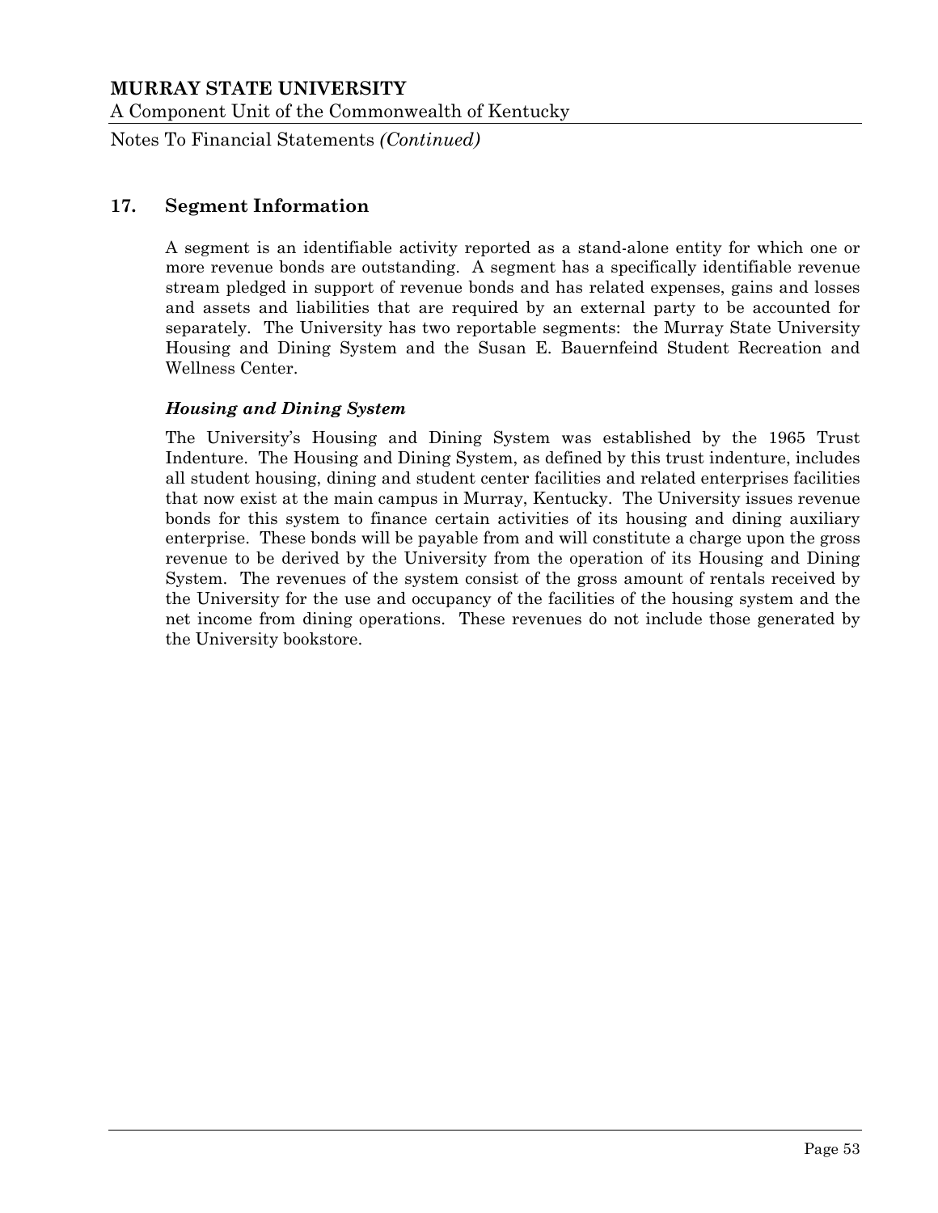## 17. Segment Information

A segment is an identifiable activity reported as a stand-alone entity for which one or more revenue bonds are outstanding. A segment has a specifically identifiable revenue stream pledged in support of revenue bonds and has related expenses, gains and losses and assets and liabilities that are required by an external party to be accounted for separately. The University has two reportable segments: the Murray State University Housing and Dining System and the Susan E. Bauernfeind Student Recreation and Wellness Center.

### *Housing and Dining System*

The University's Housing and Dining System was established by the 1965 Trust Indenture. The Housing and Dining System, as defined by this trust indenture, includes all student housing, dining and student center facilities and related enterprises facilities that now exist at the main campus in Murray, Kentucky. The University issues revenue bonds for this system to finance certain activities of its housing and dining auxiliary enterprise. These bonds will be payable from and will constitute a charge upon the gross revenue to be derived by the University from the operation of its Housing and Dining System. The revenues of the system consist of the gross amount of rentals received by the University for the use and occupancy of the facilities of the housing system and the net income from dining operations. These revenues do not include those generated by the University bookstore.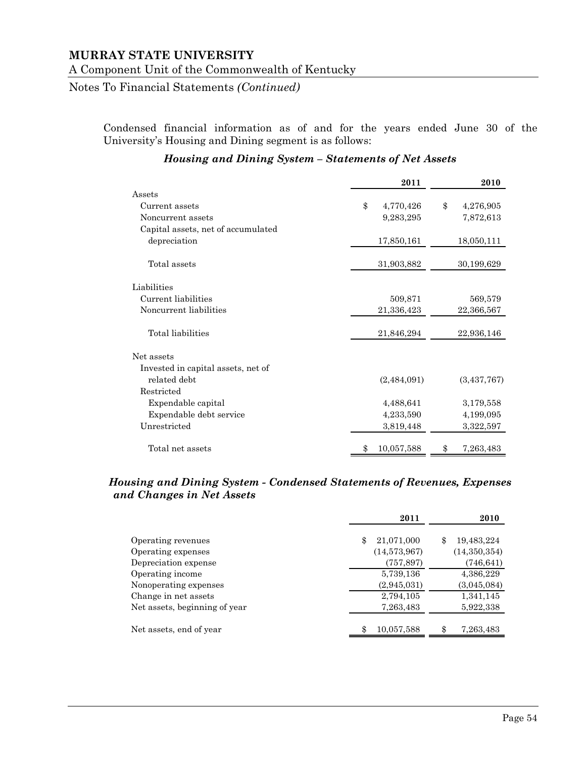Condensed financial information as of and for the years ended June 30 of the University's Housing and Dining segment is as follows:

### *Housing and Dining System – Statements of Net Assets*

| | 2011 | 2010 |
|---|---|---|
| Assets | | |
| Current assets | $ 4,770,426 | $ 4,276,905 |
| Noncurrent assets | 9,283,295 | 7,872,613 |
| Capital assets, net of accumulated depreciation | 17,850,161 | 18,050,111 |
| Total assets | 31,903,882 | 30,199,629 |
| Liabilities | | |
| Current liabilities | 509,871 | 569,579 |
| Noncurrent liabilities | 21,336,423 | 22,366,567 |
| Total liabilities | 21,846,294 | 22,936,146 |
| Net assets | | |
| Invested in capital assets, net of related debt | (2,484,091) | (3,437,767) |
| Restricted | | |
| Expendable capital | 4,488,641 | 3,179,558 |
| Expendable debt service | 4,233,590 | 4,199,095 |
| Unrestricted | 3,819,448 | 3,322,597 |
| Total net assets | $ 10,057,588 | $ 7,263,483 |

### *Housing and Dining System - Condensed Statements of Revenues, Expenses and Changes in Net Assets*

| | 2011 | 2010 |
|---|---|---|
| Operating revenues | $ 21,071,000 | $ 19,483,224 |
| Operating expenses | (14,573,967) | (14,350,354) |
| Depreciation expense | (757,897) | (746,641) |
| Operating income | 5,739,136 | 4,386,229 |
| Nonoperating expenses | (2,945,031) | (3,045,084) |
| Change in net assets | 2,794,105 | 1,341,145 |
| Net assets, beginning of year | 7,263,483 | 5,922,338 |
| Net assets, end of year | $ 10,057,588 | $ 7,263,483 |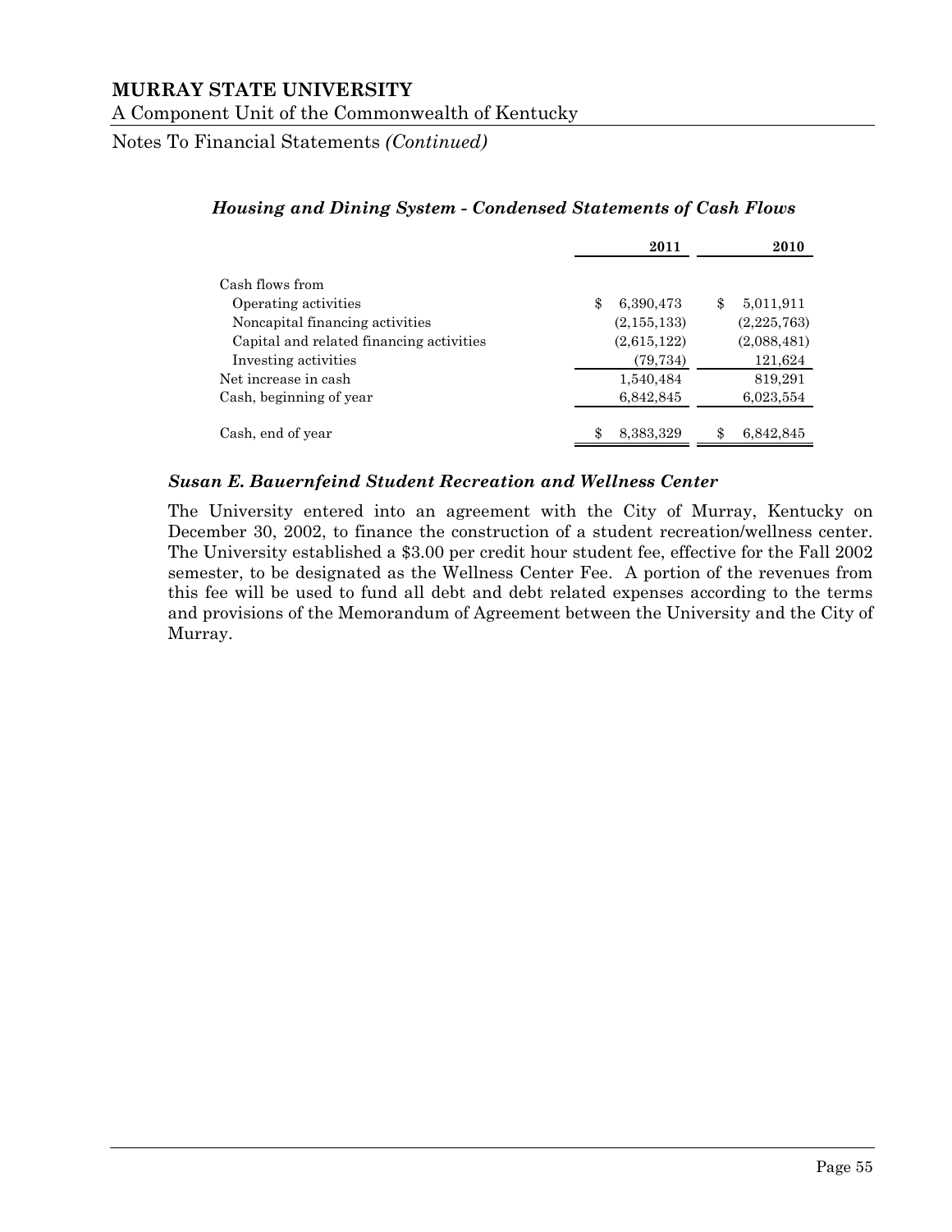### *Housing and Dining System - Condensed Statements of Cash Flows*

| | 2011 | 2010 |
|---|---|---|
| Cash flows from | | |
| Operating activities | $ 6,390,473 | $ 5,011,911 |
| Noncapital financing activities | (2,155,133) | (2,225,763) |
| Capital and related financing activities | (2,615,122) | (2,088,481) |
| Investing activities | (79,734) | 121,624 |
| Net increase in cash | 1,540,484 | 819,291 |
| Cash, beginning of year | 6,842,845 | 6,023,554 |
| Cash, end of year | $ 8,383,329 | $ 6,842,845 |

### *Susan E. Bauernfeind Student Recreation and Wellness Center*

The University entered into an agreement with the City of Murray, Kentucky on December 30, 2002, to finance the construction of a student recreation/wellness center. The University established a $3.00 per credit hour student fee, effective for the Fall 2002 semester, to be designated as the Wellness Center Fee. A portion of the revenues from this fee will be used to fund all debt and debt related expenses according to the terms and provisions of the Memorandum of Agreement between the University and the City of Murray.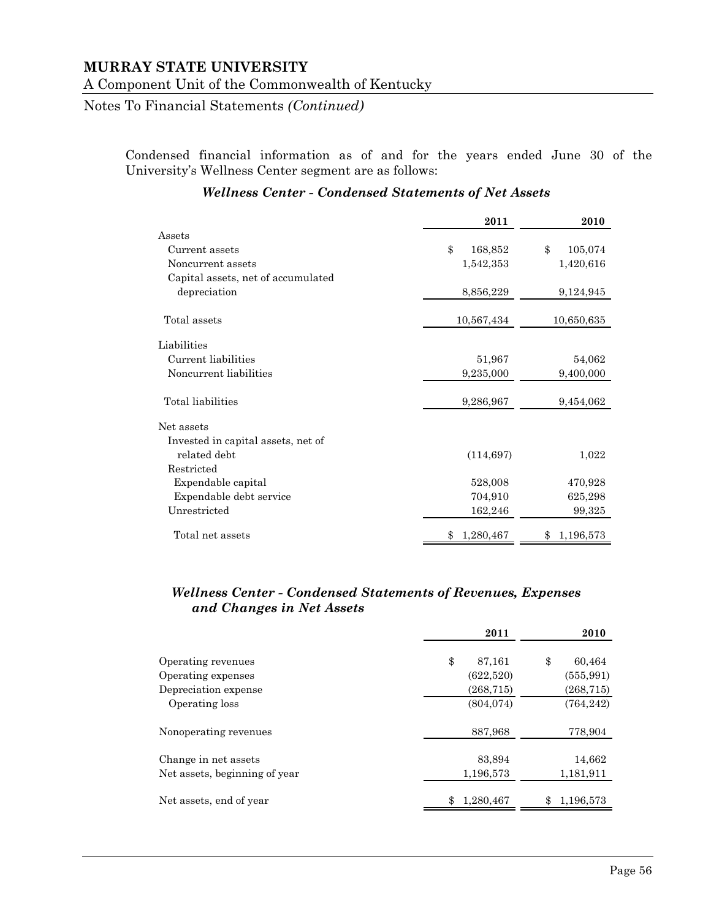Condensed financial information as of and for the years ended June 30 of the University's Wellness Center segment are as follows:

### *Wellness Center - Condensed Statements of Net Assets*

| | 2011 | 2010 |
|---|---|---|
| Assets | | |
| Current assets | $ 168,852 | $ 105,074 |
| Noncurrent assets | 1,542,353 | 1,420,616 |
| Capital assets, net of accumulated depreciation | 8,856,229 | 9,124,945 |
| Total assets | 10,567,434 | 10,650,635 |
| Liabilities | | |
| Current liabilities | 51,967 | 54,062 |
| Noncurrent liabilities | 9,235,000 | 9,400,000 |
| Total liabilities | 9,286,967 | 9,454,062 |
| Net assets | | |
| Invested in capital assets, net of related debt | (114,697) | 1,022 |
| Restricted | | |
| Expendable capital | 528,008 | 470,928 |
| Expendable debt service | 704,910 | 625,298 |
| Unrestricted | 162,246 | 99,325 |
| Total net assets | $ 1,280,467 | $ 1,196,573 |

### *Wellness Center - Condensed Statements of Revenues, Expenses and Changes in Net Assets*

| | 2011 | 2010 |
|---|---|---|
| Operating revenues | $ 87,161 | $ 60,464 |
| Operating expenses | (622,520) | (555,991) |
| Depreciation expense | (268,715) | (268,715) |
| Operating loss | (804,074) | (764,242) |
| Nonoperating revenues | 887,968 | 778,904 |
| Change in net assets | 83,894 | 14,662 |
| Net assets, beginning of year | 1,196,573 | 1,181,911 |
| Net assets, end of year | $ 1,280,467 | $ 1,196,573 |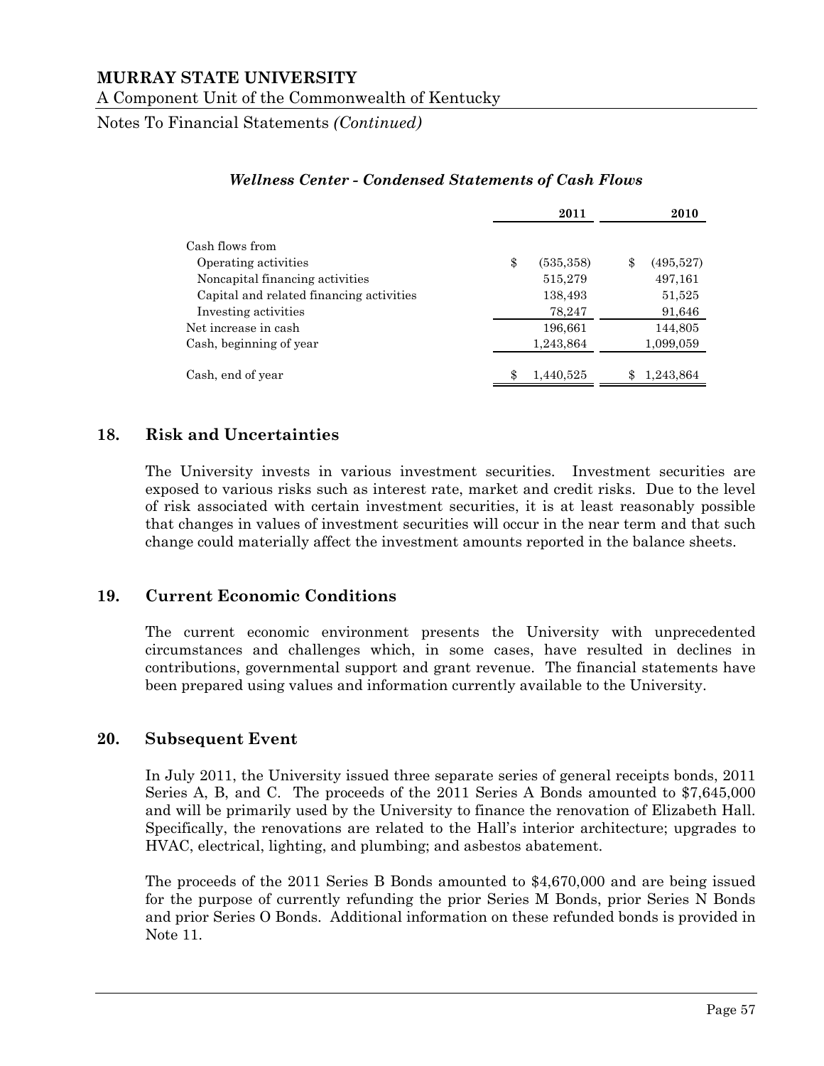*Wellness Center - Condensed Statements of Cash Flows*

| | 2011 | 2010 |
|---|---|---|
| Cash flows from | | |
| Operating activities | $ (535,358) | $ (495,527) |
| Noncapital financing activities | 515,279 | 497,161 |
| Capital and related financing activities | 138,493 | 51,525 |
| Investing activities | 78,247 | 91,646 |
| Net increase in cash | 196,661 | 144,805 |
| Cash, beginning of year | 1,243,864 | 1,099,059 |
| Cash, end of year | $ 1,440,525 | $ 1,243,864 |

## 18. Risk and Uncertainties

The University invests in various investment securities. Investment securities are exposed to various risks such as interest rate, market and credit risks. Due to the level of risk associated with certain investment securities, it is at least reasonably possible that changes in values of investment securities will occur in the near term and that such change could materially affect the investment amounts reported in the balance sheets.

## 19. Current Economic Conditions

The current economic environment presents the University with unprecedented circumstances and challenges which, in some cases, have resulted in declines in contributions, governmental support and grant revenue. The financial statements have been prepared using values and information currently available to the University.

## 20. Subsequent Event

In July 2011, the University issued three separate series of general receipts bonds, 2011 Series A, B, and C. The proceeds of the 2011 Series A Bonds amounted to $7,645,000 and will be primarily used by the University to finance the renovation of Elizabeth Hall. Specifically, the renovations are related to the Hall's interior architecture; upgrades to HVAC, electrical, lighting, and plumbing; and asbestos abatement.

The proceeds of the 2011 Series B Bonds amounted to $4,670,000 and are being issued for the purpose of currently refunding the prior Series M Bonds, prior Series N Bonds and prior Series O Bonds. Additional information on these refunded bonds is provided in Note 11.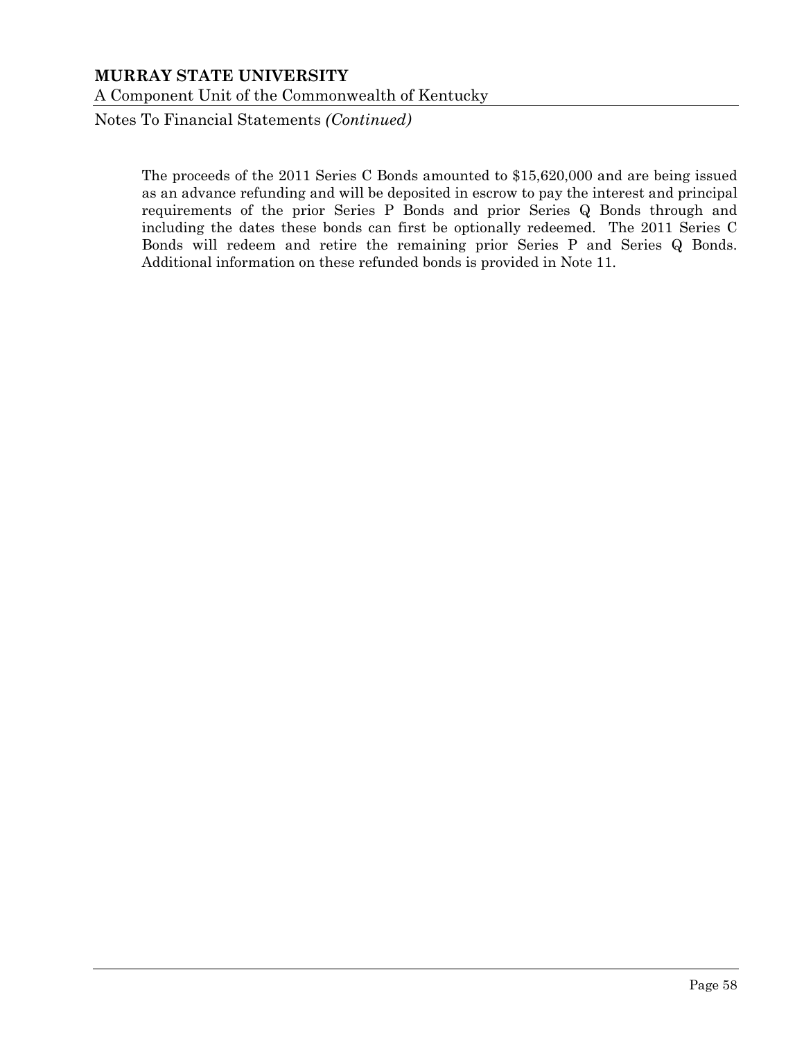The proceeds of the 2011 Series C Bonds amounted to $15,620,000 and are being issued as an advance refunding and will be deposited in escrow to pay the interest and principal requirements of the prior Series P Bonds and prior Series Q Bonds through and including the dates these bonds can first be optionally redeemed. The 2011 Series C Bonds will redeem and retire the remaining prior Series P and Series Q Bonds. Additional information on these refunded bonds is provided in Note 11.